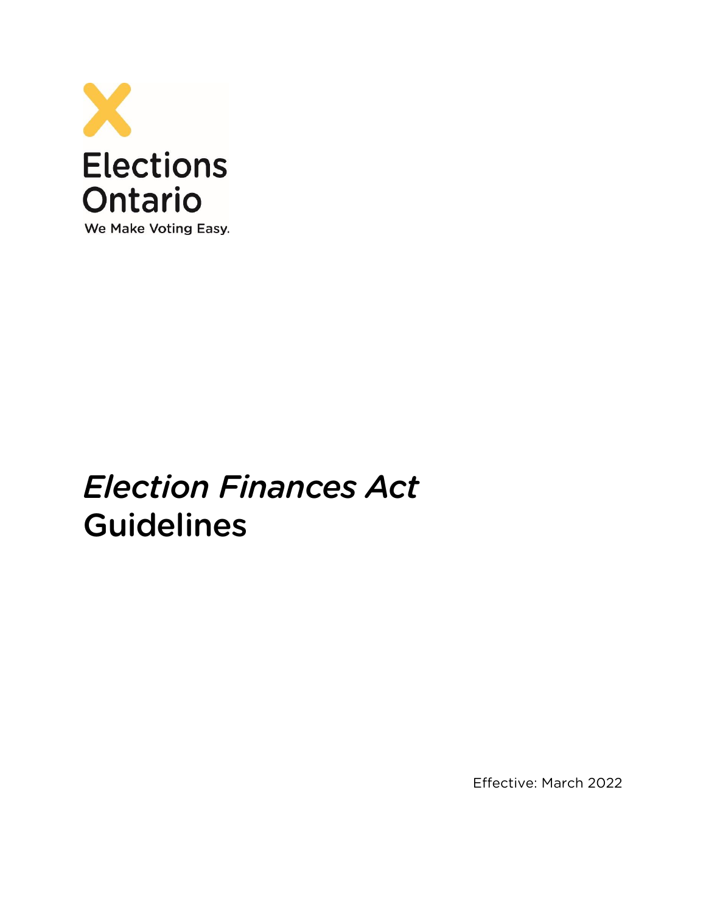Elections Ontario

We Make Voting Easy.

# *Election Finances Act* Guidelines

Effective: March 2022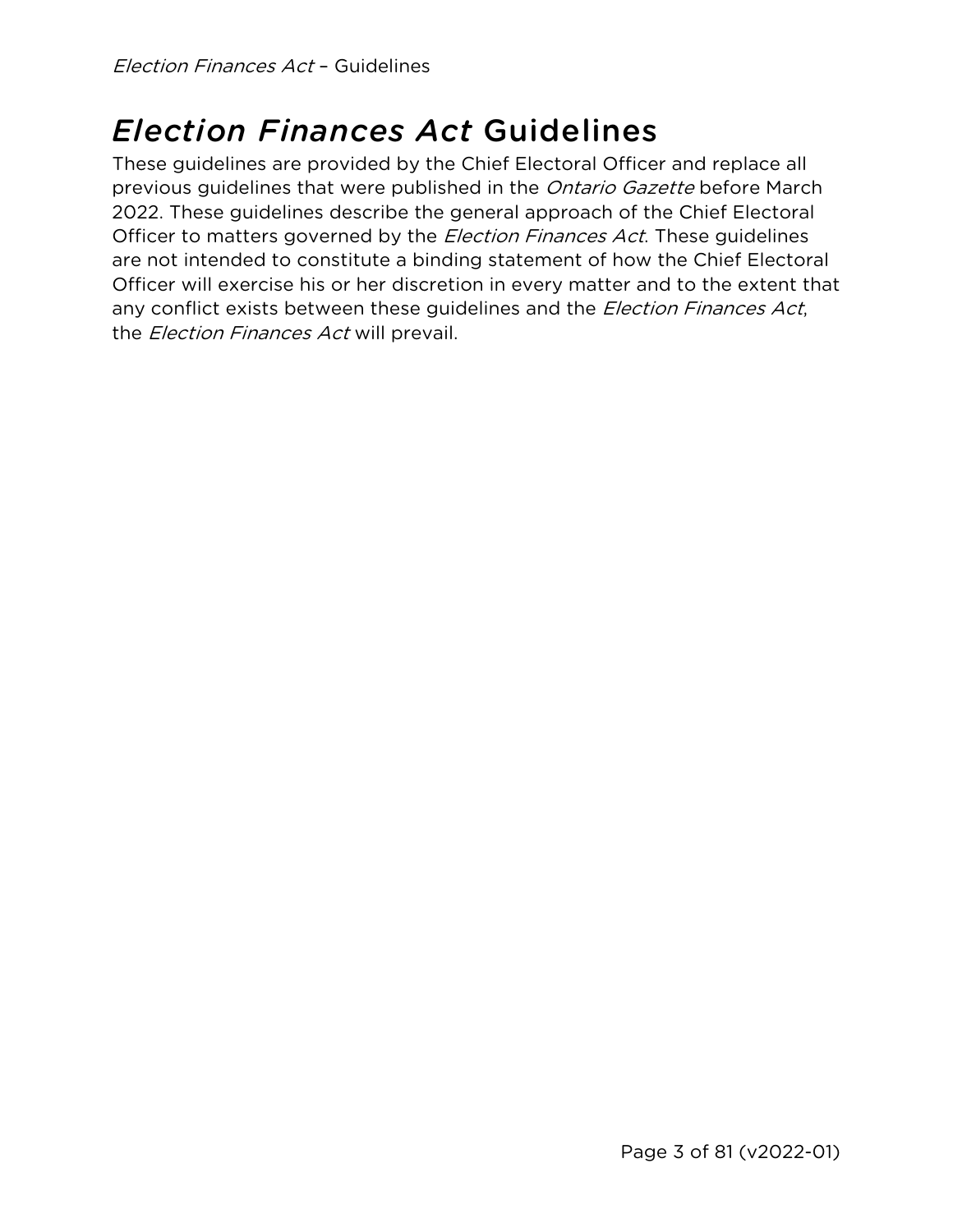# *Election Finances Act* Guidelines

These guidelines are provided by the Chief Electoral Officer and replace all previous guidelines that were published in the *Ontario Gazette* before March 2022. These guidelines describe the general approach of the Chief Electoral Officer to matters governed by the *Election Finances Act*. These guidelines are not intended to constitute a binding statement of how the Chief Electoral Officer will exercise his or her discretion in every matter and to the extent that any conflict exists between these guidelines and the *Election Finances Act*, the *Election Finances Act* will prevail.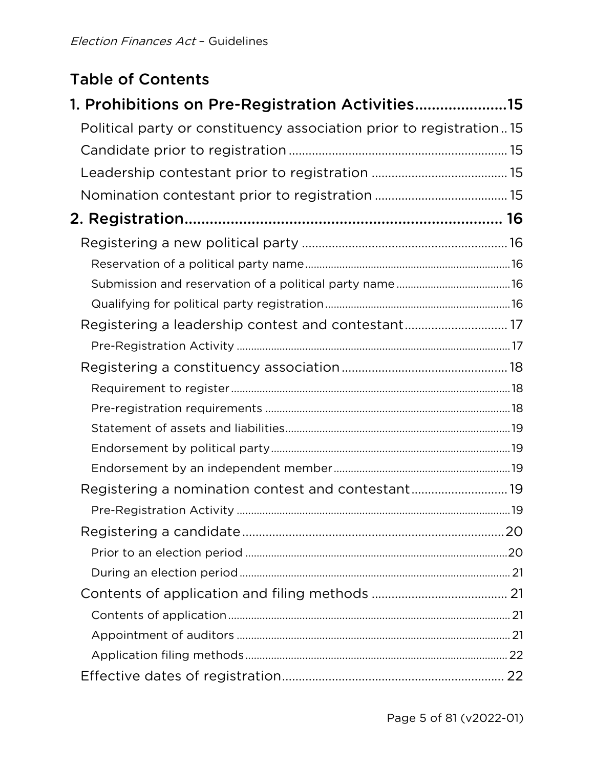## Table of Contents

1. Prohibitions on Pre-Registration Activities ...................... 15
   - Political party or constituency association prior to registration .. 15
   - Candidate prior to registration ................................................ 15
   - Leadership contestant prior to registration ........................................ 15
   - Nomination contestant prior to registration ....................................... 15
2. Registration ............................................................................ 16
   - Registering a new political party ............................................ 16
     - Reservation of a political party name ........................................ 16
     - Submission and reservation of a political party name ........................................ 16
     - Qualifying for political party registration ........................................ 16
   - Registering a leadership contest and contestant .............................. 17
     - Pre-Registration Activity ........................................ 17
   - Registering a constituency association ................................................ 18
     - Requirement to register ........................................ 18
     - Pre-registration requirements ........................................ 18
     - Statement of assets and liabilities ........................................ 19
     - Endorsement by political party ........................................ 19
     - Endorsement by an independent member ........................................ 19
   - Registering a nomination contest and contestant ............................ 19
     - Pre-Registration Activity ........................................ 19
   - Registering a candidate .............................................................. 20
     - Prior to an election period ........................................ 20
     - During an election period ........................................ 21
   - Contents of application and filing methods ........................................ 21
     - Contents of application ........................................ 21
     - Appointment of auditors ........................................ 21
     - Application filing methods ........................................ 22
   - Effective dates of registration ................................................ 22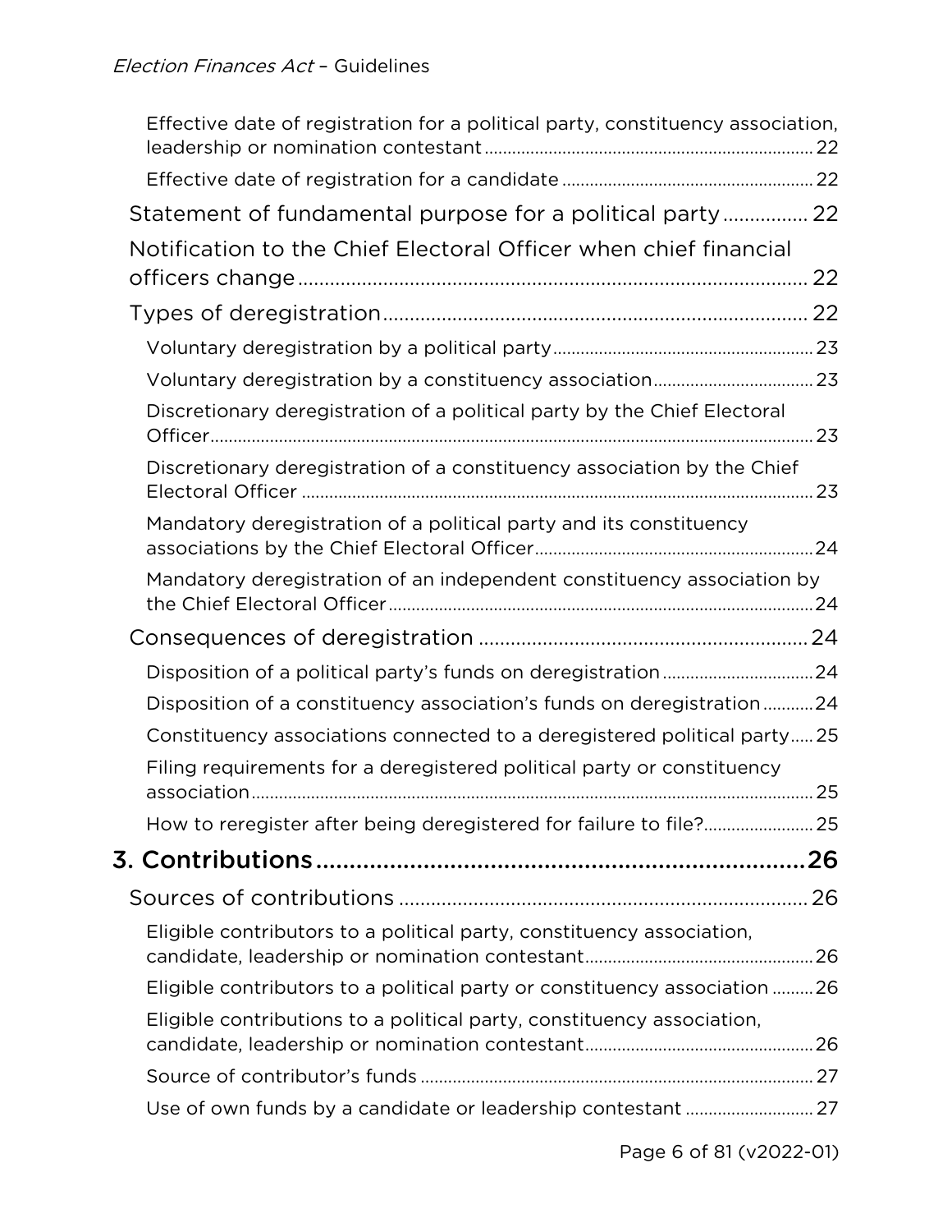- Effective date of registration for a political party, constituency association, leadership or nomination contestant ..... 22
- Effective date of registration for a candidate ..... 22

Statement of fundamental purpose for a political party ..... 22

Notification to the Chief Electoral Officer when chief financial officers change ..... 22

Types of deregistration ..... 22

- Voluntary deregistration by a political party ..... 23
- Voluntary deregistration by a constituency association ..... 23
- Discretionary deregistration of a political party by the Chief Electoral Officer ..... 23
- Discretionary deregistration of a constituency association by the Chief Electoral Officer ..... 23
- Mandatory deregistration of a political party and its constituency associations by the Chief Electoral Officer ..... 24
- Mandatory deregistration of an independent constituency association by the Chief Electoral Officer ..... 24

Consequences of deregistration ..... 24

- Disposition of a political party's funds on deregistration ..... 24
- Disposition of a constituency association's funds on deregistration ..... 24
- Constituency associations connected to a deregistered political party ..... 25
- Filing requirements for a deregistered political party or constituency association ..... 25
- How to reregister after being deregistered for failure to file? ..... 25

**3. Contributions ..... 26**

Sources of contributions ..... 26

- Eligible contributors to a political party, constituency association, candidate, leadership or nomination contestant ..... 26
- Eligible contributors to a political party or constituency association ..... 26
- Eligible contributions to a political party, constituency association, candidate, leadership or nomination contestant ..... 26
- Source of contributor's funds ..... 27
- Use of own funds by a candidate or leadership contestant ..... 27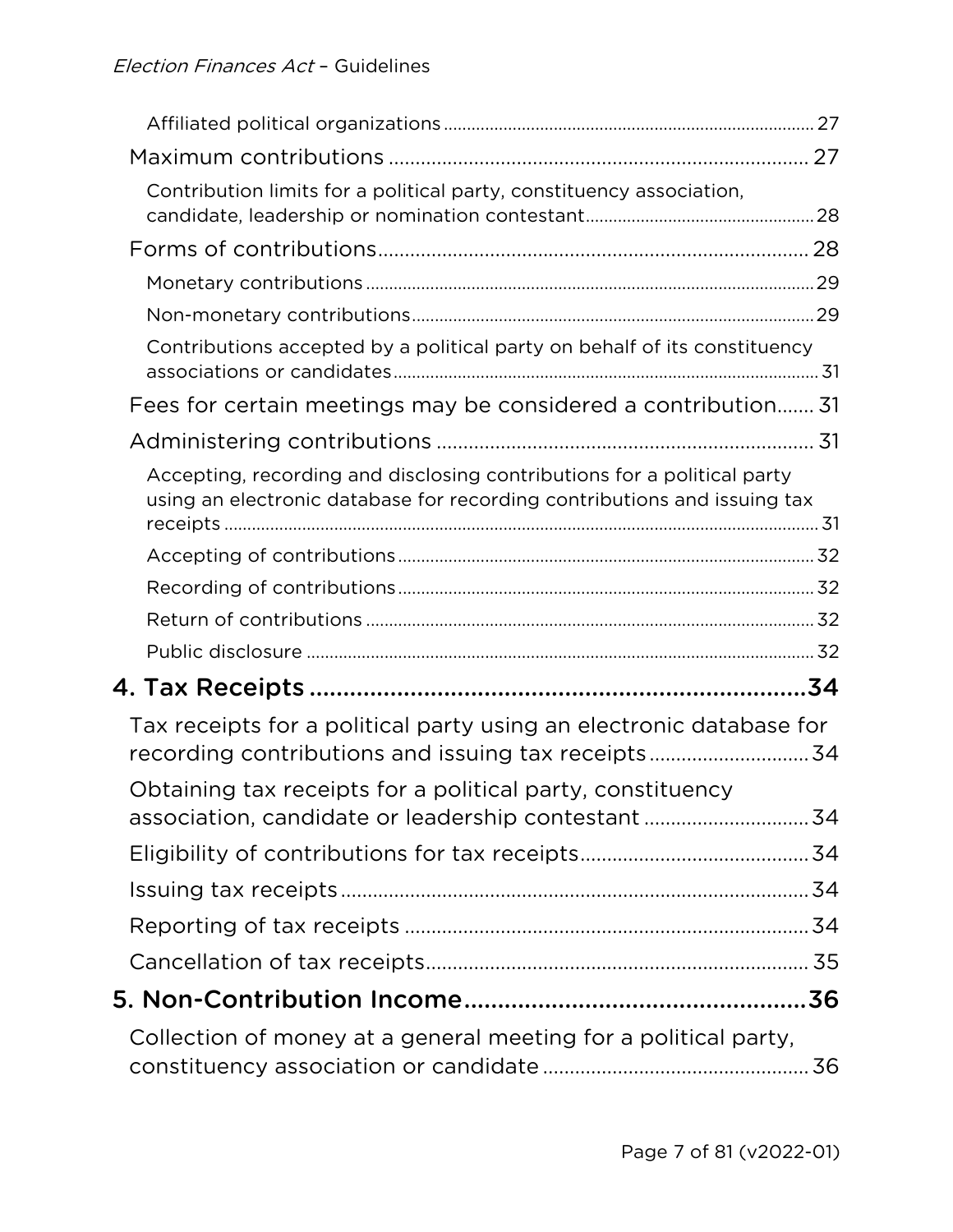Affiliated political organizations ............................................................................... 27

Maximum contributions ............................................................................ 27

Contribution limits for a political party, constituency association, candidate, leadership or nomination contestant................................................. 28

Forms of contributions.............................................................................. 28

Monetary contributions ................................................................................................ 29

Non-monetary contributions....................................................................................... 29

Contributions accepted by a political party on behalf of its constituency associations or candidates ........................................................................................... 31

Fees for certain meetings may be considered a contribution....... 31

Administering contributions ..................................................................... 31

Accepting, recording and disclosing contributions for a political party using an electronic database for recording contributions and issuing tax receipts ............................................................................................................................ 31

Accepting of contributions.......................................................................................... 32

Recording of contributions.......................................................................................... 32

Return of contributions ................................................................................................ 32

Public disclosure ............................................................................................................. 32

4. Tax Receipts ........................................................................34

Tax receipts for a political party using an electronic database for recording contributions and issuing tax receipts ............................. 34

Obtaining tax receipts for a political party, constituency association, candidate or leadership contestant ............................... 34

Eligibility of contributions for tax receipts.......................................... 34

Issuing tax receipts ...................................................................................... 34

Reporting of tax receipts ........................................................................... 34

Cancellation of tax receipts....................................................................... 35

5. Non-Contribution Income..................................................36

Collection of money at a general meeting for a political party, constituency association or candidate ................................................. 36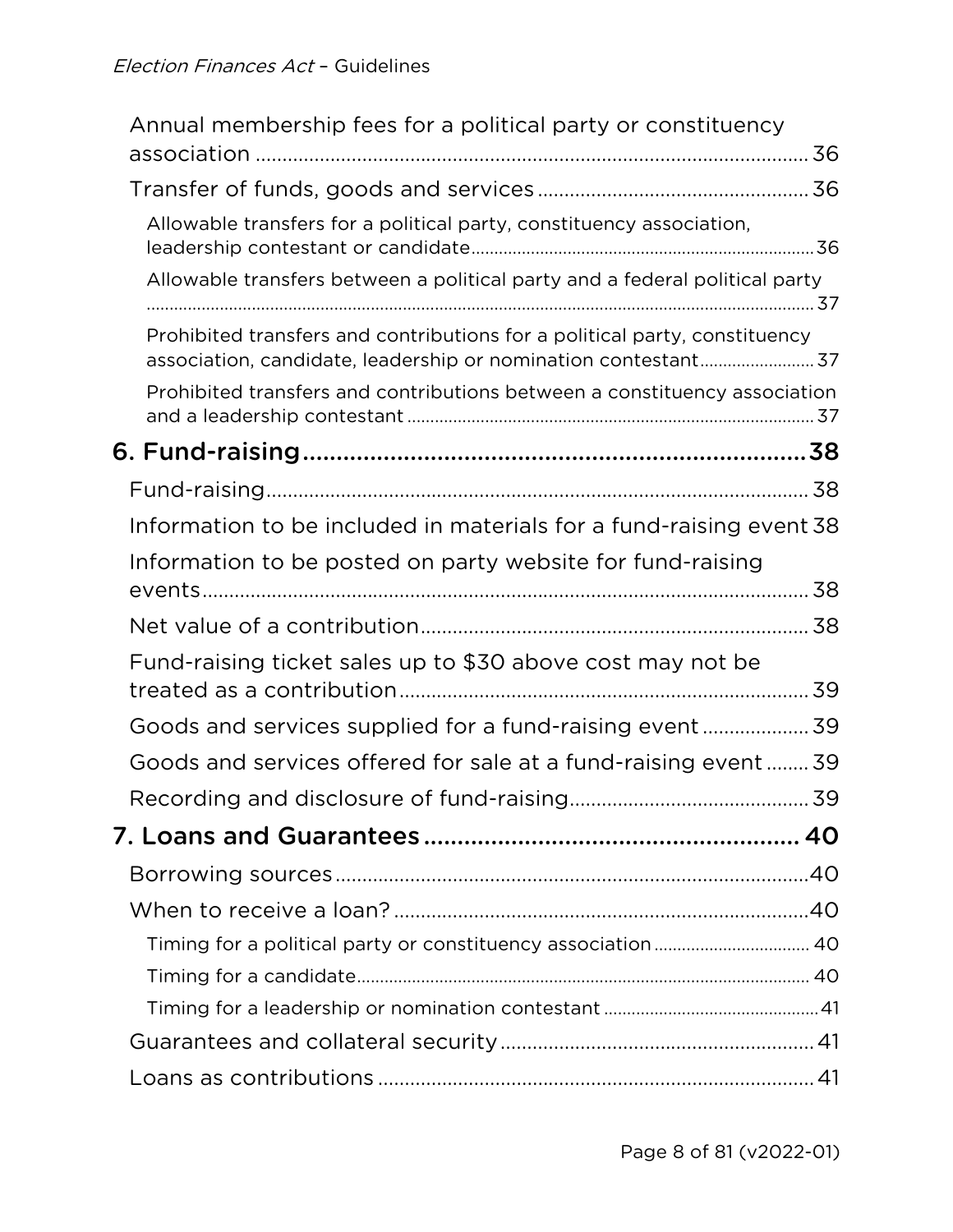Annual membership fees for a political party or constituency association ..... 36

Transfer of funds, goods and services ..... 36

Allowable transfers for a political party, constituency association, leadership contestant or candidate ..... 36

Allowable transfers between a political party and a federal political party ..... 37

Prohibited transfers and contributions for a political party, constituency association, candidate, leadership or nomination contestant ..... 37

Prohibited transfers and contributions between a constituency association and a leadership contestant ..... 37

**6. Fund-raising ..... 38**

Fund-raising ..... 38

Information to be included in materials for a fund-raising event ..... 38

Information to be posted on party website for fund-raising events ..... 38

Net value of a contribution ..... 38

Fund-raising ticket sales up to $30 above cost may not be treated as a contribution ..... 39

Goods and services supplied for a fund-raising event ..... 39

Goods and services offered for sale at a fund-raising event ..... 39

Recording and disclosure of fund-raising ..... 39

**7. Loans and Guarantees ..... 40**

Borrowing sources ..... 40

When to receive a loan? ..... 40

Timing for a political party or constituency association ..... 40

Timing for a candidate ..... 40

Timing for a leadership or nomination contestant ..... 41

Guarantees and collateral security ..... 41

Loans as contributions ..... 41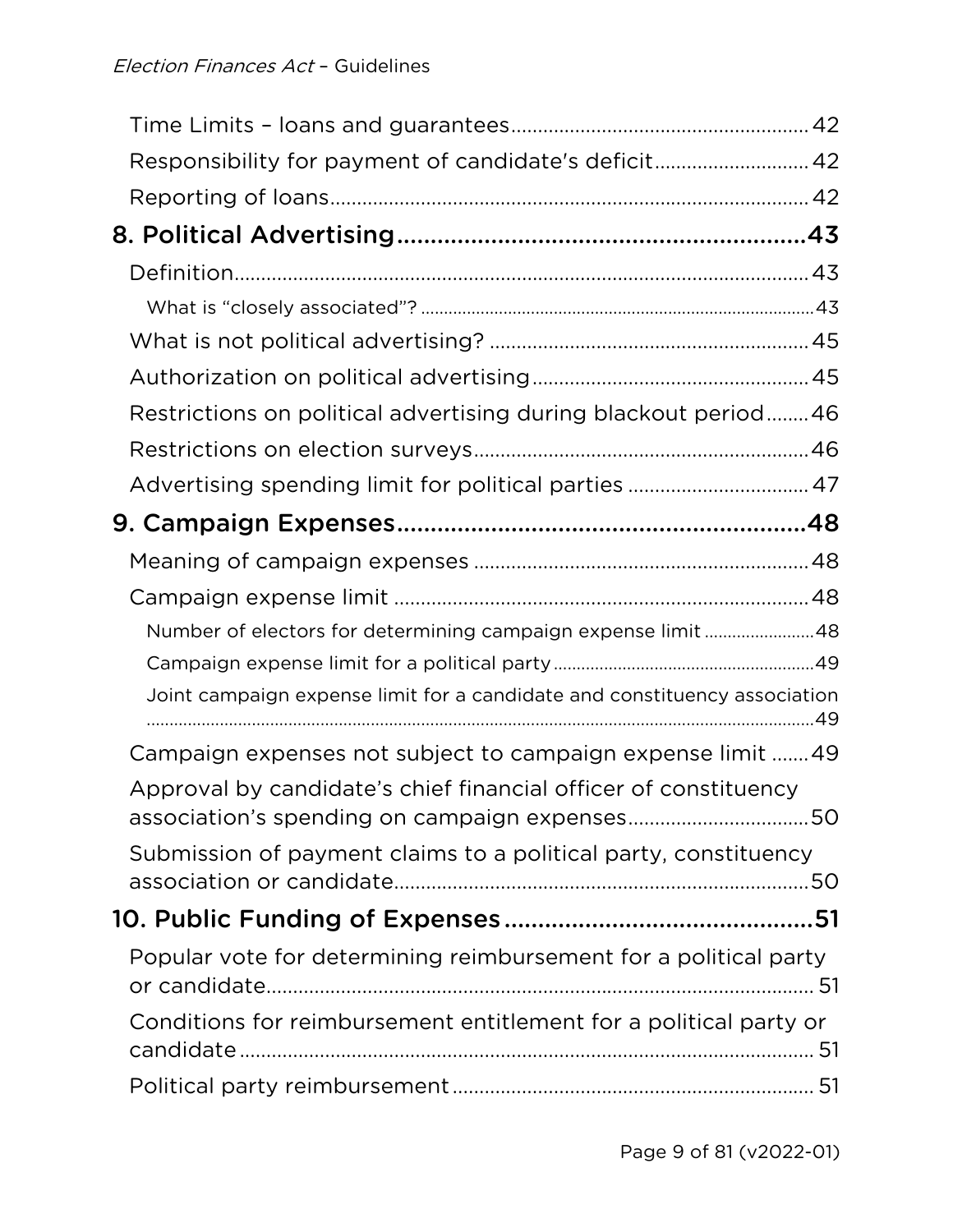Time Limits – loans and guarantees 42

Responsibility for payment of candidate's deficit 42

Reporting of loans 42

**8. Political Advertising 43**

Definition 43

What is "closely associated"? 43

What is not political advertising? 45

Authorization on political advertising 45

Restrictions on political advertising during blackout period 46

Restrictions on election surveys 46

Advertising spending limit for political parties 47

**9. Campaign Expenses 48**

Meaning of campaign expenses 48

Campaign expense limit 48

Number of electors for determining campaign expense limit 48

Campaign expense limit for a political party 49

Joint campaign expense limit for a candidate and constituency association 49

Campaign expenses not subject to campaign expense limit 49

Approval by candidate's chief financial officer of constituency association's spending on campaign expenses 50

Submission of payment claims to a political party, constituency association or candidate 50

**10. Public Funding of Expenses 51**

Popular vote for determining reimbursement for a political party or candidate 51

Conditions for reimbursement entitlement for a political party or candidate 51

Political party reimbursement 51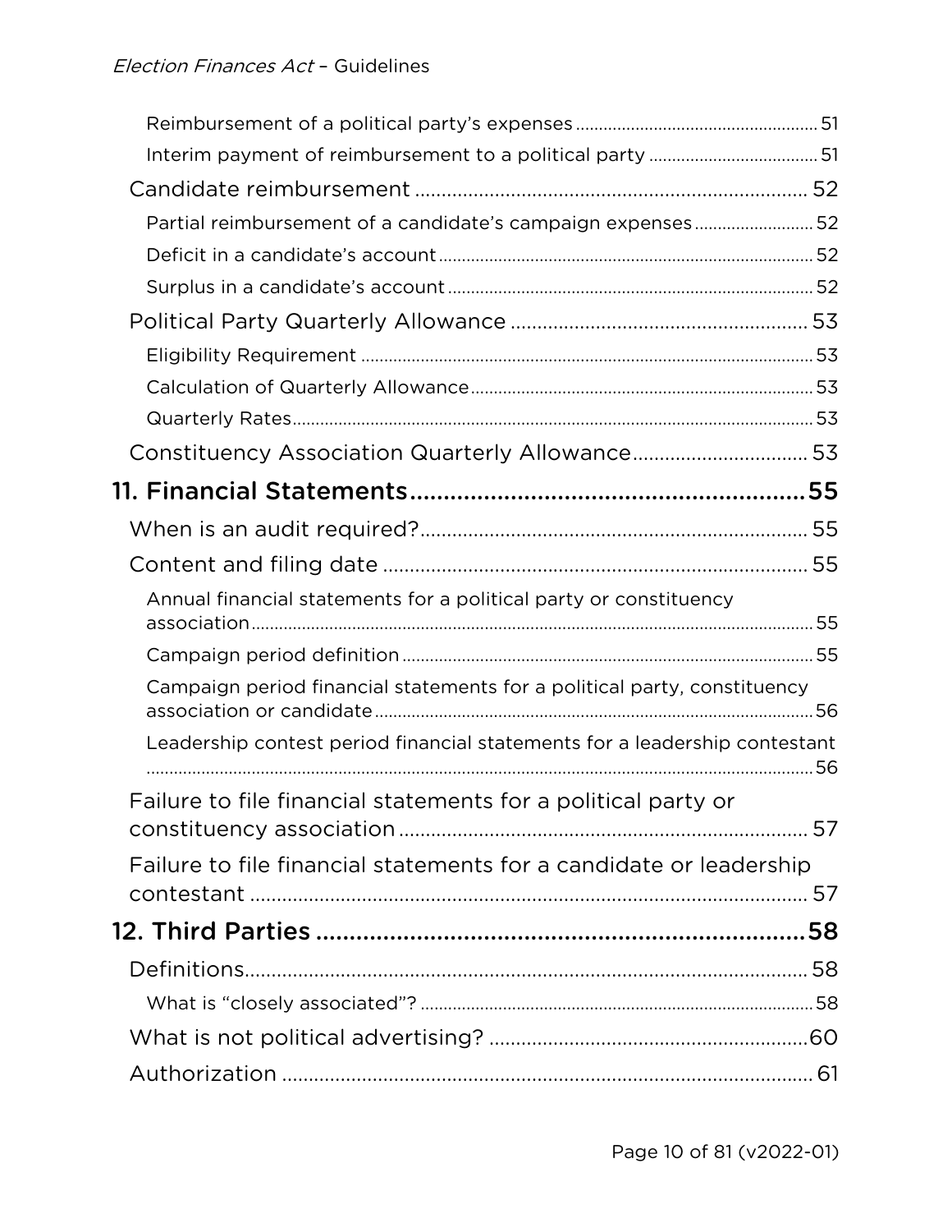Reimbursement of a political party's expenses ..... 51

Interim payment of reimbursement to a political party ..... 51

Candidate reimbursement ..... 52

Partial reimbursement of a candidate's campaign expenses ..... 52

Deficit in a candidate's account ..... 52

Surplus in a candidate's account ..... 52

Political Party Quarterly Allowance ..... 53

Eligibility Requirement ..... 53

Calculation of Quarterly Allowance ..... 53

Quarterly Rates ..... 53

Constituency Association Quarterly Allowance ..... 53

**11. Financial Statements ..... 55**

When is an audit required? ..... 55

Content and filing date ..... 55

Annual financial statements for a political party or constituency association ..... 55

Campaign period definition ..... 55

Campaign period financial statements for a political party, constituency association or candidate ..... 56

Leadership contest period financial statements for a leadership contestant ..... 56

Failure to file financial statements for a political party or constituency association ..... 57

Failure to file financial statements for a candidate or leadership contestant ..... 57

**12. Third Parties ..... 58**

Definitions ..... 58

What is "closely associated"? ..... 58

What is not political advertising? ..... 60

Authorization ..... 61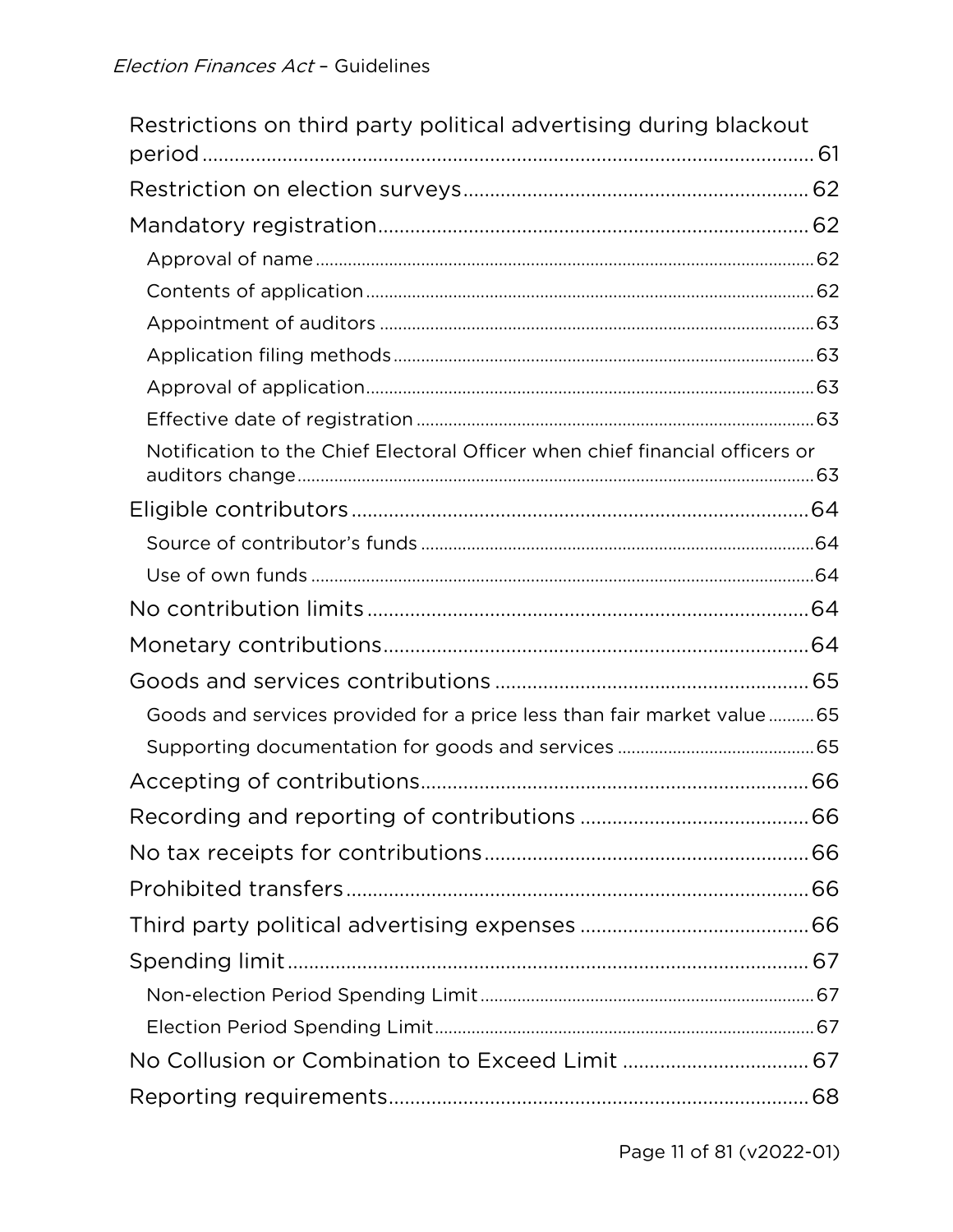Restrictions on third party political advertising during blackout period ..... 61

Restriction on election surveys ..... 62

Mandatory registration ..... 62

- Approval of name ..... 62
- Contents of application ..... 62
- Appointment of auditors ..... 63
- Application filing methods ..... 63
- Approval of application ..... 63
- Effective date of registration ..... 63
- Notification to the Chief Electoral Officer when chief financial officers or auditors change ..... 63

Eligible contributors ..... 64

- Source of contributor's funds ..... 64
- Use of own funds ..... 64

No contribution limits ..... 64

Monetary contributions ..... 64

Goods and services contributions ..... 65

- Goods and services provided for a price less than fair market value ..... 65
- Supporting documentation for goods and services ..... 65

Accepting of contributions ..... 66

Recording and reporting of contributions ..... 66

No tax receipts for contributions ..... 66

Prohibited transfers ..... 66

Third party political advertising expenses ..... 66

Spending limit ..... 67

- Non-election Period Spending Limit ..... 67
- Election Period Spending Limit ..... 67

No Collusion or Combination to Exceed Limit ..... 67

Reporting requirements ..... 68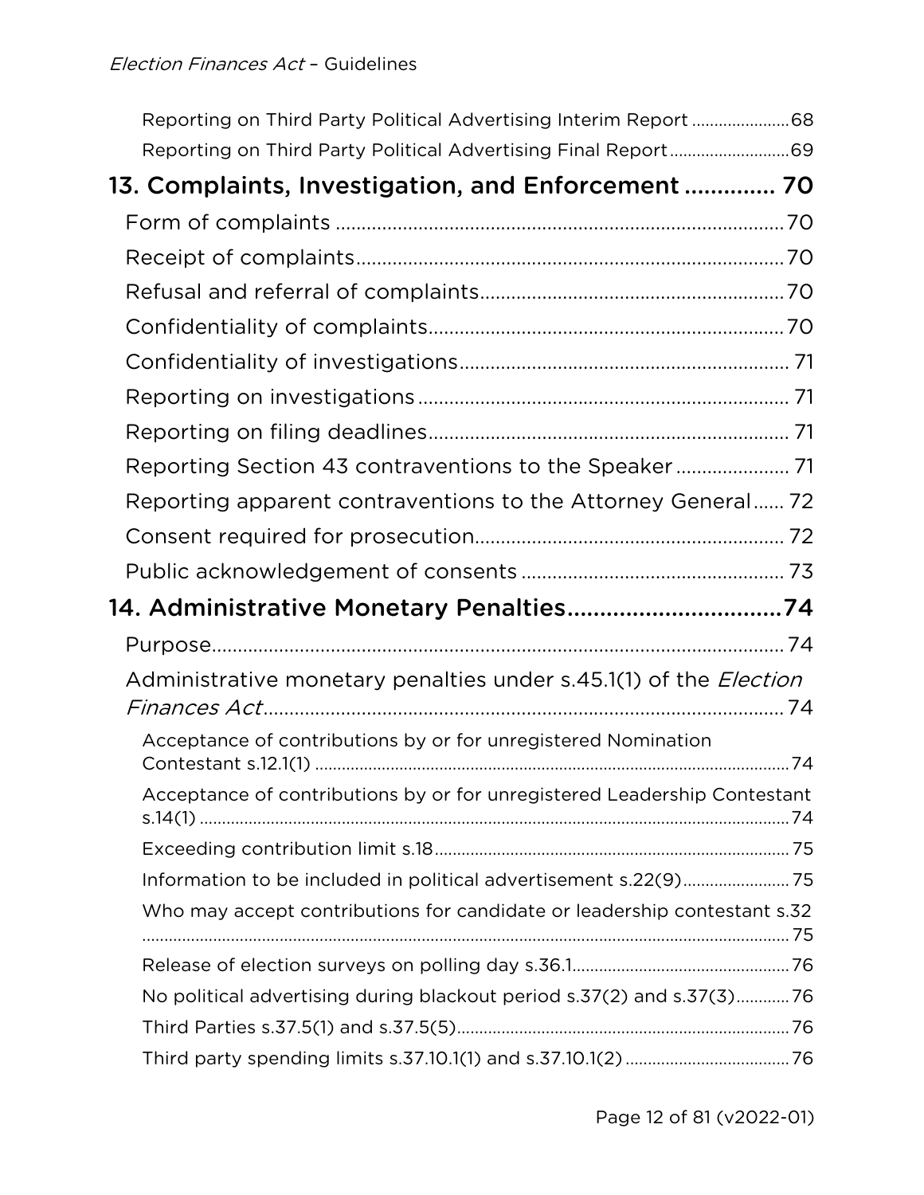Reporting on Third Party Political Advertising Interim Report ..................... 68

Reporting on Third Party Political Advertising Final Report .......................... 69

# 13. Complaints, Investigation, and Enforcement ............. 70

Form of complaints ..................................................................................... 70

Receipt of complaints.................................................................................. 70

Refusal and referral of complaints.......................................................... 70

Confidentiality of complaints................................................................... 70

Confidentiality of investigations.............................................................. 71

Reporting on investigations ...................................................................... 71

Reporting on filing deadlines.................................................................... 71

Reporting Section 43 contraventions to the Speaker ..................... 71

Reporting apparent contraventions to the Attorney General...... 72

Consent required for prosecution.......................................................... 72

Public acknowledgement of consents .................................................. 73

# 14. Administrative Monetary Penalties.................................74

Purpose.......................................................................................................... 74

Administrative monetary penalties under s.45.1(1) of the *Election Finances Act*.................................................................................................. 74

Acceptance of contributions by or for unregistered Nomination Contestant s.12.1(1) ........................................................................................... 74

Acceptance of contributions by or for unregistered Leadership Contestant s.14(1) ................................................................................................................... 74

Exceeding contribution limit s.18............................................................................ 75

Information to be included in political advertisement s.22(9)....................... 75

Who may accept contributions for candidate or leadership contestant s.32 ................................................................................................................................ 75

Release of election surveys on polling day s.36.1................................................ 76

No political advertising during blackout period s.37(2) and s.37(3)............ 76

Third Parties s.37.5(1) and s.37.5(5)......................................................................... 76

Third party spending limits s.37.10.1(1) and s.37.10.1(2) .................................... 76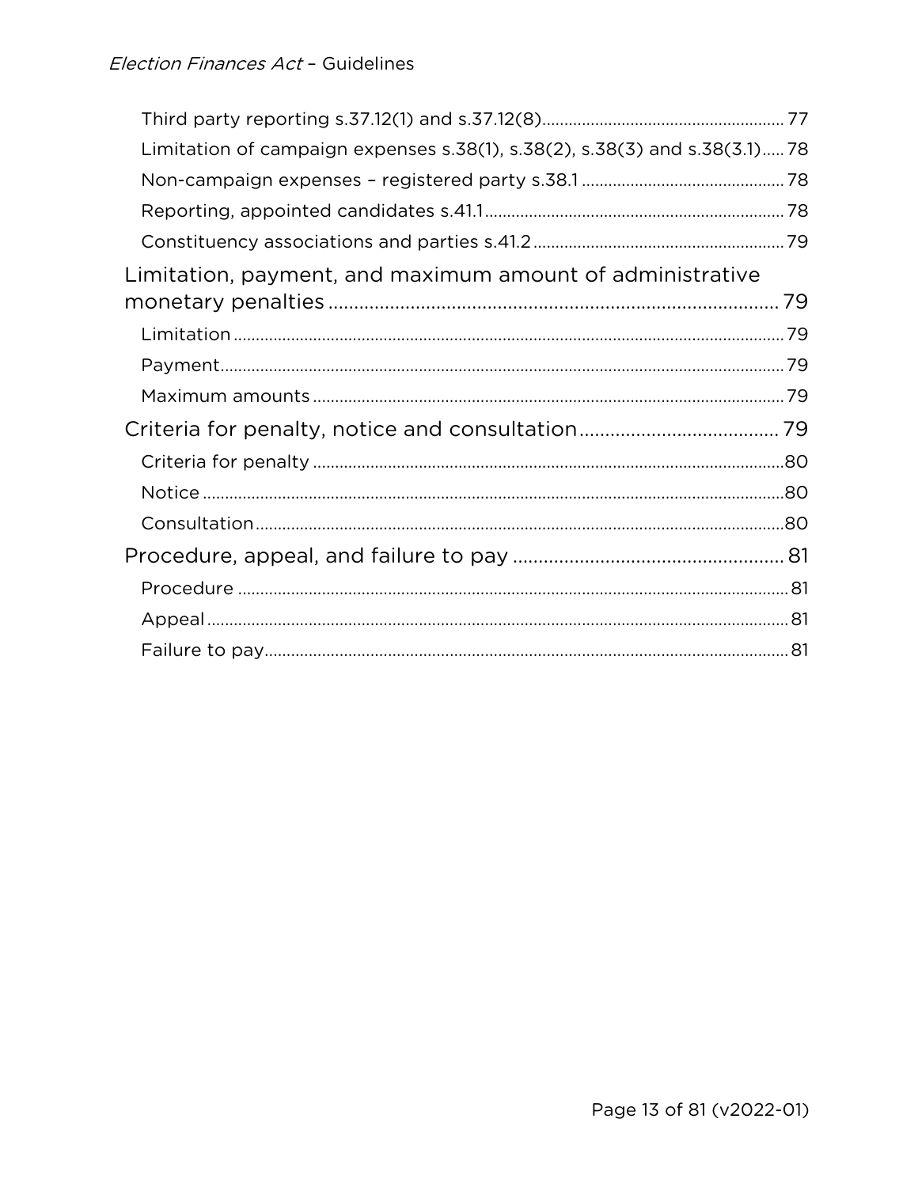Third party reporting s.37.12(1) and s.37.12(8) ..... 77
Limitation of campaign expenses s.38(1), s.38(2), s.38(3) and s.38(3.1) ..... 78
Non-campaign expenses – registered party s.38.1 ..... 78
Reporting, appointed candidates s.41.1 ..... 78
Constituency associations and parties s.41.2 ..... 79

Limitation, payment, and maximum amount of administrative monetary penalties ..... 79

Limitation ..... 79
Payment ..... 79
Maximum amounts ..... 79

Criteria for penalty, notice and consultation ..... 79

Criteria for penalty ..... 80
Notice ..... 80
Consultation ..... 80

Procedure, appeal, and failure to pay ..... 81

Procedure ..... 81
Appeal ..... 81
Failure to pay ..... 81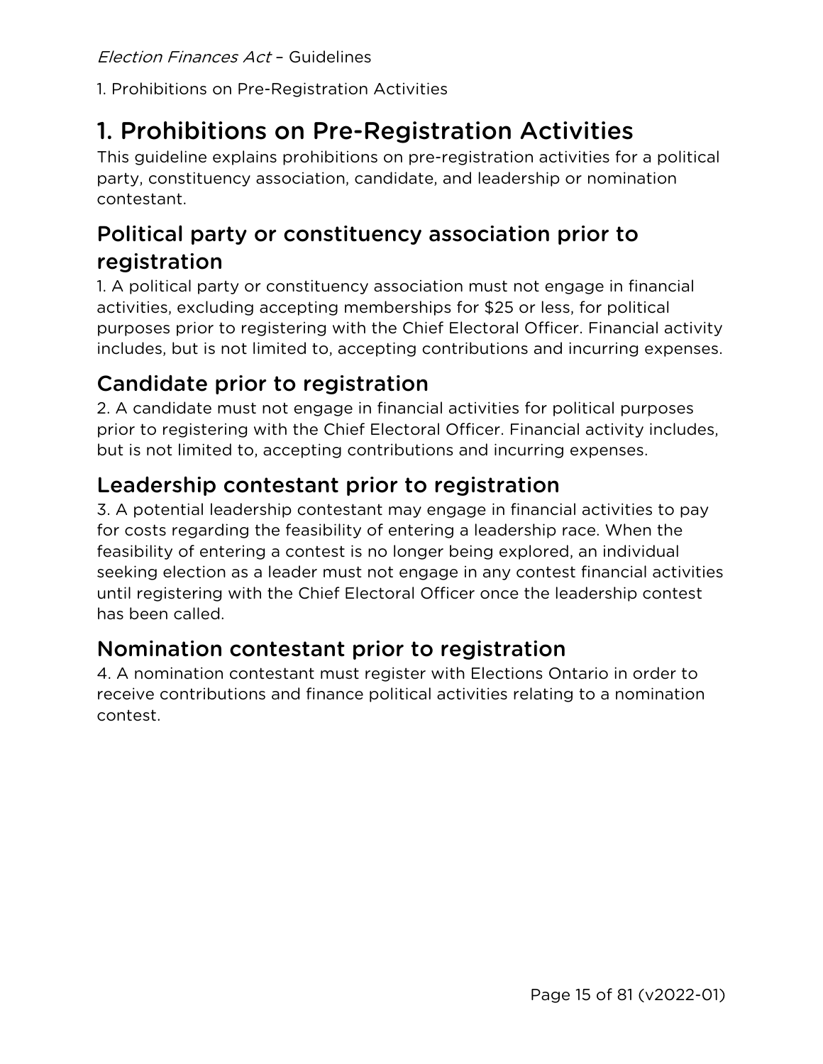# 1. Prohibitions on Pre-Registration Activities

This guideline explains prohibitions on pre-registration activities for a political party, constituency association, candidate, and leadership or nomination contestant.

## Political party or constituency association prior to registration

1. A political party or constituency association must not engage in financial activities, excluding accepting memberships for $25 or less, for political purposes prior to registering with the Chief Electoral Officer. Financial activity includes, but is not limited to, accepting contributions and incurring expenses.

## Candidate prior to registration

2. A candidate must not engage in financial activities for political purposes prior to registering with the Chief Electoral Officer. Financial activity includes, but is not limited to, accepting contributions and incurring expenses.

## Leadership contestant prior to registration

3. A potential leadership contestant may engage in financial activities to pay for costs regarding the feasibility of entering a leadership race. When the feasibility of entering a contest is no longer being explored, an individual seeking election as a leader must not engage in any contest financial activities until registering with the Chief Electoral Officer once the leadership contest has been called.

## Nomination contestant prior to registration

4. A nomination contestant must register with Elections Ontario in order to receive contributions and finance political activities relating to a nomination contest.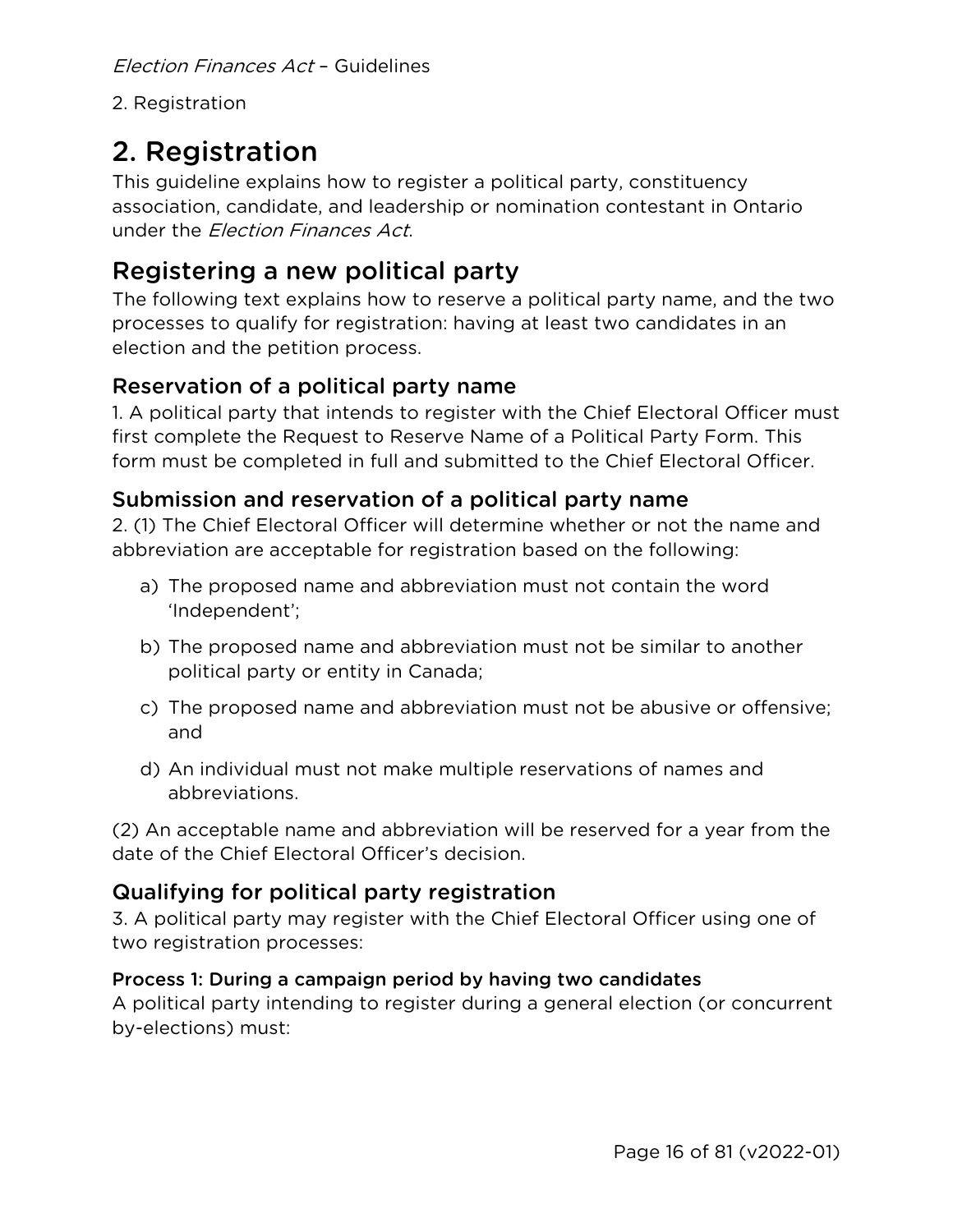# 2. Registration

This guideline explains how to register a political party, constituency association, candidate, and leadership or nomination contestant in Ontario under the *Election Finances Act*.

## Registering a new political party

The following text explains how to reserve a political party name, and the two processes to qualify for registration: having at least two candidates in an election and the petition process.

### Reservation of a political party name

1. A political party that intends to register with the Chief Electoral Officer must first complete the Request to Reserve Name of a Political Party Form. This form must be completed in full and submitted to the Chief Electoral Officer.

### Submission and reservation of a political party name

2. (1) The Chief Electoral Officer will determine whether or not the name and abbreviation are acceptable for registration based on the following:

a) The proposed name and abbreviation must not contain the word 'Independent';

b) The proposed name and abbreviation must not be similar to another political party or entity in Canada;

c) The proposed name and abbreviation must not be abusive or offensive; and

d) An individual must not make multiple reservations of names and abbreviations.

(2) An acceptable name and abbreviation will be reserved for a year from the date of the Chief Electoral Officer's decision.

### Qualifying for political party registration

3. A political party may register with the Chief Electoral Officer using one of two registration processes:

#### Process 1: During a campaign period by having two candidates

A political party intending to register during a general election (or concurrent by-elections) must: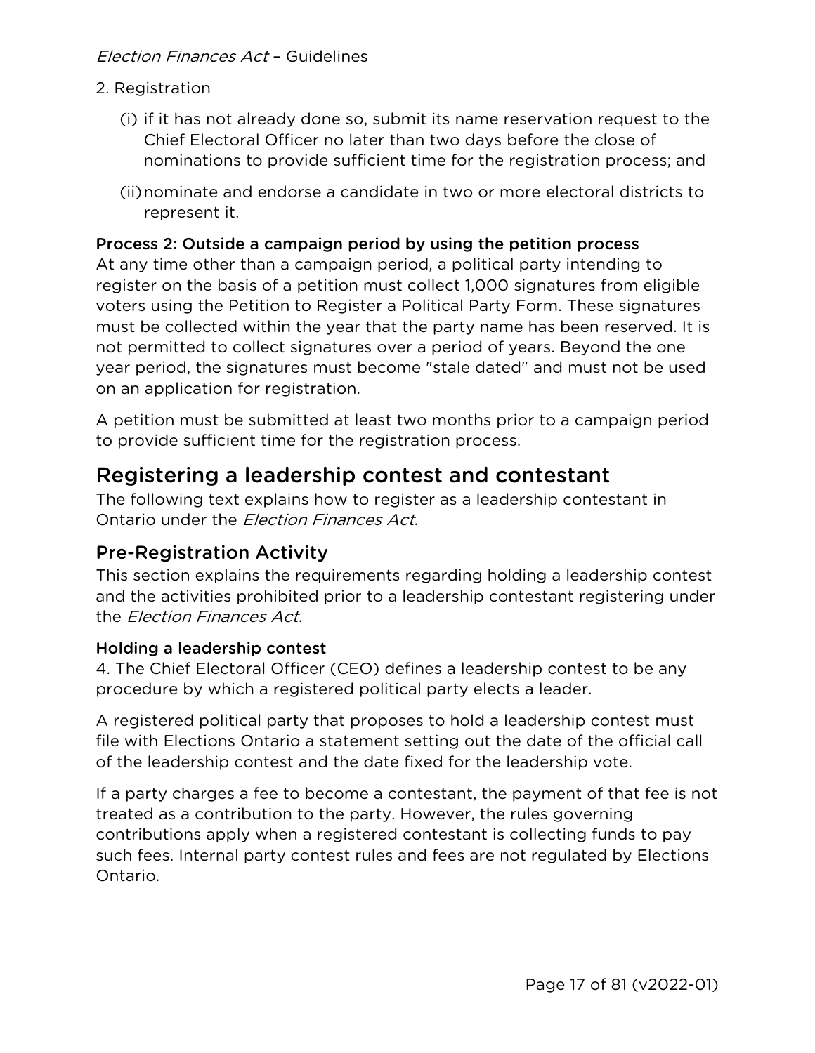2. Registration

   (i) if it has not already done so, submit its name reservation request to the Chief Electoral Officer no later than two days before the close of nominations to provide sufficient time for the registration process; and

   (ii) nominate and endorse a candidate in two or more electoral districts to represent it.

#### Process 2: Outside a campaign period by using the petition process

At any time other than a campaign period, a political party intending to register on the basis of a petition must collect 1,000 signatures from eligible voters using the Petition to Register a Political Party Form. These signatures must be collected within the year that the party name has been reserved. It is not permitted to collect signatures over a period of years. Beyond the one year period, the signatures must become "stale dated" and must not be used on an application for registration.

A petition must be submitted at least two months prior to a campaign period to provide sufficient time for the registration process.

## Registering a leadership contest and contestant

The following text explains how to register as a leadership contestant in Ontario under the *Election Finances Act*.

### Pre-Registration Activity

This section explains the requirements regarding holding a leadership contest and the activities prohibited prior to a leadership contestant registering under the *Election Finances Act*.

#### Holding a leadership contest

4. The Chief Electoral Officer (CEO) defines a leadership contest to be any procedure by which a registered political party elects a leader.

A registered political party that proposes to hold a leadership contest must file with Elections Ontario a statement setting out the date of the official call of the leadership contest and the date fixed for the leadership vote.

If a party charges a fee to become a contestant, the payment of that fee is not treated as a contribution to the party. However, the rules governing contributions apply when a registered contestant is collecting funds to pay such fees. Internal party contest rules and fees are not regulated by Elections Ontario.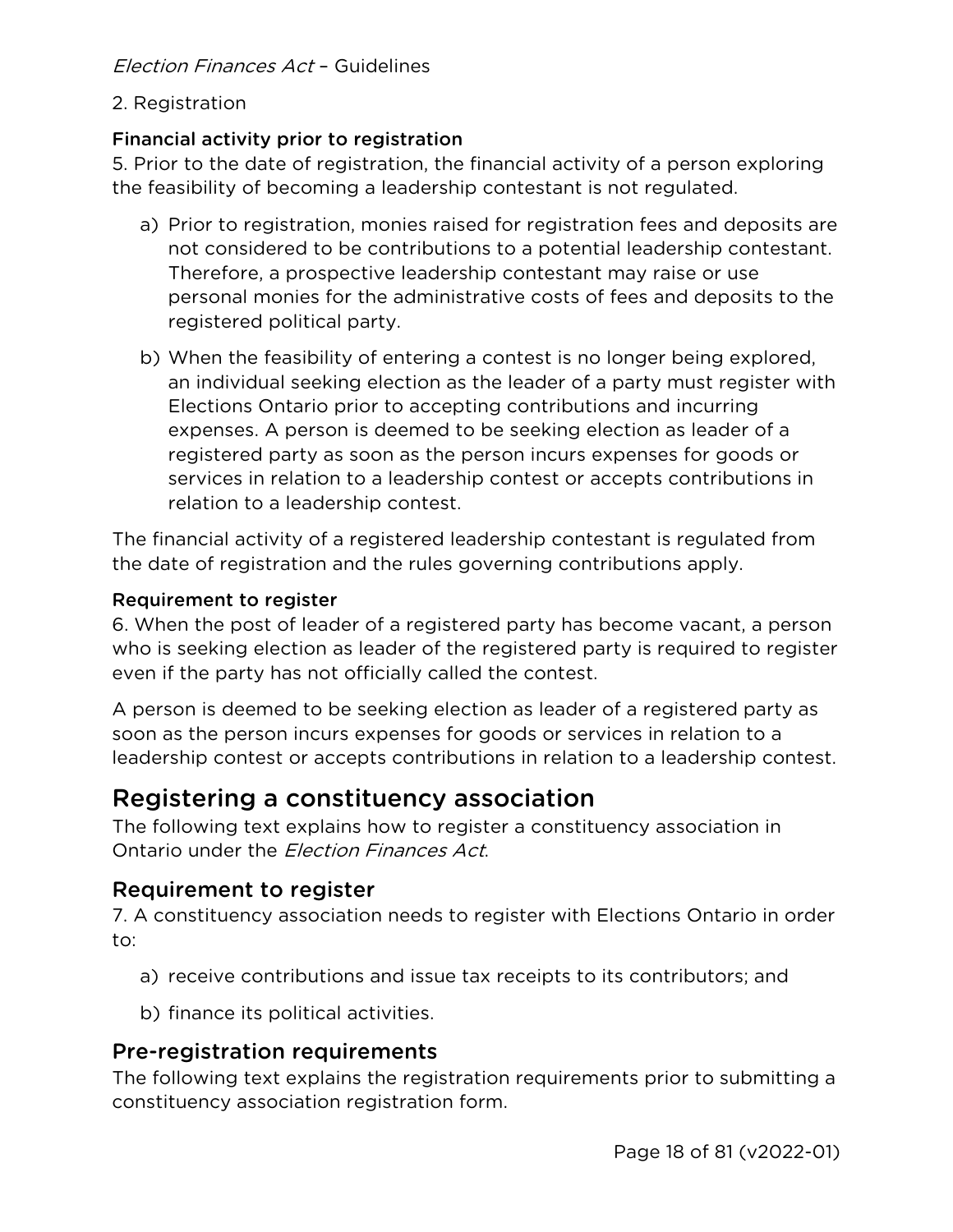2. Registration

#### Financial activity prior to registration

5. Prior to the date of registration, the financial activity of a person exploring the feasibility of becoming a leadership contestant is not regulated.

a) Prior to registration, monies raised for registration fees and deposits are not considered to be contributions to a potential leadership contestant. Therefore, a prospective leadership contestant may raise or use personal monies for the administrative costs of fees and deposits to the registered political party.

b) When the feasibility of entering a contest is no longer being explored, an individual seeking election as the leader of a party must register with Elections Ontario prior to accepting contributions and incurring expenses. A person is deemed to be seeking election as leader of a registered party as soon as the person incurs expenses for goods or services in relation to a leadership contest or accepts contributions in relation to a leadership contest.

The financial activity of a registered leadership contestant is regulated from the date of registration and the rules governing contributions apply.

#### Requirement to register

6. When the post of leader of a registered party has become vacant, a person who is seeking election as leader of the registered party is required to register even if the party has not officially called the contest.

A person is deemed to be seeking election as leader of a registered party as soon as the person incurs expenses for goods or services in relation to a leadership contest or accepts contributions in relation to a leadership contest.

## Registering a constituency association

The following text explains how to register a constituency association in Ontario under the *Election Finances Act*.

### Requirement to register

7. A constituency association needs to register with Elections Ontario in order to:

a) receive contributions and issue tax receipts to its contributors; and

b) finance its political activities.

### Pre-registration requirements

The following text explains the registration requirements prior to submitting a constituency association registration form.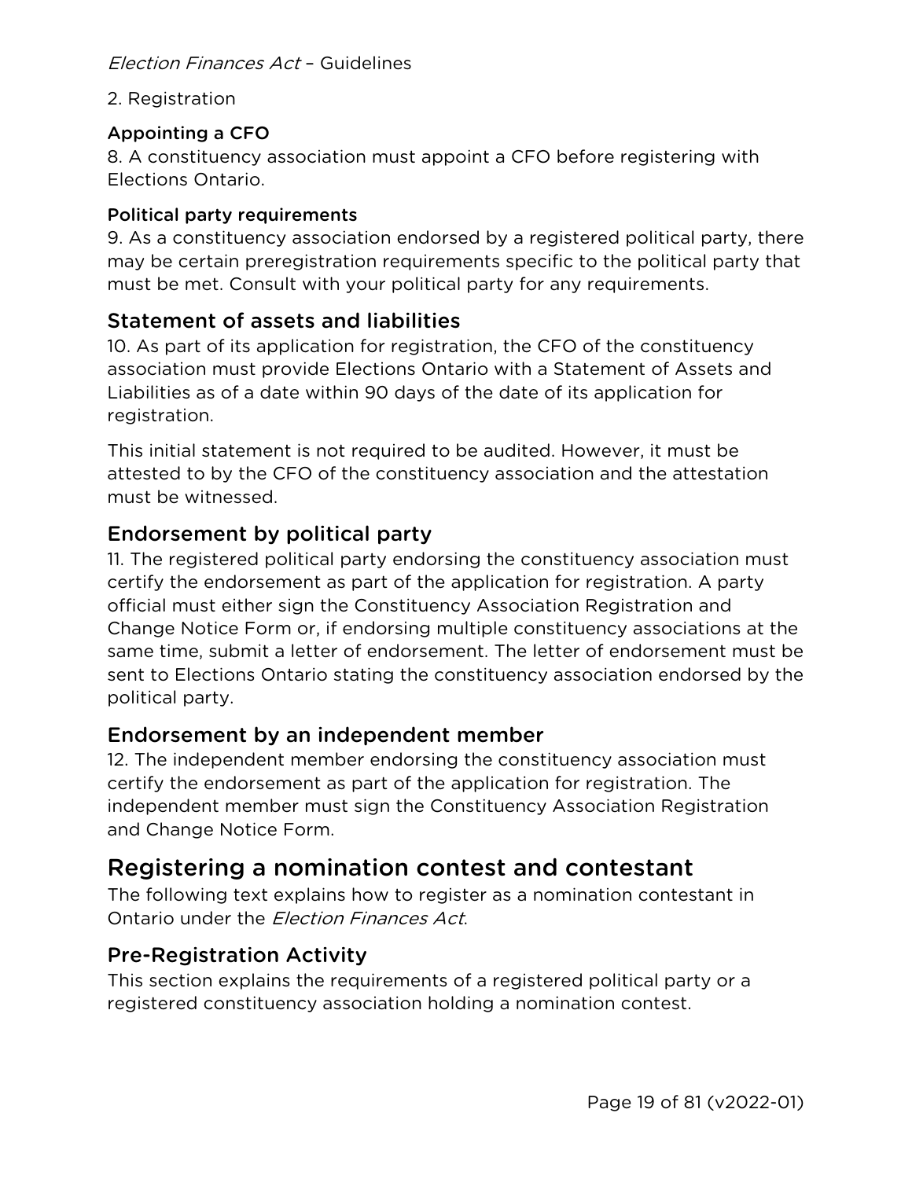2. Registration

#### Appointing a CFO

8. A constituency association must appoint a CFO before registering with Elections Ontario.

#### Political party requirements

9. As a constituency association endorsed by a registered political party, there may be certain preregistration requirements specific to the political party that must be met. Consult with your political party for any requirements.

### Statement of assets and liabilities

10. As part of its application for registration, the CFO of the constituency association must provide Elections Ontario with a Statement of Assets and Liabilities as of a date within 90 days of the date of its application for registration.

This initial statement is not required to be audited. However, it must be attested to by the CFO of the constituency association and the attestation must be witnessed.

### Endorsement by political party

11. The registered political party endorsing the constituency association must certify the endorsement as part of the application for registration. A party official must either sign the Constituency Association Registration and Change Notice Form or, if endorsing multiple constituency associations at the same time, submit a letter of endorsement. The letter of endorsement must be sent to Elections Ontario stating the constituency association endorsed by the political party.

### Endorsement by an independent member

12. The independent member endorsing the constituency association must certify the endorsement as part of the application for registration. The independent member must sign the Constituency Association Registration and Change Notice Form.

## Registering a nomination contest and contestant

The following text explains how to register as a nomination contestant in Ontario under the *Election Finances Act*.

### Pre-Registration Activity

This section explains the requirements of a registered political party or a registered constituency association holding a nomination contest.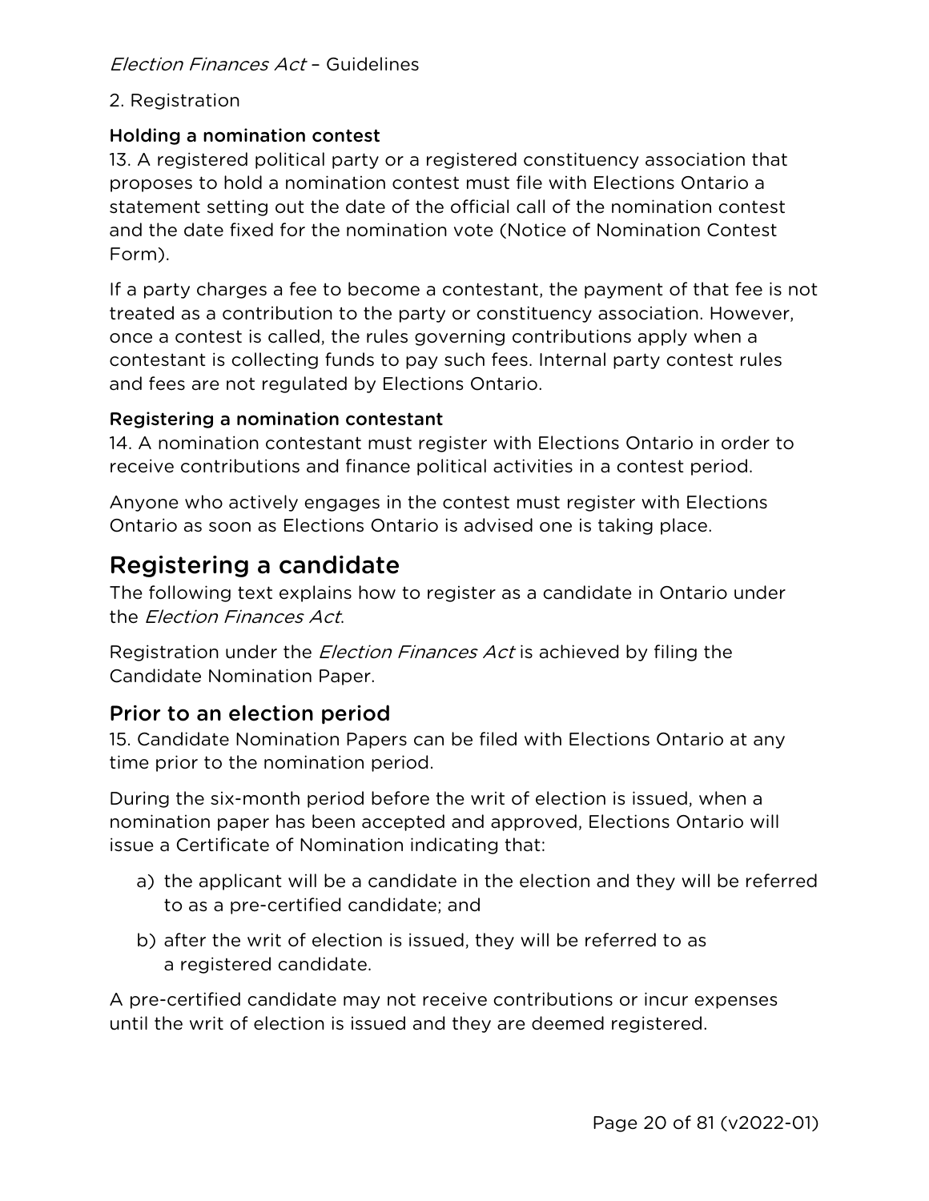### Holding a nomination contest

13. A registered political party or a registered constituency association that proposes to hold a nomination contest must file with Elections Ontario a statement setting out the date of the official call of the nomination contest and the date fixed for the nomination vote (Notice of Nomination Contest Form).

If a party charges a fee to become a contestant, the payment of that fee is not treated as a contribution to the party or constituency association. However, once a contest is called, the rules governing contributions apply when a contestant is collecting funds to pay such fees. Internal party contest rules and fees are not regulated by Elections Ontario.

### Registering a nomination contestant

14. A nomination contestant must register with Elections Ontario in order to receive contributions and finance political activities in a contest period.

Anyone who actively engages in the contest must register with Elections Ontario as soon as Elections Ontario is advised one is taking place.

## Registering a candidate

The following text explains how to register as a candidate in Ontario under the *Election Finances Act*.

Registration under the *Election Finances Act* is achieved by filing the Candidate Nomination Paper.

### Prior to an election period

15. Candidate Nomination Papers can be filed with Elections Ontario at any time prior to the nomination period.

During the six-month period before the writ of election is issued, when a nomination paper has been accepted and approved, Elections Ontario will issue a Certificate of Nomination indicating that:

a) the applicant will be a candidate in the election and they will be referred to as a pre-certified candidate; and

b) after the writ of election is issued, they will be referred to as a registered candidate.

A pre-certified candidate may not receive contributions or incur expenses until the writ of election is issued and they are deemed registered.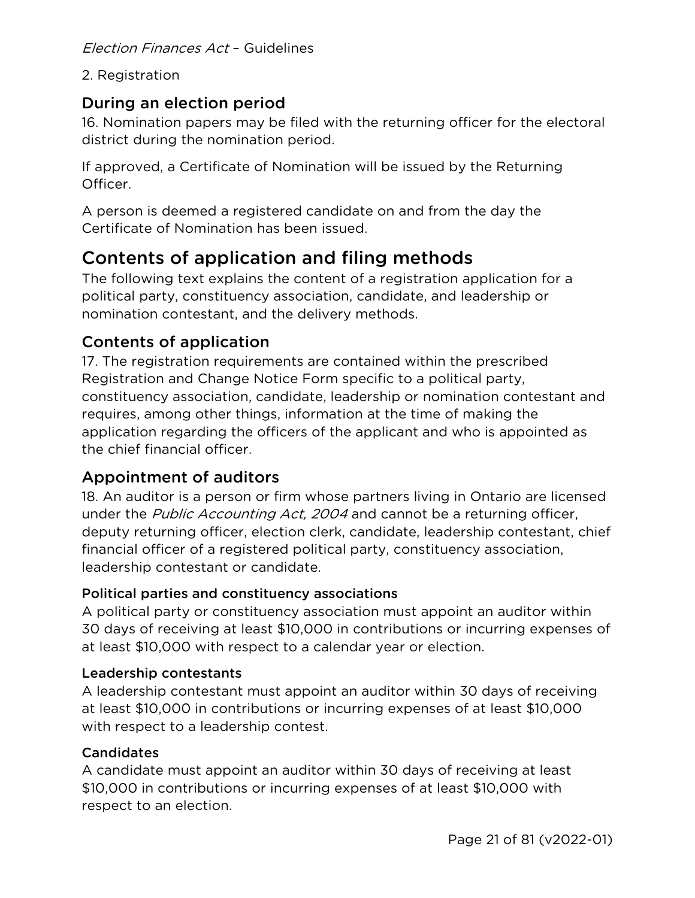2. Registration

## During an election period

16. Nomination papers may be filed with the returning officer for the electoral district during the nomination period.

If approved, a Certificate of Nomination will be issued by the Returning Officer.

A person is deemed a registered candidate on and from the day the Certificate of Nomination has been issued.

# Contents of application and filing methods

The following text explains the content of a registration application for a political party, constituency association, candidate, and leadership or nomination contestant, and the delivery methods.

## Contents of application

17. The registration requirements are contained within the prescribed Registration and Change Notice Form specific to a political party, constituency association, candidate, leadership or nomination contestant and requires, among other things, information at the time of making the application regarding the officers of the applicant and who is appointed as the chief financial officer.

## Appointment of auditors

18. An auditor is a person or firm whose partners living in Ontario are licensed under the *Public Accounting Act, 2004* and cannot be a returning officer, deputy returning officer, election clerk, candidate, leadership contestant, chief financial officer of a registered political party, constituency association, leadership contestant or candidate.

### Political parties and constituency associations

A political party or constituency association must appoint an auditor within 30 days of receiving at least $10,000 in contributions or incurring expenses of at least $10,000 with respect to a calendar year or election.

### Leadership contestants

A leadership contestant must appoint an auditor within 30 days of receiving at least $10,000 in contributions or incurring expenses of at least $10,000 with respect to a leadership contest.

### Candidates

A candidate must appoint an auditor within 30 days of receiving at least $10,000 in contributions or incurring expenses of at least $10,000 with respect to an election.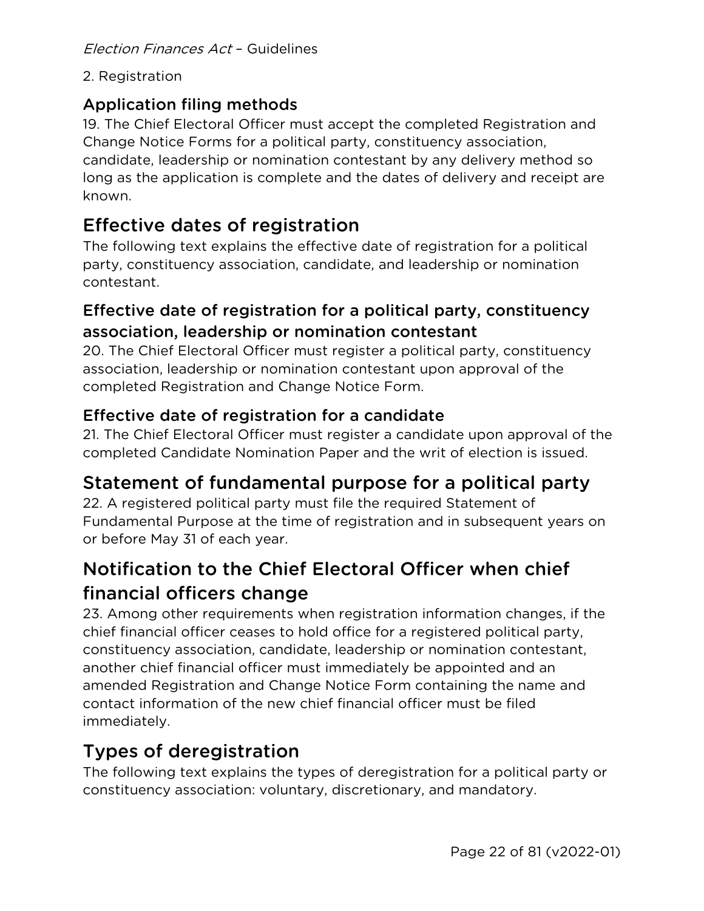## Application filing methods

19. The Chief Electoral Officer must accept the completed Registration and Change Notice Forms for a political party, constituency association, candidate, leadership or nomination contestant by any delivery method so long as the application is complete and the dates of delivery and receipt are known.

# Effective dates of registration

The following text explains the effective date of registration for a political party, constituency association, candidate, and leadership or nomination contestant.

## Effective date of registration for a political party, constituency association, leadership or nomination contestant

20. The Chief Electoral Officer must register a political party, constituency association, leadership or nomination contestant upon approval of the completed Registration and Change Notice Form.

## Effective date of registration for a candidate

21. The Chief Electoral Officer must register a candidate upon approval of the completed Candidate Nomination Paper and the writ of election is issued.

# Statement of fundamental purpose for a political party

22. A registered political party must file the required Statement of Fundamental Purpose at the time of registration and in subsequent years on or before May 31 of each year.

# Notification to the Chief Electoral Officer when chief financial officers change

23. Among other requirements when registration information changes, if the chief financial officer ceases to hold office for a registered political party, constituency association, candidate, leadership or nomination contestant, another chief financial officer must immediately be appointed and an amended Registration and Change Notice Form containing the name and contact information of the new chief financial officer must be filed immediately.

# Types of deregistration

The following text explains the types of deregistration for a political party or constituency association: voluntary, discretionary, and mandatory.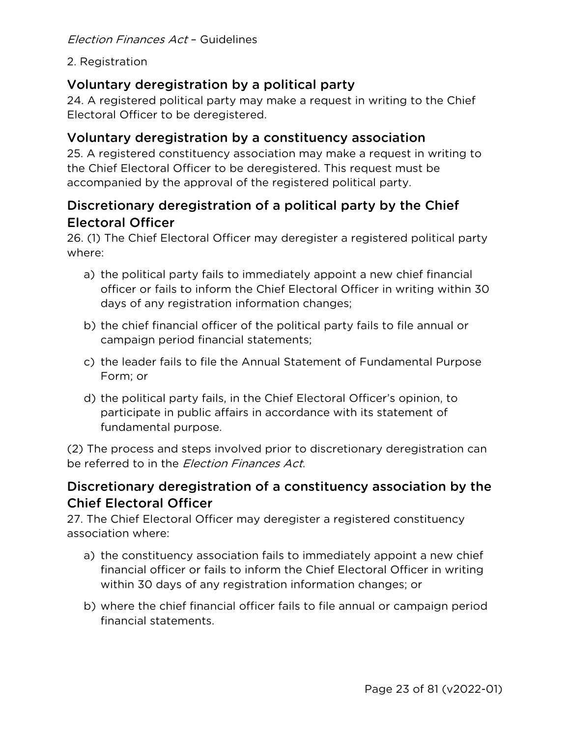## Voluntary deregistration by a political party

24. A registered political party may make a request in writing to the Chief Electoral Officer to be deregistered.

## Voluntary deregistration by a constituency association

25. A registered constituency association may make a request in writing to the Chief Electoral Officer to be deregistered. This request must be accompanied by the approval of the registered political party.

## Discretionary deregistration of a political party by the Chief Electoral Officer

26. (1) The Chief Electoral Officer may deregister a registered political party where:

a) the political party fails to immediately appoint a new chief financial officer or fails to inform the Chief Electoral Officer in writing within 30 days of any registration information changes;

b) the chief financial officer of the political party fails to file annual or campaign period financial statements;

c) the leader fails to file the Annual Statement of Fundamental Purpose Form; or

d) the political party fails, in the Chief Electoral Officer's opinion, to participate in public affairs in accordance with its statement of fundamental purpose.

(2) The process and steps involved prior to discretionary deregistration can be referred to in the *Election Finances Act*.

## Discretionary deregistration of a constituency association by the Chief Electoral Officer

27. The Chief Electoral Officer may deregister a registered constituency association where:

a) the constituency association fails to immediately appoint a new chief financial officer or fails to inform the Chief Electoral Officer in writing within 30 days of any registration information changes; or

b) where the chief financial officer fails to file annual or campaign period financial statements.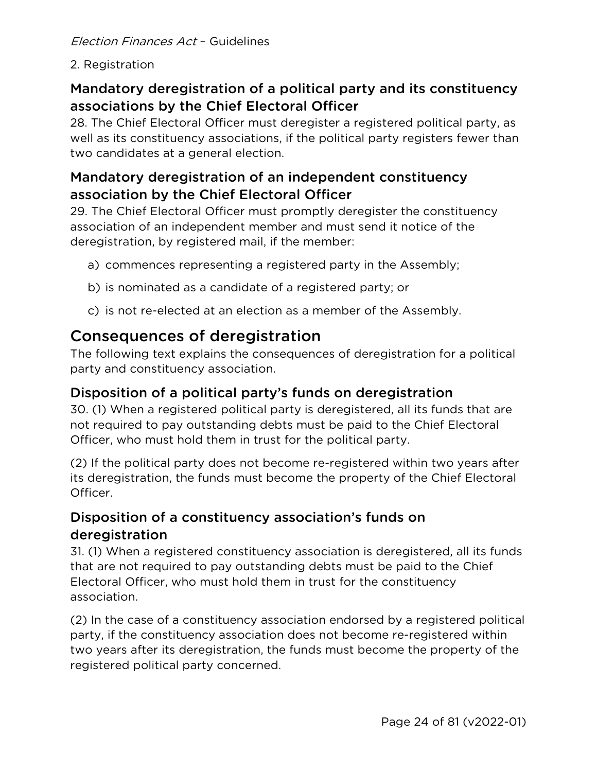## Mandatory deregistration of a political party and its constituency associations by the Chief Electoral Officer

28. The Chief Electoral Officer must deregister a registered political party, as well as its constituency associations, if the political party registers fewer than two candidates at a general election.

## Mandatory deregistration of an independent constituency association by the Chief Electoral Officer

29. The Chief Electoral Officer must promptly deregister the constituency association of an independent member and must send it notice of the deregistration, by registered mail, if the member:

a) commences representing a registered party in the Assembly;

b) is nominated as a candidate of a registered party; or

c) is not re-elected at an election as a member of the Assembly.

# Consequences of deregistration

The following text explains the consequences of deregistration for a political party and constituency association.

## Disposition of a political party's funds on deregistration

30. (1) When a registered political party is deregistered, all its funds that are not required to pay outstanding debts must be paid to the Chief Electoral Officer, who must hold them in trust for the political party.

(2) If the political party does not become re-registered within two years after its deregistration, the funds must become the property of the Chief Electoral Officer.

## Disposition of a constituency association's funds on deregistration

31. (1) When a registered constituency association is deregistered, all its funds that are not required to pay outstanding debts must be paid to the Chief Electoral Officer, who must hold them in trust for the constituency association.

(2) In the case of a constituency association endorsed by a registered political party, if the constituency association does not become re-registered within two years after its deregistration, the funds must become the property of the registered political party concerned.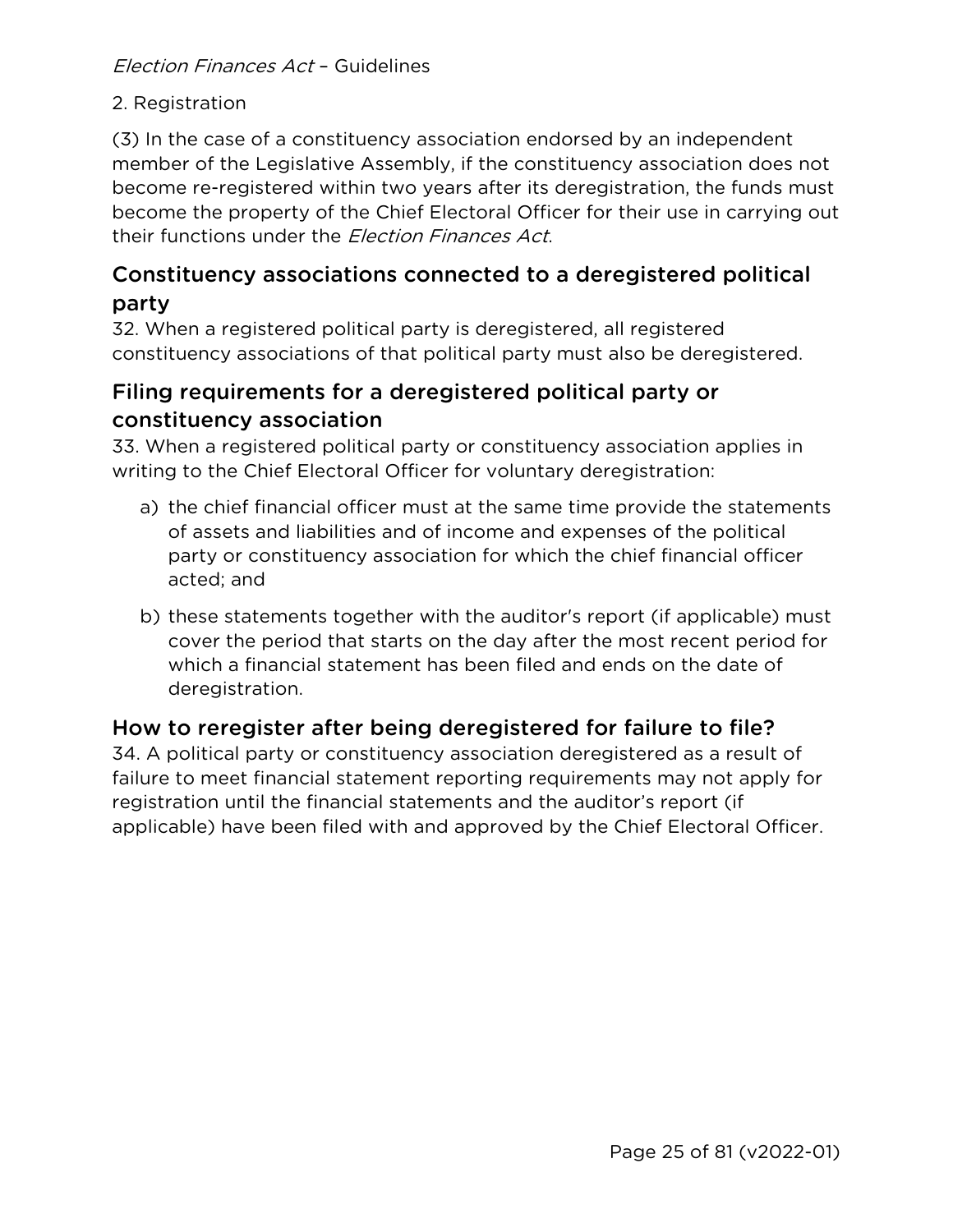(3) In the case of a constituency association endorsed by an independent member of the Legislative Assembly, if the constituency association does not become re-registered within two years after its deregistration, the funds must become the property of the Chief Electoral Officer for their use in carrying out their functions under the *Election Finances Act*.

## Constituency associations connected to a deregistered political party

32. When a registered political party is deregistered, all registered constituency associations of that political party must also be deregistered.

## Filing requirements for a deregistered political party or constituency association

33. When a registered political party or constituency association applies in writing to the Chief Electoral Officer for voluntary deregistration:

a) the chief financial officer must at the same time provide the statements of assets and liabilities and of income and expenses of the political party or constituency association for which the chief financial officer acted; and

b) these statements together with the auditor's report (if applicable) must cover the period that starts on the day after the most recent period for which a financial statement has been filed and ends on the date of deregistration.

## How to reregister after being deregistered for failure to file?

34. A political party or constituency association deregistered as a result of failure to meet financial statement reporting requirements may not apply for registration until the financial statements and the auditor's report (if applicable) have been filed with and approved by the Chief Electoral Officer.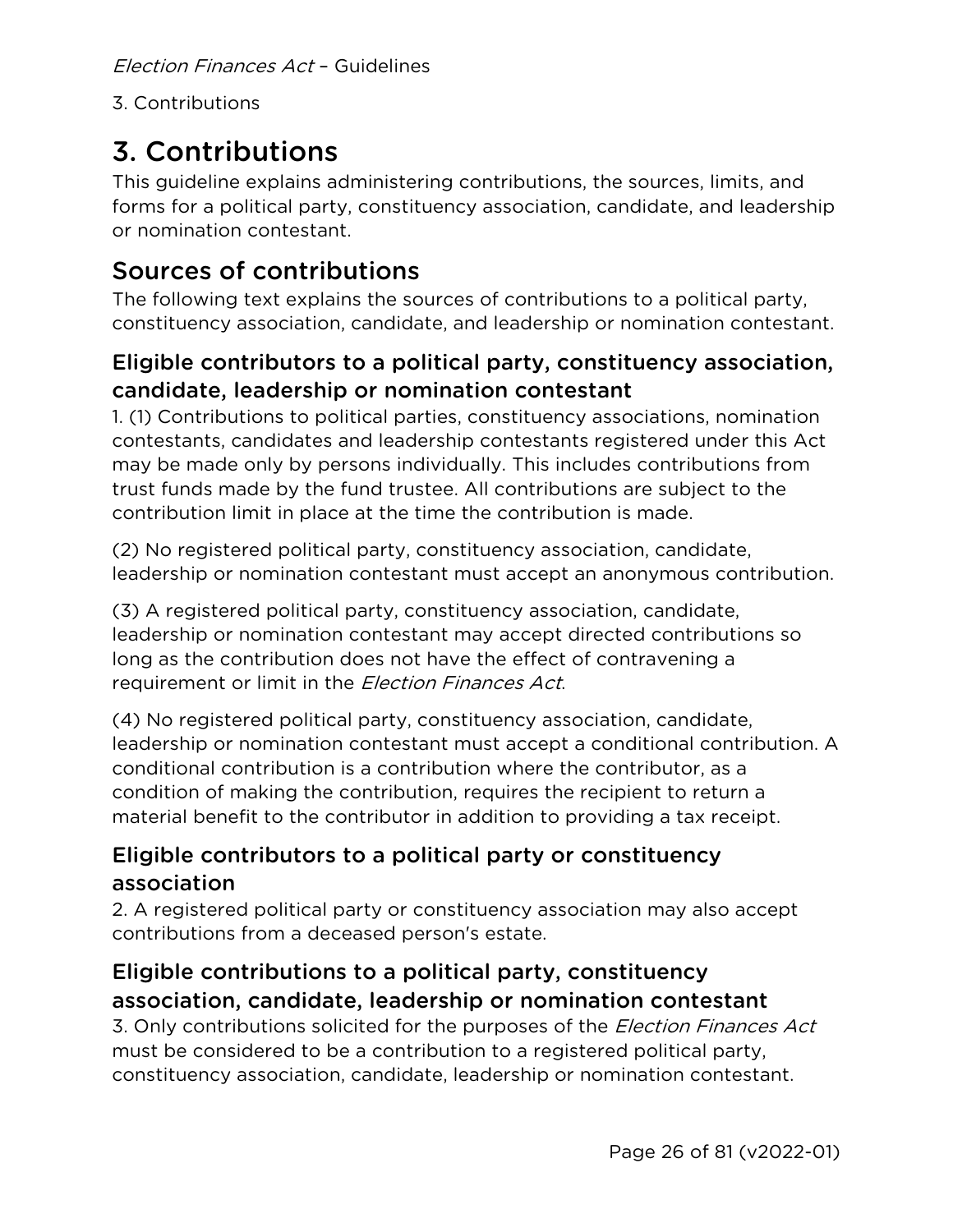# 3. Contributions

This guideline explains administering contributions, the sources, limits, and forms for a political party, constituency association, candidate, and leadership or nomination contestant.

## Sources of contributions

The following text explains the sources of contributions to a political party, constituency association, candidate, and leadership or nomination contestant.

### Eligible contributors to a political party, constituency association, candidate, leadership or nomination contestant

1. (1) Contributions to political parties, constituency associations, nomination contestants, candidates and leadership contestants registered under this Act may be made only by persons individually. This includes contributions from trust funds made by the fund trustee. All contributions are subject to the contribution limit in place at the time the contribution is made.

(2) No registered political party, constituency association, candidate, leadership or nomination contestant must accept an anonymous contribution.

(3) A registered political party, constituency association, candidate, leadership or nomination contestant may accept directed contributions so long as the contribution does not have the effect of contravening a requirement or limit in the *Election Finances Act*.

(4) No registered political party, constituency association, candidate, leadership or nomination contestant must accept a conditional contribution. A conditional contribution is a contribution where the contributor, as a condition of making the contribution, requires the recipient to return a material benefit to the contributor in addition to providing a tax receipt.

### Eligible contributors to a political party or constituency association

2. A registered political party or constituency association may also accept contributions from a deceased person's estate.

### Eligible contributions to a political party, constituency association, candidate, leadership or nomination contestant

3. Only contributions solicited for the purposes of the *Election Finances Act* must be considered to be a contribution to a registered political party, constituency association, candidate, leadership or nomination contestant.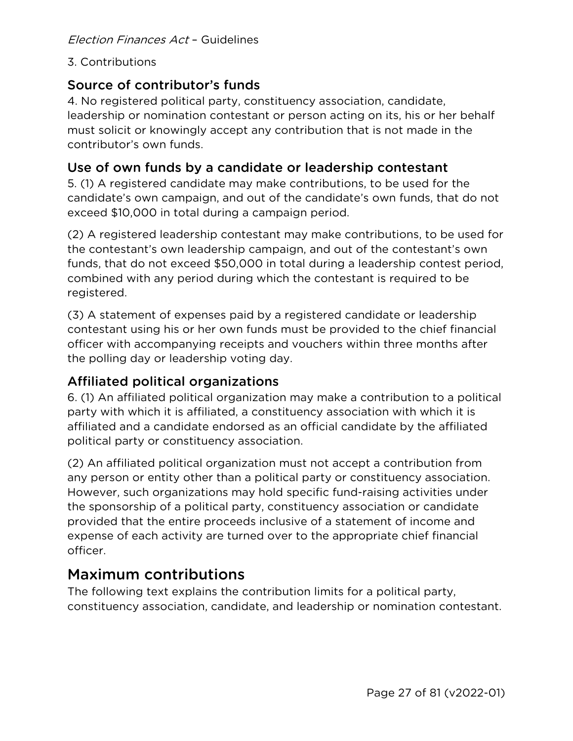3. Contributions

## Source of contributor's funds

4. No registered political party, constituency association, candidate, leadership or nomination contestant or person acting on its, his or her behalf must solicit or knowingly accept any contribution that is not made in the contributor's own funds.

## Use of own funds by a candidate or leadership contestant

5. (1) A registered candidate may make contributions, to be used for the candidate's own campaign, and out of the candidate's own funds, that do not exceed $10,000 in total during a campaign period.

(2) A registered leadership contestant may make contributions, to be used for the contestant's own leadership campaign, and out of the contestant's own funds, that do not exceed $50,000 in total during a leadership contest period, combined with any period during which the contestant is required to be registered.

(3) A statement of expenses paid by a registered candidate or leadership contestant using his or her own funds must be provided to the chief financial officer with accompanying receipts and vouchers within three months after the polling day or leadership voting day.

## Affiliated political organizations

6. (1) An affiliated political organization may make a contribution to a political party with which it is affiliated, a constituency association with which it is affiliated and a candidate endorsed as an official candidate by the affiliated political party or constituency association.

(2) An affiliated political organization must not accept a contribution from any person or entity other than a political party or constituency association. However, such organizations may hold specific fund-raising activities under the sponsorship of a political party, constituency association or candidate provided that the entire proceeds inclusive of a statement of income and expense of each activity are turned over to the appropriate chief financial officer.

# Maximum contributions

The following text explains the contribution limits for a political party, constituency association, candidate, and leadership or nomination contestant.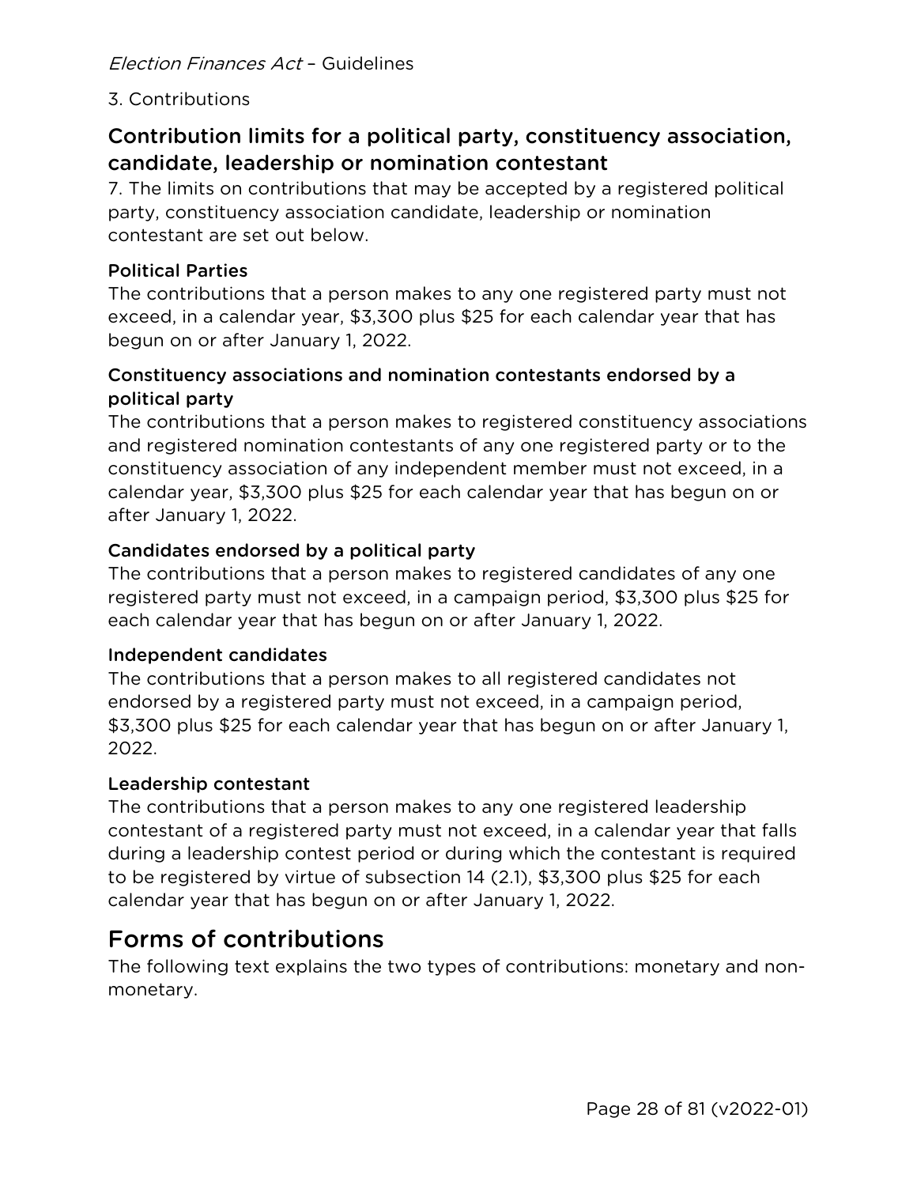3. Contributions

## Contribution limits for a political party, constituency association, candidate, leadership or nomination contestant

7. The limits on contributions that may be accepted by a registered political party, constituency association candidate, leadership or nomination contestant are set out below.

### Political Parties

The contributions that a person makes to any one registered party must not exceed, in a calendar year, $3,300 plus $25 for each calendar year that has begun on or after January 1, 2022.

### Constituency associations and nomination contestants endorsed by a political party

The contributions that a person makes to registered constituency associations and registered nomination contestants of any one registered party or to the constituency association of any independent member must not exceed, in a calendar year, $3,300 plus $25 for each calendar year that has begun on or after January 1, 2022.

### Candidates endorsed by a political party

The contributions that a person makes to registered candidates of any one registered party must not exceed, in a campaign period, $3,300 plus $25 for each calendar year that has begun on or after January 1, 2022.

### Independent candidates

The contributions that a person makes to all registered candidates not endorsed by a registered party must not exceed, in a campaign period, $3,300 plus $25 for each calendar year that has begun on or after January 1, 2022.

### Leadership contestant

The contributions that a person makes to any one registered leadership contestant of a registered party must not exceed, in a calendar year that falls during a leadership contest period or during which the contestant is required to be registered by virtue of subsection 14 (2.1), $3,300 plus $25 for each calendar year that has begun on or after January 1, 2022.

## Forms of contributions

The following text explains the two types of contributions: monetary and non-monetary.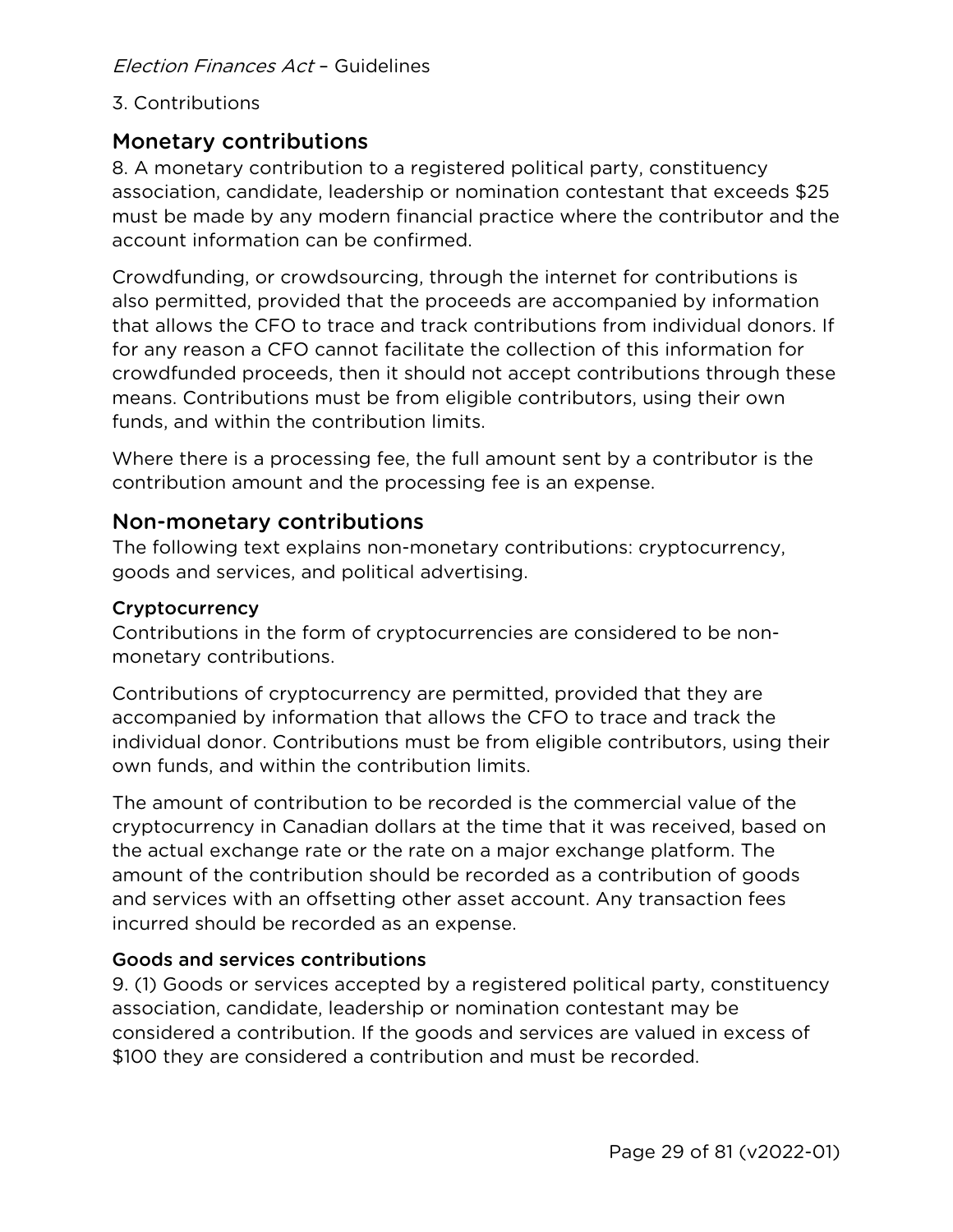3. Contributions

## Monetary contributions

8. A monetary contribution to a registered political party, constituency association, candidate, leadership or nomination contestant that exceeds $25 must be made by any modern financial practice where the contributor and the account information can be confirmed.

Crowdfunding, or crowdsourcing, through the internet for contributions is also permitted, provided that the proceeds are accompanied by information that allows the CFO to trace and track contributions from individual donors. If for any reason a CFO cannot facilitate the collection of this information for crowdfunded proceeds, then it should not accept contributions through these means. Contributions must be from eligible contributors, using their own funds, and within the contribution limits.

Where there is a processing fee, the full amount sent by a contributor is the contribution amount and the processing fee is an expense.

## Non-monetary contributions

The following text explains non-monetary contributions: cryptocurrency, goods and services, and political advertising.

### Cryptocurrency

Contributions in the form of cryptocurrencies are considered to be non-monetary contributions.

Contributions of cryptocurrency are permitted, provided that they are accompanied by information that allows the CFO to trace and track the individual donor. Contributions must be from eligible contributors, using their own funds, and within the contribution limits.

The amount of contribution to be recorded is the commercial value of the cryptocurrency in Canadian dollars at the time that it was received, based on the actual exchange rate or the rate on a major exchange platform. The amount of the contribution should be recorded as a contribution of goods and services with an offsetting other asset account. Any transaction fees incurred should be recorded as an expense.

### Goods and services contributions

9. (1) Goods or services accepted by a registered political party, constituency association, candidate, leadership or nomination contestant may be considered a contribution. If the goods and services are valued in excess of $100 they are considered a contribution and must be recorded.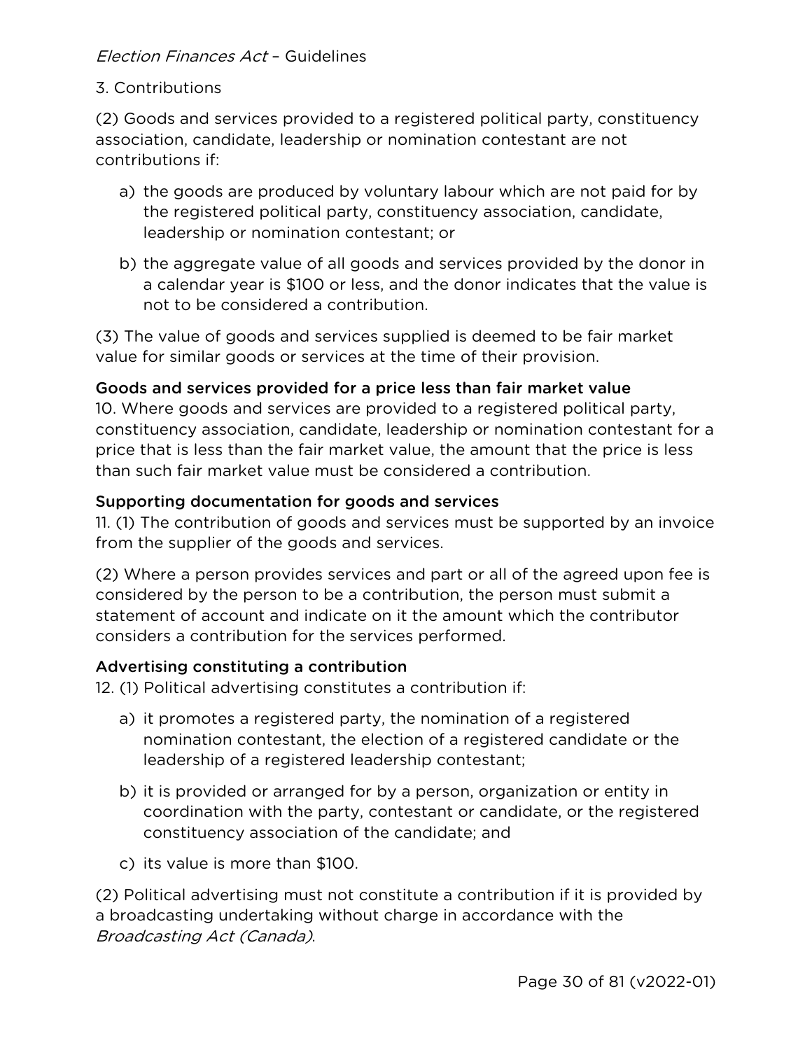3. Contributions

(2) Goods and services provided to a registered political party, constituency association, candidate, leadership or nomination contestant are not contributions if:

a) the goods are produced by voluntary labour which are not paid for by the registered political party, constituency association, candidate, leadership or nomination contestant; or

b) the aggregate value of all goods and services provided by the donor in a calendar year is $100 or less, and the donor indicates that the value is not to be considered a contribution.

(3) The value of goods and services supplied is deemed to be fair market value for similar goods or services at the time of their provision.

#### Goods and services provided for a price less than fair market value

10. Where goods and services are provided to a registered political party, constituency association, candidate, leadership or nomination contestant for a price that is less than the fair market value, the amount that the price is less than such fair market value must be considered a contribution.

#### Supporting documentation for goods and services

11. (1) The contribution of goods and services must be supported by an invoice from the supplier of the goods and services.

(2) Where a person provides services and part or all of the agreed upon fee is considered by the person to be a contribution, the person must submit a statement of account and indicate on it the amount which the contributor considers a contribution for the services performed.

#### Advertising constituting a contribution

12. (1) Political advertising constitutes a contribution if:

a) it promotes a registered party, the nomination of a registered nomination contestant, the election of a registered candidate or the leadership of a registered leadership contestant;

b) it is provided or arranged for by a person, organization or entity in coordination with the party, contestant or candidate, or the registered constituency association of the candidate; and

c) its value is more than $100.

(2) Political advertising must not constitute a contribution if it is provided by a broadcasting undertaking without charge in accordance with the *Broadcasting Act (Canada)*.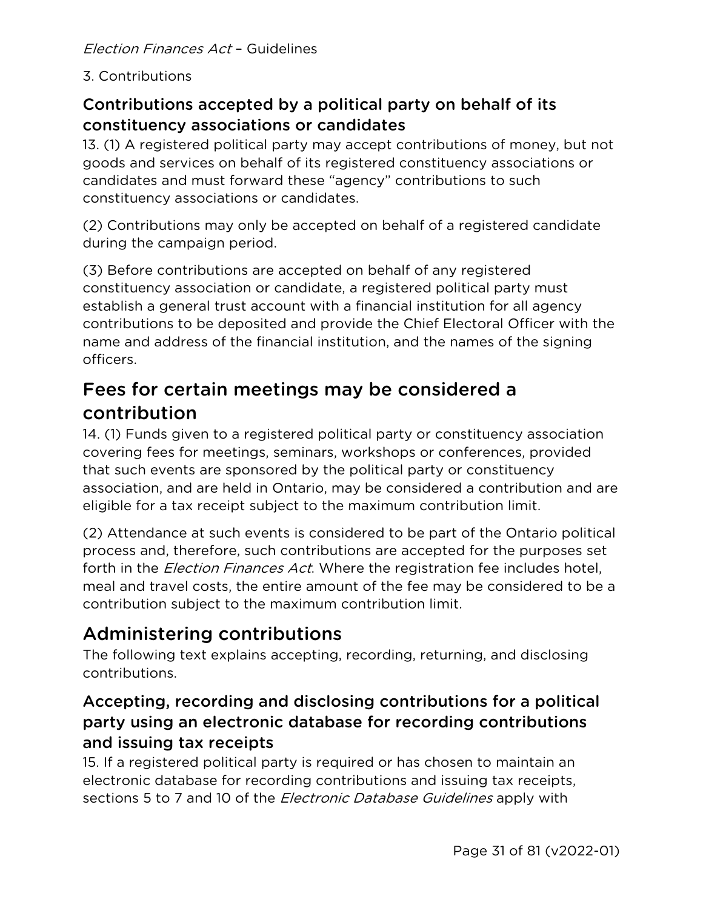3. Contributions

### Contributions accepted by a political party on behalf of its constituency associations or candidates

13. (1) A registered political party may accept contributions of money, but not goods and services on behalf of its registered constituency associations or candidates and must forward these "agency" contributions to such constituency associations or candidates.

(2) Contributions may only be accepted on behalf of a registered candidate during the campaign period.

(3) Before contributions are accepted on behalf of any registered constituency association or candidate, a registered political party must establish a general trust account with a financial institution for all agency contributions to be deposited and provide the Chief Electoral Officer with the name and address of the financial institution, and the names of the signing officers.

## Fees for certain meetings may be considered a contribution

14. (1) Funds given to a registered political party or constituency association covering fees for meetings, seminars, workshops or conferences, provided that such events are sponsored by the political party or constituency association, and are held in Ontario, may be considered a contribution and are eligible for a tax receipt subject to the maximum contribution limit.

(2) Attendance at such events is considered to be part of the Ontario political process and, therefore, such contributions are accepted for the purposes set forth in the *Election Finances Act*. Where the registration fee includes hotel, meal and travel costs, the entire amount of the fee may be considered to be a contribution subject to the maximum contribution limit.

## Administering contributions

The following text explains accepting, recording, returning, and disclosing contributions.

### Accepting, recording and disclosing contributions for a political party using an electronic database for recording contributions and issuing tax receipts

15. If a registered political party is required or has chosen to maintain an electronic database for recording contributions and issuing tax receipts, sections 5 to 7 and 10 of the *Electronic Database Guidelines* apply with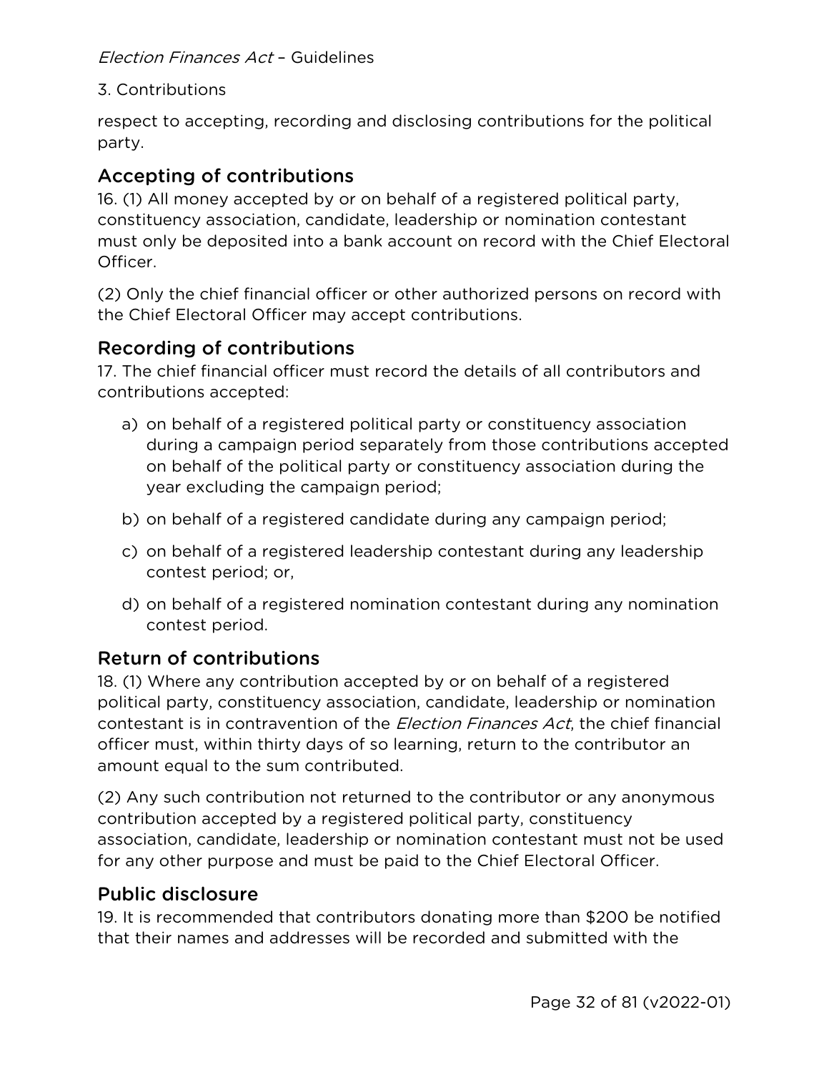respect to accepting, recording and disclosing contributions for the political party.

## Accepting of contributions

16. (1) All money accepted by or on behalf of a registered political party, constituency association, candidate, leadership or nomination contestant must only be deposited into a bank account on record with the Chief Electoral Officer.

(2) Only the chief financial officer or other authorized persons on record with the Chief Electoral Officer may accept contributions.

## Recording of contributions

17. The chief financial officer must record the details of all contributors and contributions accepted:

a) on behalf of a registered political party or constituency association during a campaign period separately from those contributions accepted on behalf of the political party or constituency association during the year excluding the campaign period;

b) on behalf of a registered candidate during any campaign period;

c) on behalf of a registered leadership contestant during any leadership contest period; or,

d) on behalf of a registered nomination contestant during any nomination contest period.

## Return of contributions

18. (1) Where any contribution accepted by or on behalf of a registered political party, constituency association, candidate, leadership or nomination contestant is in contravention of the *Election Finances Act*, the chief financial officer must, within thirty days of so learning, return to the contributor an amount equal to the sum contributed.

(2) Any such contribution not returned to the contributor or any anonymous contribution accepted by a registered political party, constituency association, candidate, leadership or nomination contestant must not be used for any other purpose and must be paid to the Chief Electoral Officer.

## Public disclosure

19. It is recommended that contributors donating more than $200 be notified that their names and addresses will be recorded and submitted with the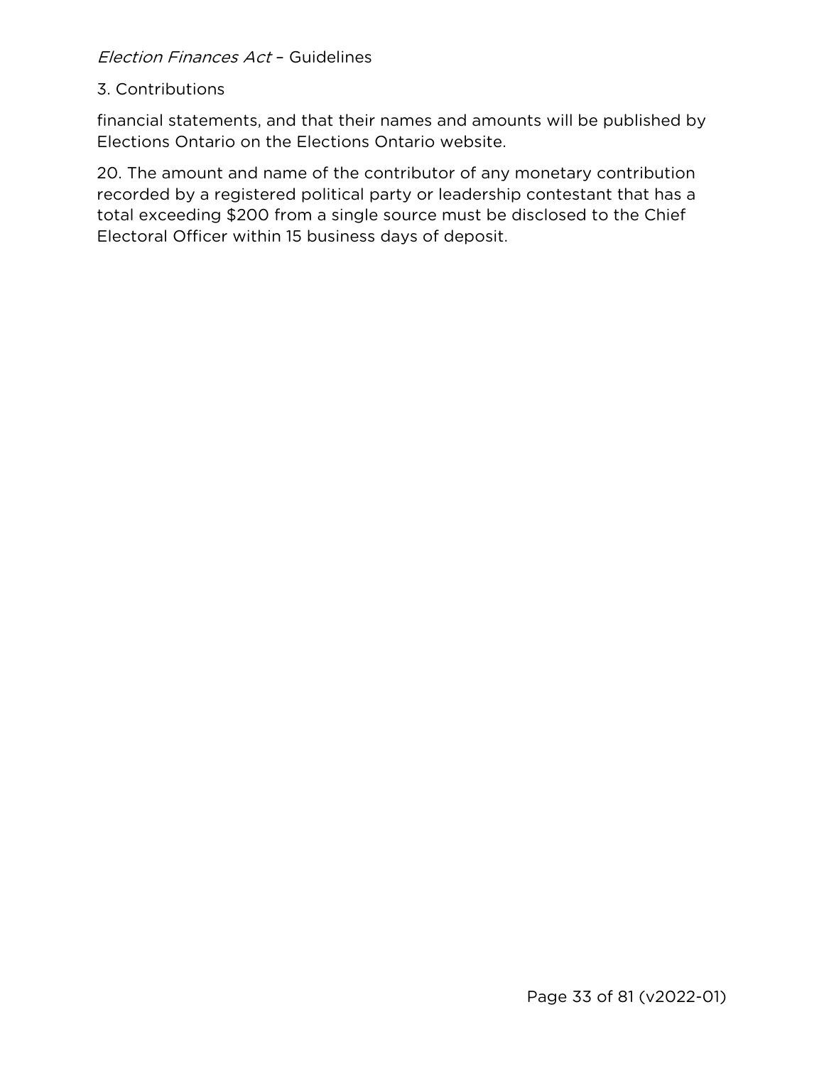financial statements, and that their names and amounts will be published by Elections Ontario on the Elections Ontario website.

20. The amount and name of the contributor of any monetary contribution recorded by a registered political party or leadership contestant that has a total exceeding $200 from a single source must be disclosed to the Chief Electoral Officer within 15 business days of deposit.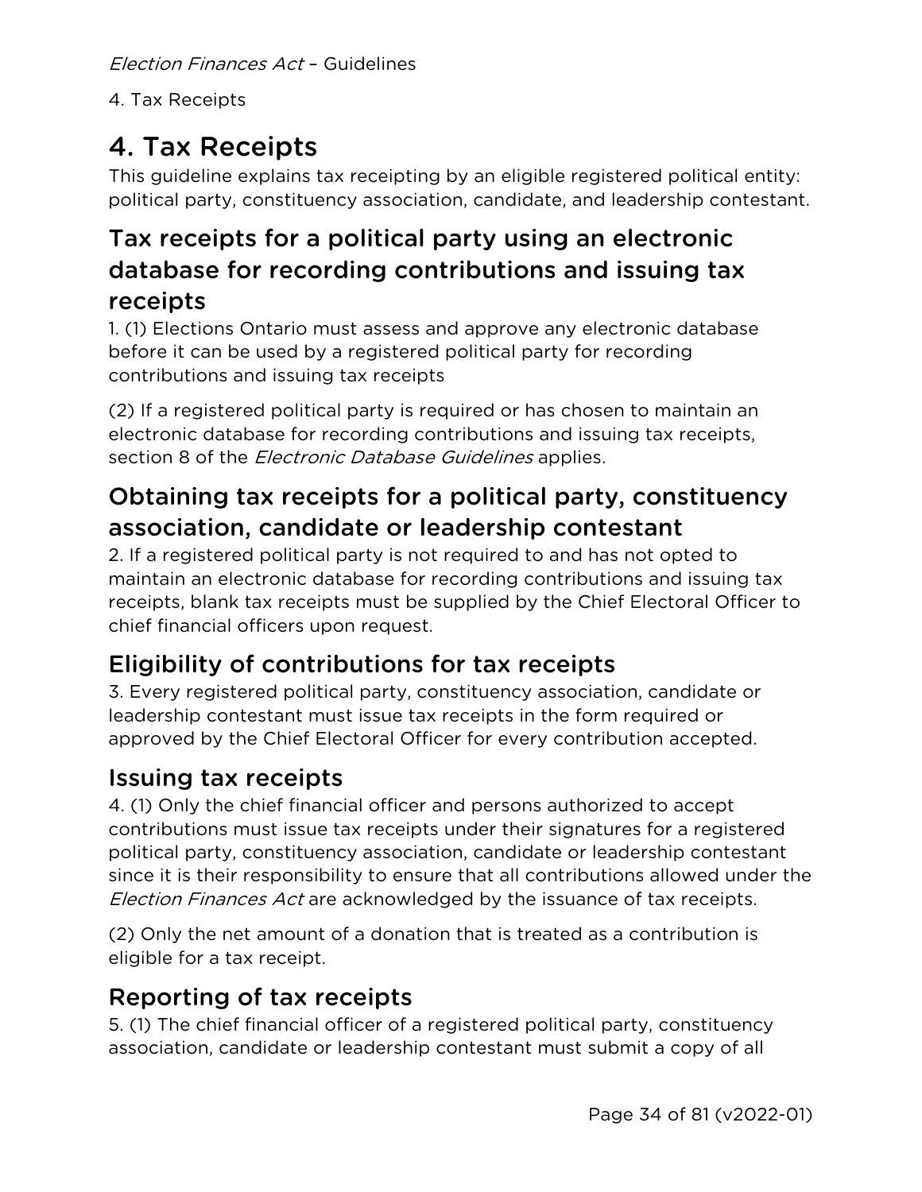# 4. Tax Receipts

This guideline explains tax receipting by an eligible registered political entity: political party, constituency association, candidate, and leadership contestant.

## Tax receipts for a political party using an electronic database for recording contributions and issuing tax receipts

1. (1) Elections Ontario must assess and approve any electronic database before it can be used by a registered political party for recording contributions and issuing tax receipts

(2) If a registered political party is required or has chosen to maintain an electronic database for recording contributions and issuing tax receipts, section 8 of the *Electronic Database Guidelines* applies.

## Obtaining tax receipts for a political party, constituency association, candidate or leadership contestant

2. If a registered political party is not required to and has not opted to maintain an electronic database for recording contributions and issuing tax receipts, blank tax receipts must be supplied by the Chief Electoral Officer to chief financial officers upon request.

## Eligibility of contributions for tax receipts

3. Every registered political party, constituency association, candidate or leadership contestant must issue tax receipts in the form required or approved by the Chief Electoral Officer for every contribution accepted.

## Issuing tax receipts

4. (1) Only the chief financial officer and persons authorized to accept contributions must issue tax receipts under their signatures for a registered political party, constituency association, candidate or leadership contestant since it is their responsibility to ensure that all contributions allowed under the *Election Finances Act* are acknowledged by the issuance of tax receipts.

(2) Only the net amount of a donation that is treated as a contribution is eligible for a tax receipt.

## Reporting of tax receipts

5. (1) The chief financial officer of a registered political party, constituency association, candidate or leadership contestant must submit a copy of all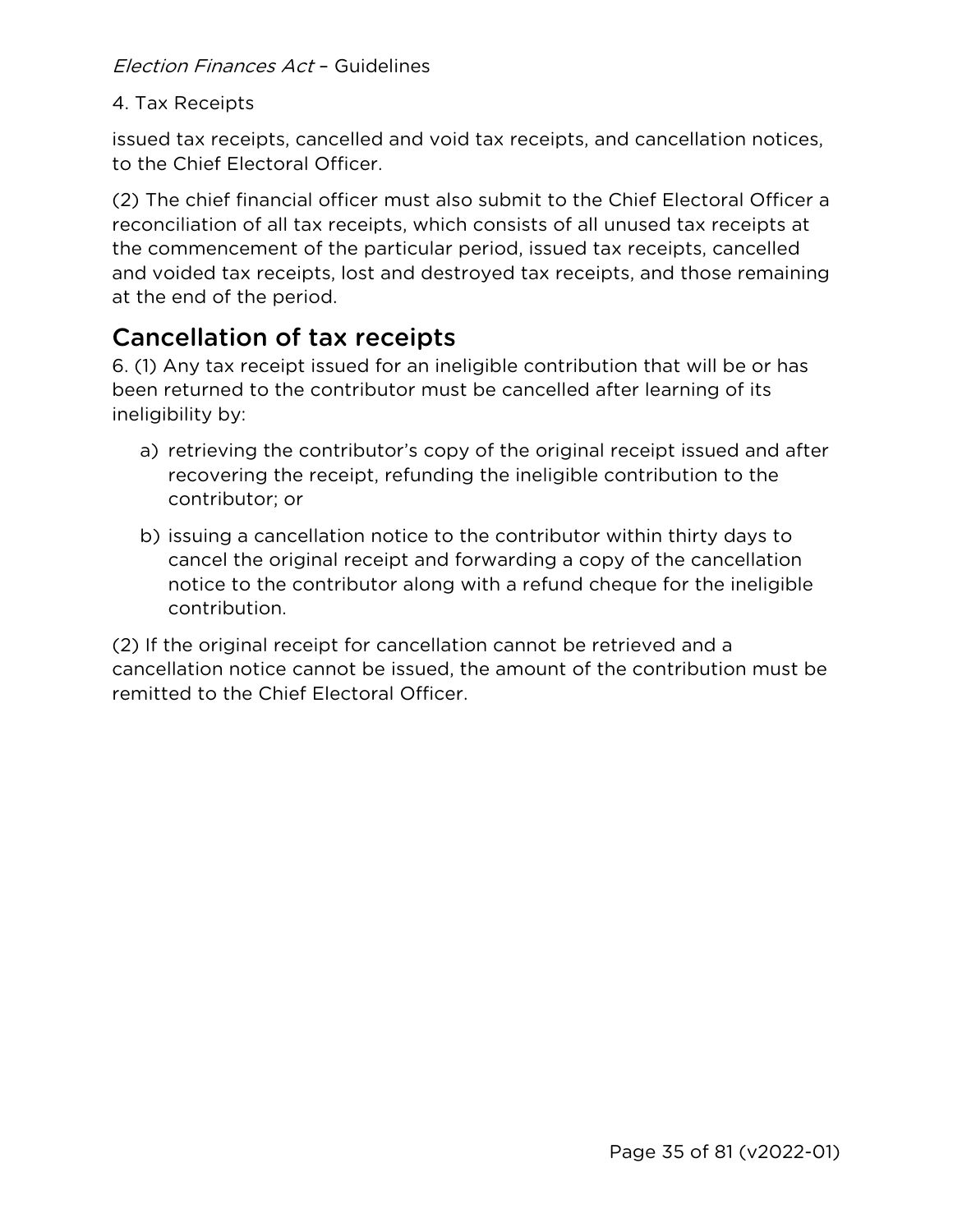issued tax receipts, cancelled and void tax receipts, and cancellation notices, to the Chief Electoral Officer.

(2) The chief financial officer must also submit to the Chief Electoral Officer a reconciliation of all tax receipts, which consists of all unused tax receipts at the commencement of the particular period, issued tax receipts, cancelled and voided tax receipts, lost and destroyed tax receipts, and those remaining at the end of the period.

## Cancellation of tax receipts

6. (1) Any tax receipt issued for an ineligible contribution that will be or has been returned to the contributor must be cancelled after learning of its ineligibility by:

a) retrieving the contributor's copy of the original receipt issued and after recovering the receipt, refunding the ineligible contribution to the contributor; or

b) issuing a cancellation notice to the contributor within thirty days to cancel the original receipt and forwarding a copy of the cancellation notice to the contributor along with a refund cheque for the ineligible contribution.

(2) If the original receipt for cancellation cannot be retrieved and a cancellation notice cannot be issued, the amount of the contribution must be remitted to the Chief Electoral Officer.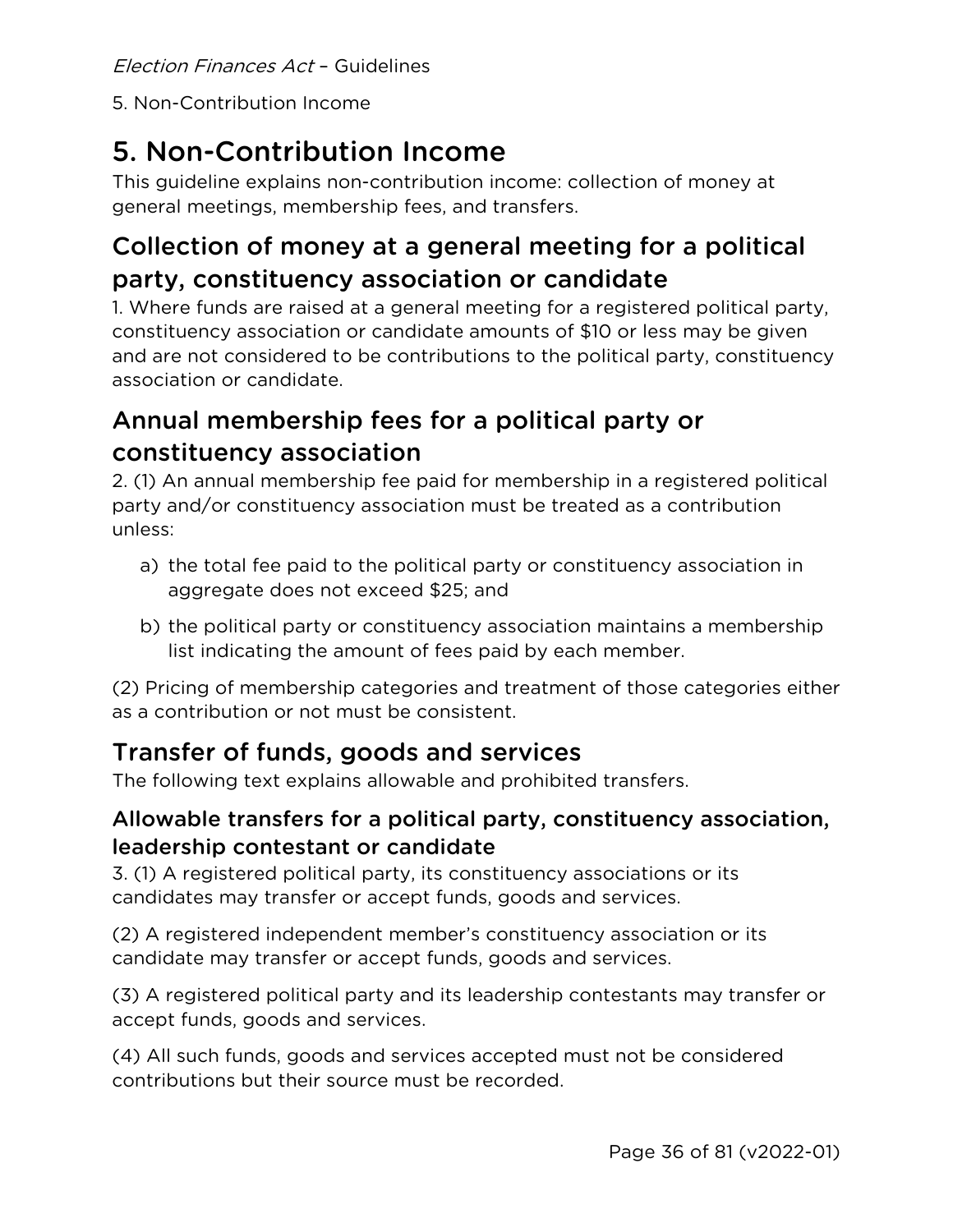# 5. Non-Contribution Income

This guideline explains non-contribution income: collection of money at general meetings, membership fees, and transfers.

## Collection of money at a general meeting for a political party, constituency association or candidate

1. Where funds are raised at a general meeting for a registered political party, constituency association or candidate amounts of $10 or less may be given and are not considered to be contributions to the political party, constituency association or candidate.

## Annual membership fees for a political party or constituency association

2. (1) An annual membership fee paid for membership in a registered political party and/or constituency association must be treated as a contribution unless:

a) the total fee paid to the political party or constituency association in aggregate does not exceed $25; and

b) the political party or constituency association maintains a membership list indicating the amount of fees paid by each member.

(2) Pricing of membership categories and treatment of those categories either as a contribution or not must be consistent.

## Transfer of funds, goods and services

The following text explains allowable and prohibited transfers.

### Allowable transfers for a political party, constituency association, leadership contestant or candidate

3. (1) A registered political party, its constituency associations or its candidates may transfer or accept funds, goods and services.

(2) A registered independent member's constituency association or its candidate may transfer or accept funds, goods and services.

(3) A registered political party and its leadership contestants may transfer or accept funds, goods and services.

(4) All such funds, goods and services accepted must not be considered contributions but their source must be recorded.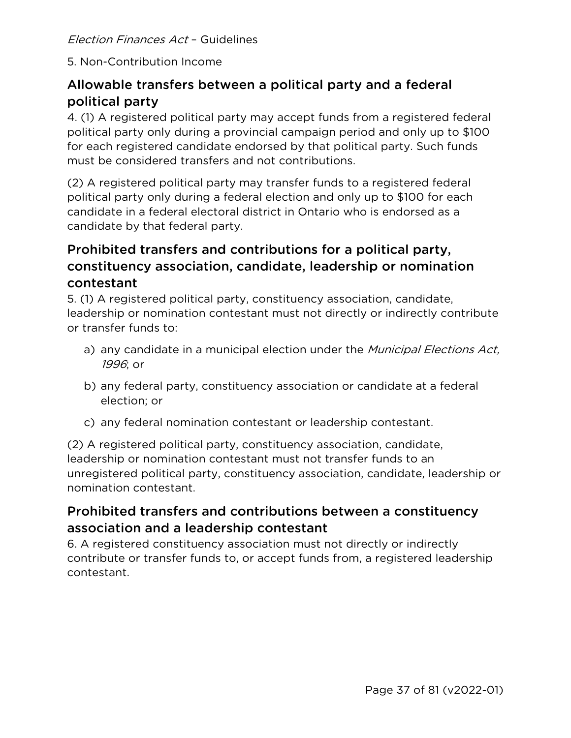5. Non-Contribution Income

## Allowable transfers between a political party and a federal political party

4. (1) A registered political party may accept funds from a registered federal political party only during a provincial campaign period and only up to $100 for each registered candidate endorsed by that political party. Such funds must be considered transfers and not contributions.

(2) A registered political party may transfer funds to a registered federal political party only during a federal election and only up to $100 for each candidate in a federal electoral district in Ontario who is endorsed as a candidate by that federal party.

## Prohibited transfers and contributions for a political party, constituency association, candidate, leadership or nomination contestant

5. (1) A registered political party, constituency association, candidate, leadership or nomination contestant must not directly or indirectly contribute or transfer funds to:

a) any candidate in a municipal election under the *Municipal Elections Act, 1996*; or

b) any federal party, constituency association or candidate at a federal election; or

c) any federal nomination contestant or leadership contestant.

(2) A registered political party, constituency association, candidate, leadership or nomination contestant must not transfer funds to an unregistered political party, constituency association, candidate, leadership or nomination contestant.

## Prohibited transfers and contributions between a constituency association and a leadership contestant

6. A registered constituency association must not directly or indirectly contribute or transfer funds to, or accept funds from, a registered leadership contestant.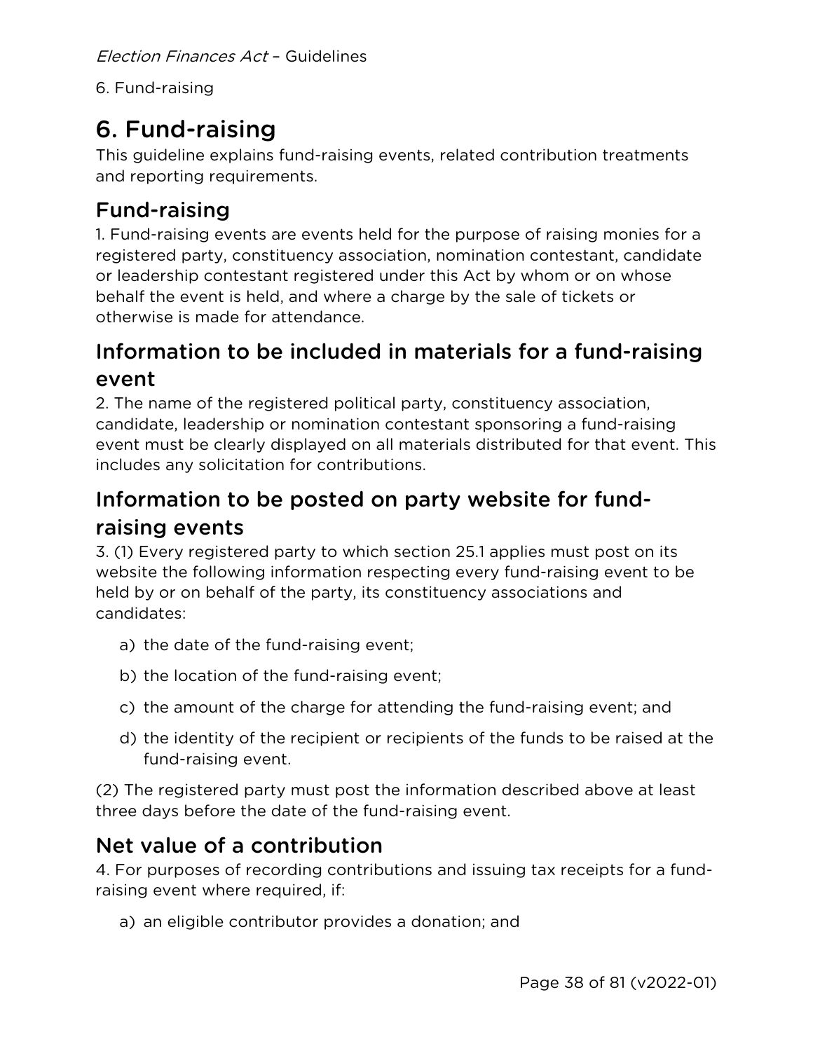# 6. Fund-raising

This guideline explains fund-raising events, related contribution treatments and reporting requirements.

## Fund-raising

1. Fund-raising events are events held for the purpose of raising monies for a registered party, constituency association, nomination contestant, candidate or leadership contestant registered under this Act by whom or on whose behalf the event is held, and where a charge by the sale of tickets or otherwise is made for attendance.

## Information to be included in materials for a fund-raising event

2. The name of the registered political party, constituency association, candidate, leadership or nomination contestant sponsoring a fund-raising event must be clearly displayed on all materials distributed for that event. This includes any solicitation for contributions.

## Information to be posted on party website for fund-raising events

3. (1) Every registered party to which section 25.1 applies must post on its website the following information respecting every fund-raising event to be held by or on behalf of the party, its constituency associations and candidates:

a) the date of the fund-raising event;

b) the location of the fund-raising event;

c) the amount of the charge for attending the fund-raising event; and

d) the identity of the recipient or recipients of the funds to be raised at the fund-raising event.

(2) The registered party must post the information described above at least three days before the date of the fund-raising event.

## Net value of a contribution

4. For purposes of recording contributions and issuing tax receipts for a fund-raising event where required, if:

a) an eligible contributor provides a donation; and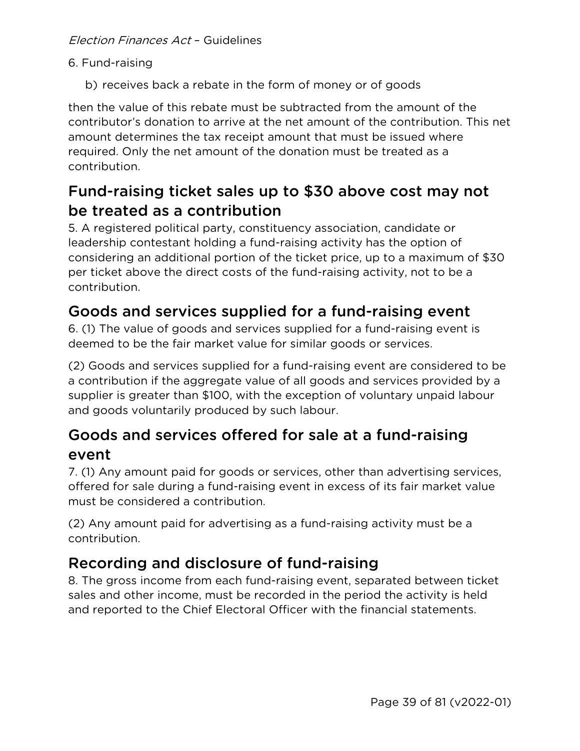b) receives back a rebate in the form of money or of goods

then the value of this rebate must be subtracted from the amount of the contributor's donation to arrive at the net amount of the contribution. This net amount determines the tax receipt amount that must be issued where required. Only the net amount of the donation must be treated as a contribution.

## Fund-raising ticket sales up to $30 above cost may not be treated as a contribution

5. A registered political party, constituency association, candidate or leadership contestant holding a fund-raising activity has the option of considering an additional portion of the ticket price, up to a maximum of $30 per ticket above the direct costs of the fund-raising activity, not to be a contribution.

## Goods and services supplied for a fund-raising event

6. (1) The value of goods and services supplied for a fund-raising event is deemed to be the fair market value for similar goods or services.

(2) Goods and services supplied for a fund-raising event are considered to be a contribution if the aggregate value of all goods and services provided by a supplier is greater than $100, with the exception of voluntary unpaid labour and goods voluntarily produced by such labour.

## Goods and services offered for sale at a fund-raising event

7. (1) Any amount paid for goods or services, other than advertising services, offered for sale during a fund-raising event in excess of its fair market value must be considered a contribution.

(2) Any amount paid for advertising as a fund-raising activity must be a contribution.

## Recording and disclosure of fund-raising

8. The gross income from each fund-raising event, separated between ticket sales and other income, must be recorded in the period the activity is held and reported to the Chief Electoral Officer with the financial statements.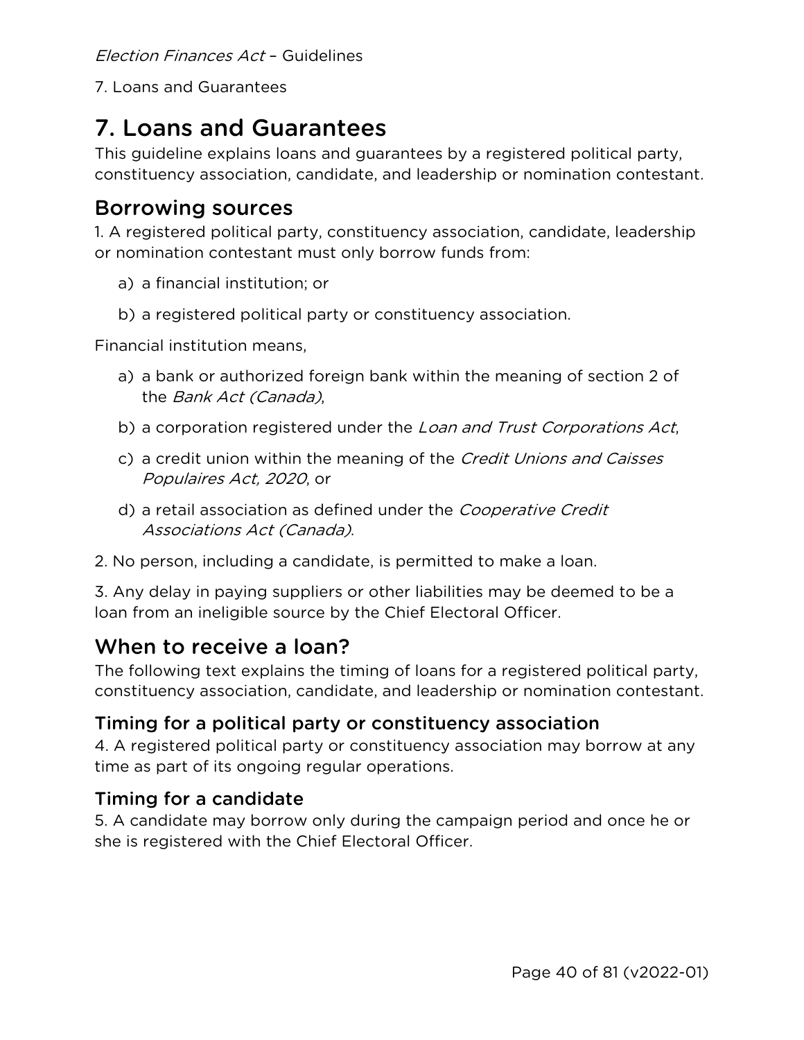# 7. Loans and Guarantees

This guideline explains loans and guarantees by a registered political party, constituency association, candidate, and leadership or nomination contestant.

## Borrowing sources

1. A registered political party, constituency association, candidate, leadership or nomination contestant must only borrow funds from:

   a) a financial institution; or

   b) a registered political party or constituency association.

Financial institution means,

   a) a bank or authorized foreign bank within the meaning of section 2 of the *Bank Act (Canada)*,

   b) a corporation registered under the *Loan and Trust Corporations Act*,

   c) a credit union within the meaning of the *Credit Unions and Caisses Populaires Act, 2020*, or

   d) a retail association as defined under the *Cooperative Credit Associations Act (Canada)*.

2. No person, including a candidate, is permitted to make a loan.

3. Any delay in paying suppliers or other liabilities may be deemed to be a loan from an ineligible source by the Chief Electoral Officer.

## When to receive a loan?

The following text explains the timing of loans for a registered political party, constituency association, candidate, and leadership or nomination contestant.

### Timing for a political party or constituency association

4. A registered political party or constituency association may borrow at any time as part of its ongoing regular operations.

### Timing for a candidate

5. A candidate may borrow only during the campaign period and once he or she is registered with the Chief Electoral Officer.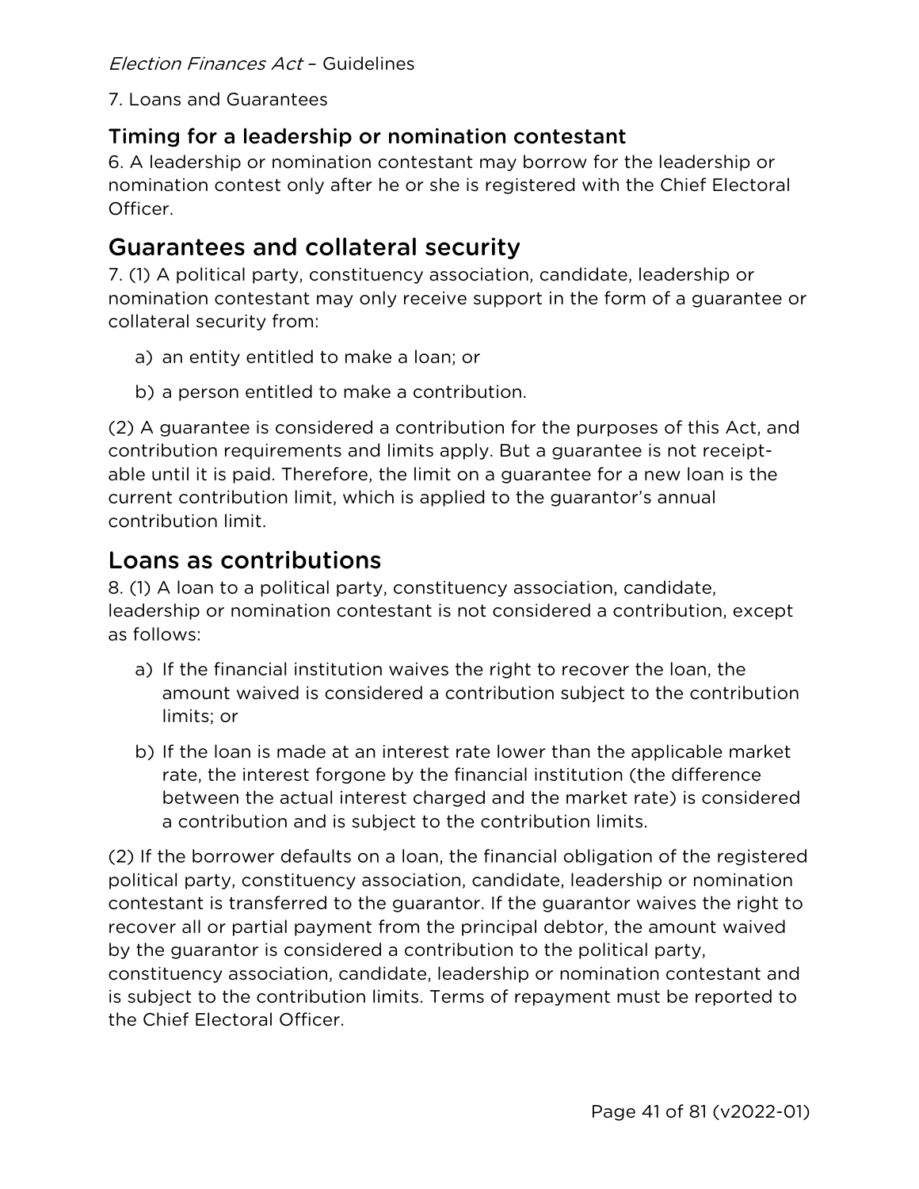### Timing for a leadership or nomination contestant

6. A leadership or nomination contestant may borrow for the leadership or nomination contest only after he or she is registered with the Chief Electoral Officer.

## Guarantees and collateral security

7. (1) A political party, constituency association, candidate, leadership or nomination contestant may only receive support in the form of a guarantee or collateral security from:

a) an entity entitled to make a loan; or

b) a person entitled to make a contribution.

(2) A guarantee is considered a contribution for the purposes of this Act, and contribution requirements and limits apply. But a guarantee is not receipt-able until it is paid. Therefore, the limit on a guarantee for a new loan is the current contribution limit, which is applied to the guarantor's annual contribution limit.

## Loans as contributions

8. (1) A loan to a political party, constituency association, candidate, leadership or nomination contestant is not considered a contribution, except as follows:

a) If the financial institution waives the right to recover the loan, the amount waived is considered a contribution subject to the contribution limits; or

b) If the loan is made at an interest rate lower than the applicable market rate, the interest forgone by the financial institution (the difference between the actual interest charged and the market rate) is considered a contribution and is subject to the contribution limits.

(2) If the borrower defaults on a loan, the financial obligation of the registered political party, constituency association, candidate, leadership or nomination contestant is transferred to the guarantor. If the guarantor waives the right to recover all or partial payment from the principal debtor, the amount waived by the guarantor is considered a contribution to the political party, constituency association, candidate, leadership or nomination contestant and is subject to the contribution limits. Terms of repayment must be reported to the Chief Electoral Officer.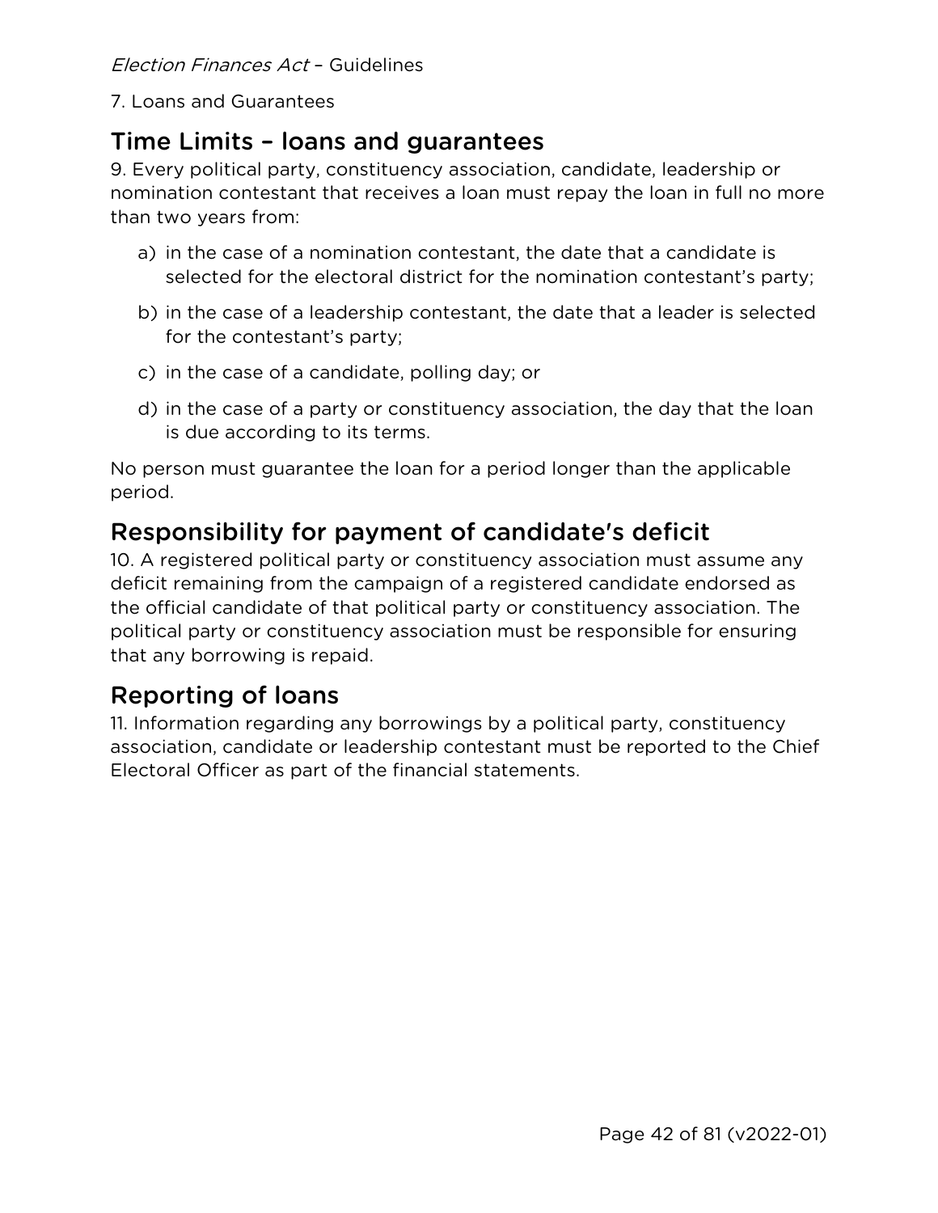7. Loans and Guarantees

## Time Limits – loans and guarantees

9. Every political party, constituency association, candidate, leadership or nomination contestant that receives a loan must repay the loan in full no more than two years from:

a) in the case of a nomination contestant, the date that a candidate is selected for the electoral district for the nomination contestant's party;

b) in the case of a leadership contestant, the date that a leader is selected for the contestant's party;

c) in the case of a candidate, polling day; or

d) in the case of a party or constituency association, the day that the loan is due according to its terms.

No person must guarantee the loan for a period longer than the applicable period.

## Responsibility for payment of candidate's deficit

10. A registered political party or constituency association must assume any deficit remaining from the campaign of a registered candidate endorsed as the official candidate of that political party or constituency association. The political party or constituency association must be responsible for ensuring that any borrowing is repaid.

## Reporting of loans

11. Information regarding any borrowings by a political party, constituency association, candidate or leadership contestant must be reported to the Chief Electoral Officer as part of the financial statements.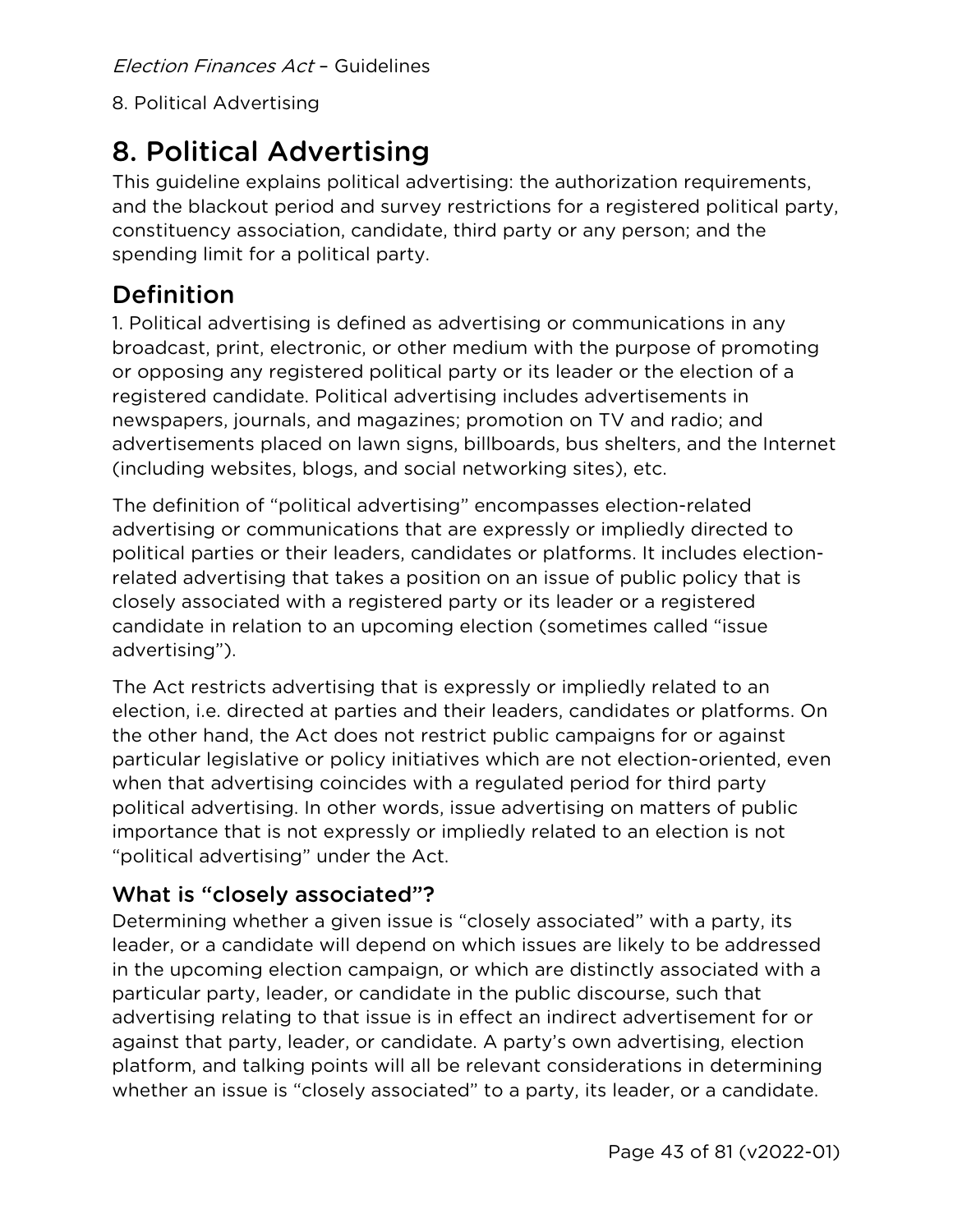# 8. Political Advertising

This guideline explains political advertising: the authorization requirements, and the blackout period and survey restrictions for a registered political party, constituency association, candidate, third party or any person; and the spending limit for a political party.

## Definition

1. Political advertising is defined as advertising or communications in any broadcast, print, electronic, or other medium with the purpose of promoting or opposing any registered political party or its leader or the election of a registered candidate. Political advertising includes advertisements in newspapers, journals, and magazines; promotion on TV and radio; and advertisements placed on lawn signs, billboards, bus shelters, and the Internet (including websites, blogs, and social networking sites), etc.

The definition of "political advertising" encompasses election-related advertising or communications that are expressly or impliedly directed to political parties or their leaders, candidates or platforms. It includes election-related advertising that takes a position on an issue of public policy that is closely associated with a registered party or its leader or a registered candidate in relation to an upcoming election (sometimes called "issue advertising").

The Act restricts advertising that is expressly or impliedly related to an election, i.e. directed at parties and their leaders, candidates or platforms. On the other hand, the Act does not restrict public campaigns for or against particular legislative or policy initiatives which are not election-oriented, even when that advertising coincides with a regulated period for third party political advertising. In other words, issue advertising on matters of public importance that is not expressly or impliedly related to an election is not "political advertising" under the Act.

### What is "closely associated"?

Determining whether a given issue is "closely associated" with a party, its leader, or a candidate will depend on which issues are likely to be addressed in the upcoming election campaign, or which are distinctly associated with a particular party, leader, or candidate in the public discourse, such that advertising relating to that issue is in effect an indirect advertisement for or against that party, leader, or candidate. A party's own advertising, election platform, and talking points will all be relevant considerations in determining whether an issue is "closely associated" to a party, its leader, or a candidate.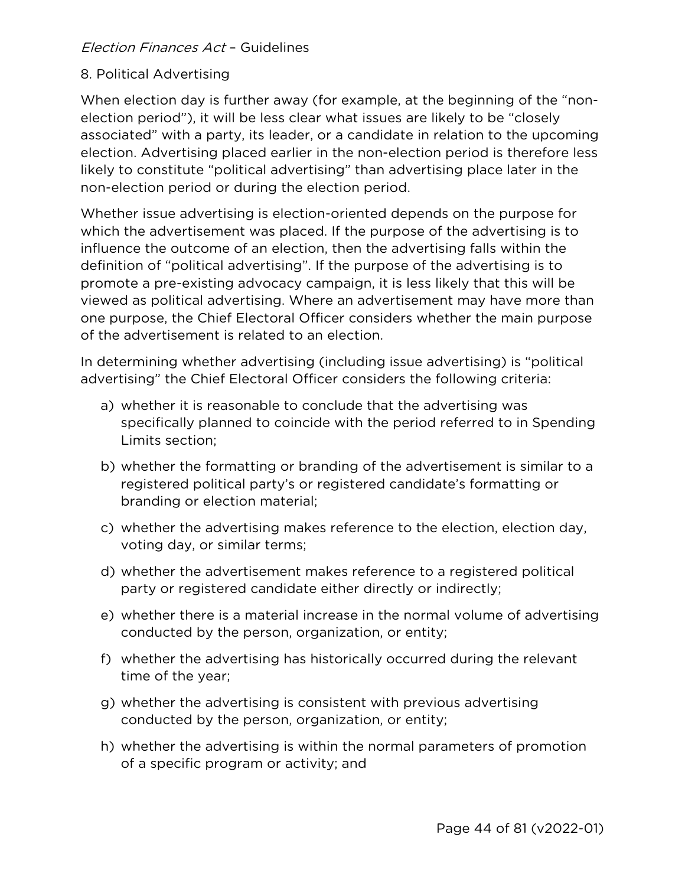8. Political Advertising

When election day is further away (for example, at the beginning of the "non-election period"), it will be less clear what issues are likely to be "closely associated" with a party, its leader, or a candidate in relation to the upcoming election. Advertising placed earlier in the non-election period is therefore less likely to constitute "political advertising" than advertising place later in the non-election period or during the election period.

Whether issue advertising is election-oriented depends on the purpose for which the advertisement was placed. If the purpose of the advertising is to influence the outcome of an election, then the advertising falls within the definition of "political advertising". If the purpose of the advertising is to promote a pre-existing advocacy campaign, it is less likely that this will be viewed as political advertising. Where an advertisement may have more than one purpose, the Chief Electoral Officer considers whether the main purpose of the advertisement is related to an election.

In determining whether advertising (including issue advertising) is "political advertising" the Chief Electoral Officer considers the following criteria:

a) whether it is reasonable to conclude that the advertising was specifically planned to coincide with the period referred to in Spending Limits section;

b) whether the formatting or branding of the advertisement is similar to a registered political party's or registered candidate's formatting or branding or election material;

c) whether the advertising makes reference to the election, election day, voting day, or similar terms;

d) whether the advertisement makes reference to a registered political party or registered candidate either directly or indirectly;

e) whether there is a material increase in the normal volume of advertising conducted by the person, organization, or entity;

f) whether the advertising has historically occurred during the relevant time of the year;

g) whether the advertising is consistent with previous advertising conducted by the person, organization, or entity;

h) whether the advertising is within the normal parameters of promotion of a specific program or activity; and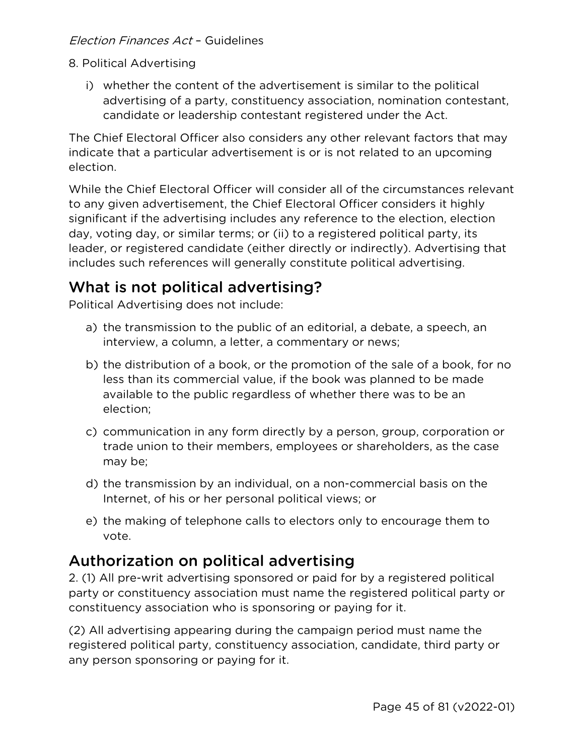8. Political Advertising

i) whether the content of the advertisement is similar to the political advertising of a party, constituency association, nomination contestant, candidate or leadership contestant registered under the Act.

The Chief Electoral Officer also considers any other relevant factors that may indicate that a particular advertisement is or is not related to an upcoming election.

While the Chief Electoral Officer will consider all of the circumstances relevant to any given advertisement, the Chief Electoral Officer considers it highly significant if the advertising includes any reference to the election, election day, voting day, or similar terms; or (ii) to a registered political party, its leader, or registered candidate (either directly or indirectly). Advertising that includes such references will generally constitute political advertising.

## What is not political advertising?

Political Advertising does not include:

a) the transmission to the public of an editorial, a debate, a speech, an interview, a column, a letter, a commentary or news;

b) the distribution of a book, or the promotion of the sale of a book, for no less than its commercial value, if the book was planned to be made available to the public regardless of whether there was to be an election;

c) communication in any form directly by a person, group, corporation or trade union to their members, employees or shareholders, as the case may be;

d) the transmission by an individual, on a non-commercial basis on the Internet, of his or her personal political views; or

e) the making of telephone calls to electors only to encourage them to vote.

## Authorization on political advertising

2. (1) All pre-writ advertising sponsored or paid for by a registered political party or constituency association must name the registered political party or constituency association who is sponsoring or paying for it.

(2) All advertising appearing during the campaign period must name the registered political party, constituency association, candidate, third party or any person sponsoring or paying for it.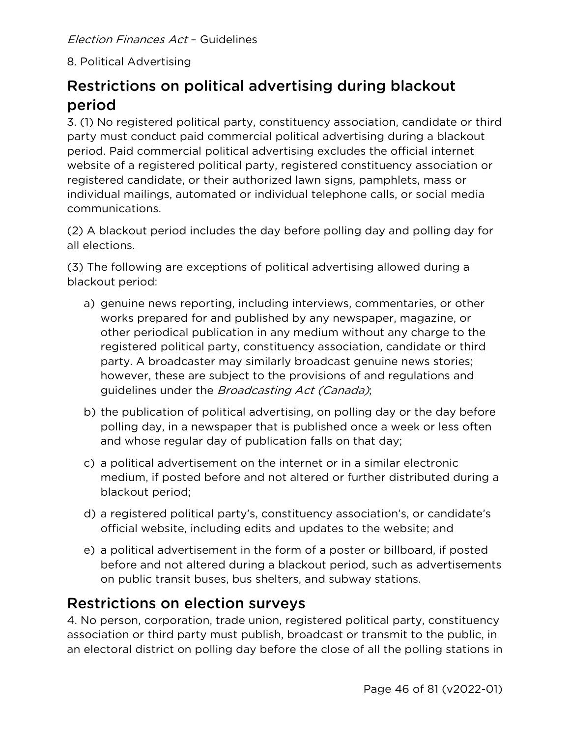8. Political Advertising

## Restrictions on political advertising during blackout period

3. (1) No registered political party, constituency association, candidate or third party must conduct paid commercial political advertising during a blackout period. Paid commercial political advertising excludes the official internet website of a registered political party, registered constituency association or registered candidate, or their authorized lawn signs, pamphlets, mass or individual mailings, automated or individual telephone calls, or social media communications.

(2) A blackout period includes the day before polling day and polling day for all elections.

(3) The following are exceptions of political advertising allowed during a blackout period:

a) genuine news reporting, including interviews, commentaries, or other works prepared for and published by any newspaper, magazine, or other periodical publication in any medium without any charge to the registered political party, constituency association, candidate or third party. A broadcaster may similarly broadcast genuine news stories; however, these are subject to the provisions of and regulations and guidelines under the *Broadcasting Act (Canada)*;

b) the publication of political advertising, on polling day or the day before polling day, in a newspaper that is published once a week or less often and whose regular day of publication falls on that day;

c) a political advertisement on the internet or in a similar electronic medium, if posted before and not altered or further distributed during a blackout period;

d) a registered political party's, constituency association's, or candidate's official website, including edits and updates to the website; and

e) a political advertisement in the form of a poster or billboard, if posted before and not altered during a blackout period, such as advertisements on public transit buses, bus shelters, and subway stations.

## Restrictions on election surveys

4. No person, corporation, trade union, registered political party, constituency association or third party must publish, broadcast or transmit to the public, in an electoral district on polling day before the close of all the polling stations in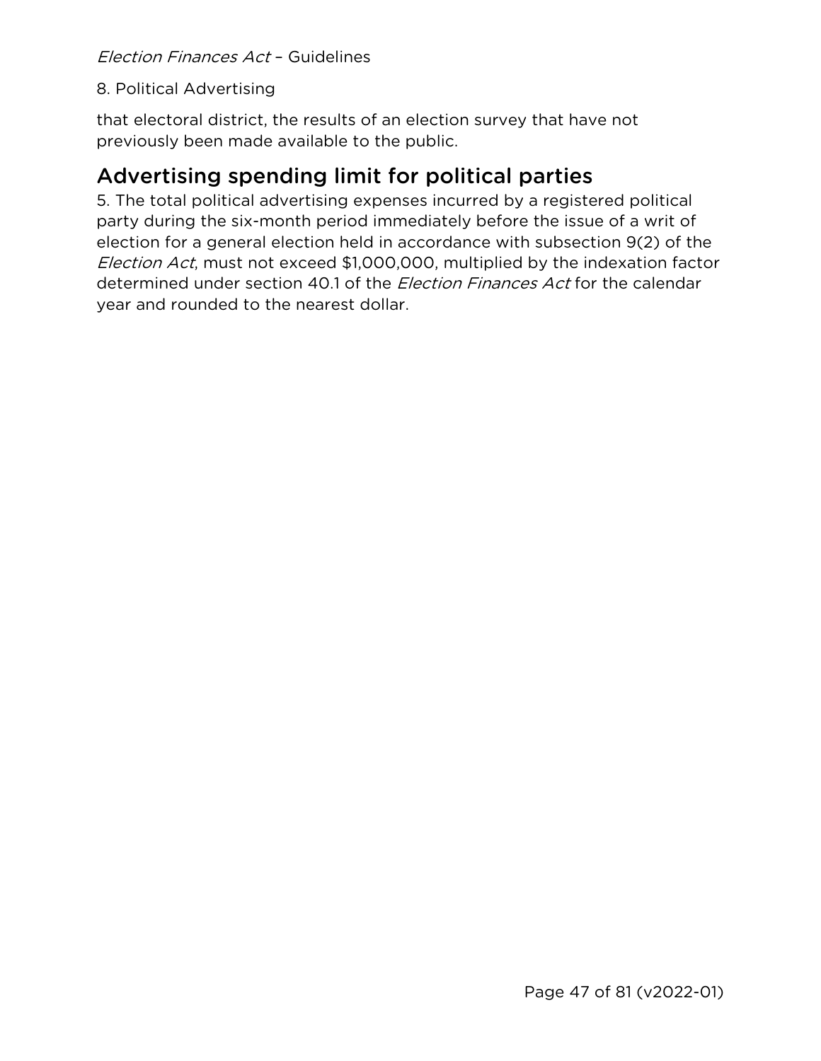that electoral district, the results of an election survey that have not previously been made available to the public.

## Advertising spending limit for political parties

5. The total political advertising expenses incurred by a registered political party during the six-month period immediately before the issue of a writ of election for a general election held in accordance with subsection 9(2) of the *Election Act*, must not exceed $1,000,000, multiplied by the indexation factor determined under section 40.1 of the *Election Finances Act* for the calendar year and rounded to the nearest dollar.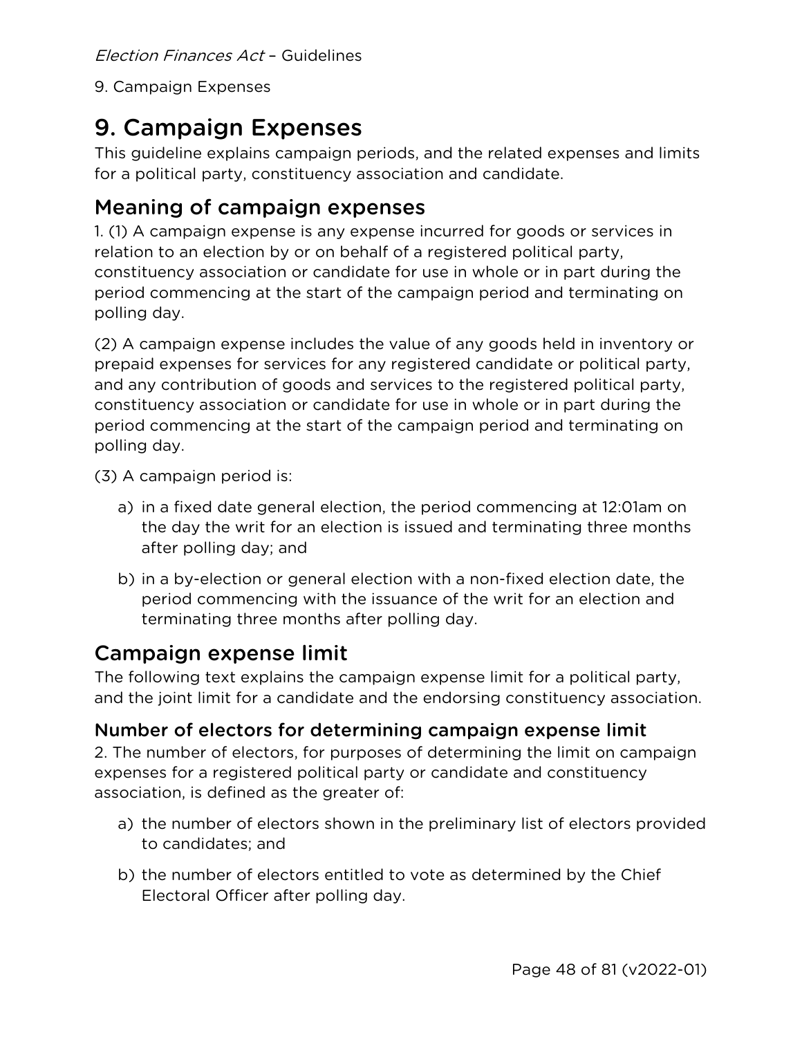# 9. Campaign Expenses

This guideline explains campaign periods, and the related expenses and limits for a political party, constituency association and candidate.

## Meaning of campaign expenses

1. (1) A campaign expense is any expense incurred for goods or services in relation to an election by or on behalf of a registered political party, constituency association or candidate for use in whole or in part during the period commencing at the start of the campaign period and terminating on polling day.

(2) A campaign expense includes the value of any goods held in inventory or prepaid expenses for services for any registered candidate or political party, and any contribution of goods and services to the registered political party, constituency association or candidate for use in whole or in part during the period commencing at the start of the campaign period and terminating on polling day.

(3) A campaign period is:

a) in a fixed date general election, the period commencing at 12:01am on the day the writ for an election is issued and terminating three months after polling day; and

b) in a by-election or general election with a non-fixed election date, the period commencing with the issuance of the writ for an election and terminating three months after polling day.

## Campaign expense limit

The following text explains the campaign expense limit for a political party, and the joint limit for a candidate and the endorsing constituency association.

### Number of electors for determining campaign expense limit

2. The number of electors, for purposes of determining the limit on campaign expenses for a registered political party or candidate and constituency association, is defined as the greater of:

a) the number of electors shown in the preliminary list of electors provided to candidates; and

b) the number of electors entitled to vote as determined by the Chief Electoral Officer after polling day.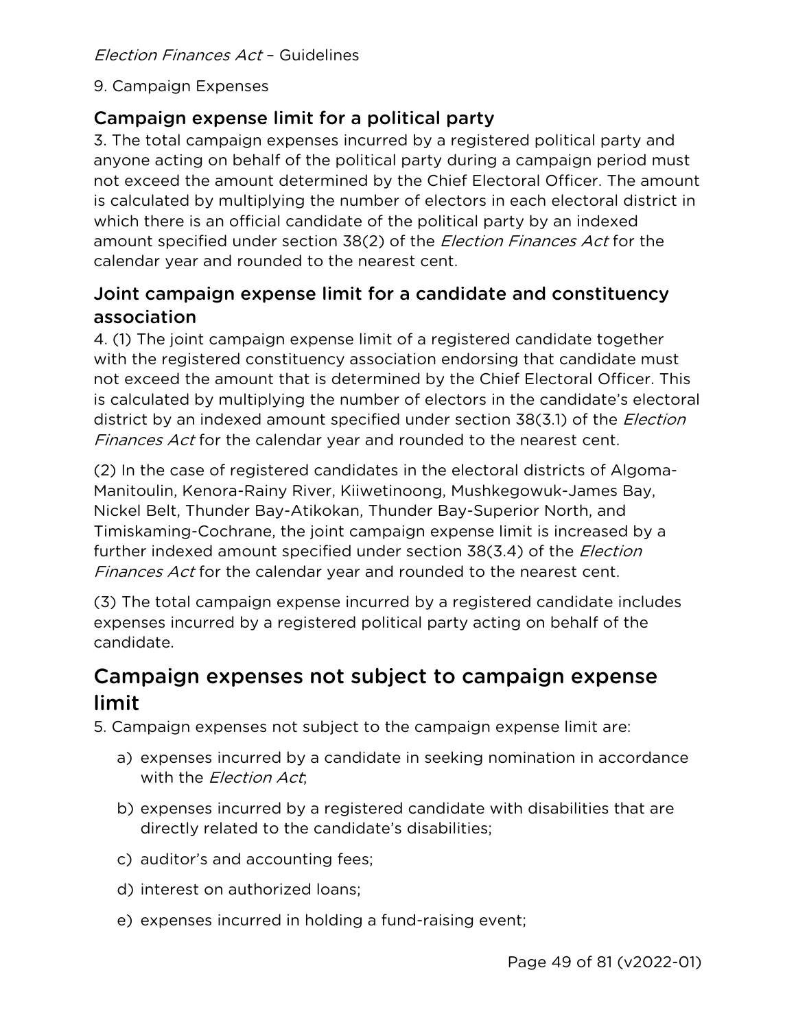## Campaign expense limit for a political party

3. The total campaign expenses incurred by a registered political party and anyone acting on behalf of the political party during a campaign period must not exceed the amount determined by the Chief Electoral Officer. The amount is calculated by multiplying the number of electors in each electoral district in which there is an official candidate of the political party by an indexed amount specified under section 38(2) of the *Election Finances Act* for the calendar year and rounded to the nearest cent.

## Joint campaign expense limit for a candidate and constituency association

4. (1) The joint campaign expense limit of a registered candidate together with the registered constituency association endorsing that candidate must not exceed the amount that is determined by the Chief Electoral Officer. This is calculated by multiplying the number of electors in the candidate's electoral district by an indexed amount specified under section 38(3.1) of the *Election Finances Act* for the calendar year and rounded to the nearest cent.

(2) In the case of registered candidates in the electoral districts of Algoma-Manitoulin, Kenora-Rainy River, Kiiwetinoong, Mushkegowuk-James Bay, Nickel Belt, Thunder Bay-Atikokan, Thunder Bay-Superior North, and Timiskaming-Cochrane, the joint campaign expense limit is increased by a further indexed amount specified under section 38(3.4) of the *Election Finances Act* for the calendar year and rounded to the nearest cent.

(3) The total campaign expense incurred by a registered candidate includes expenses incurred by a registered political party acting on behalf of the candidate.

# Campaign expenses not subject to campaign expense limit

5. Campaign expenses not subject to the campaign expense limit are:

a) expenses incurred by a candidate in seeking nomination in accordance with the *Election Act*;

b) expenses incurred by a registered candidate with disabilities that are directly related to the candidate's disabilities;

c) auditor's and accounting fees;

d) interest on authorized loans;

e) expenses incurred in holding a fund-raising event;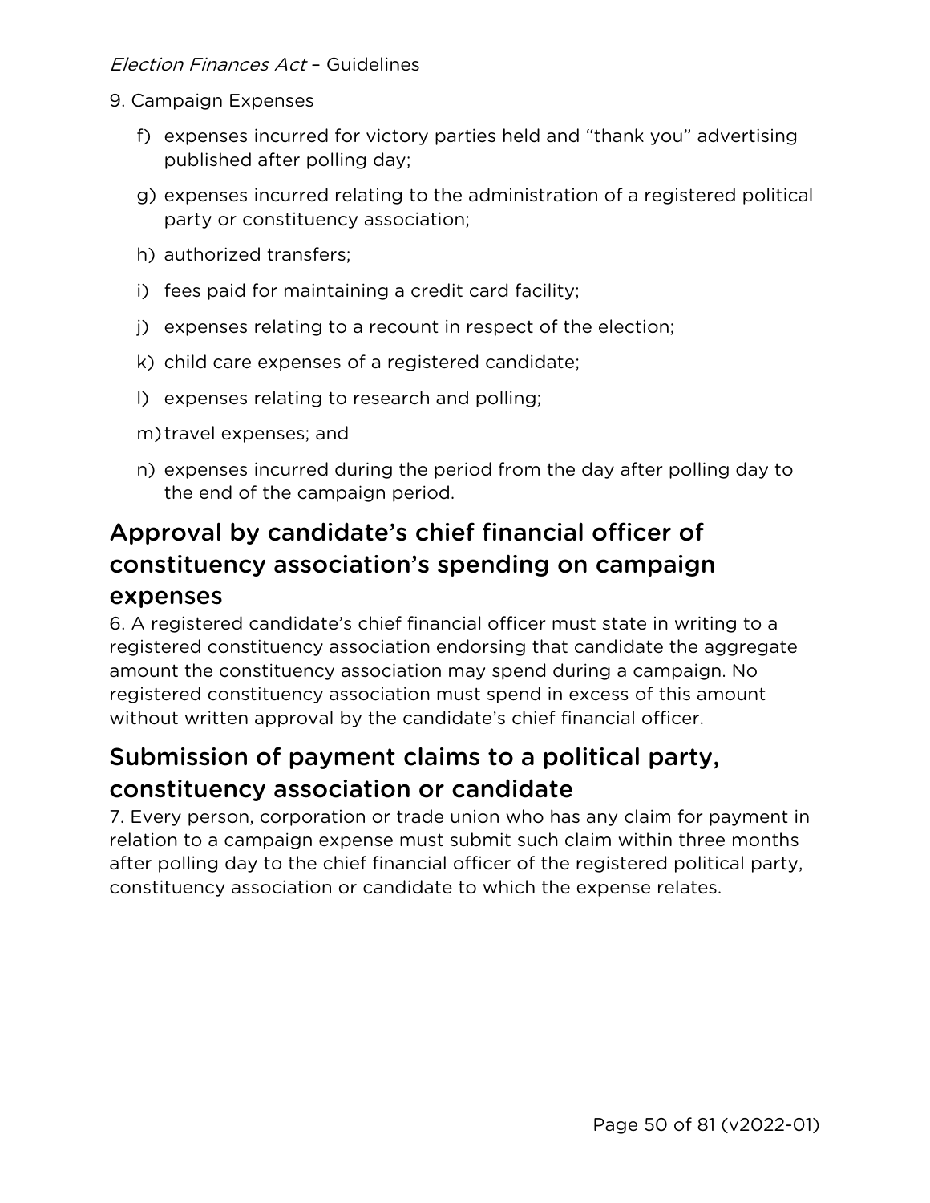9. Campaign Expenses

f) expenses incurred for victory parties held and "thank you" advertising published after polling day;

g) expenses incurred relating to the administration of a registered political party or constituency association;

h) authorized transfers;

i) fees paid for maintaining a credit card facility;

j) expenses relating to a recount in respect of the election;

k) child care expenses of a registered candidate;

l) expenses relating to research and polling;

m) travel expenses; and

n) expenses incurred during the period from the day after polling day to the end of the campaign period.

## Approval by candidate's chief financial officer of constituency association's spending on campaign expenses

6. A registered candidate's chief financial officer must state in writing to a registered constituency association endorsing that candidate the aggregate amount the constituency association may spend during a campaign. No registered constituency association must spend in excess of this amount without written approval by the candidate's chief financial officer.

## Submission of payment claims to a political party, constituency association or candidate

7. Every person, corporation or trade union who has any claim for payment in relation to a campaign expense must submit such claim within three months after polling day to the chief financial officer of the registered political party, constituency association or candidate to which the expense relates.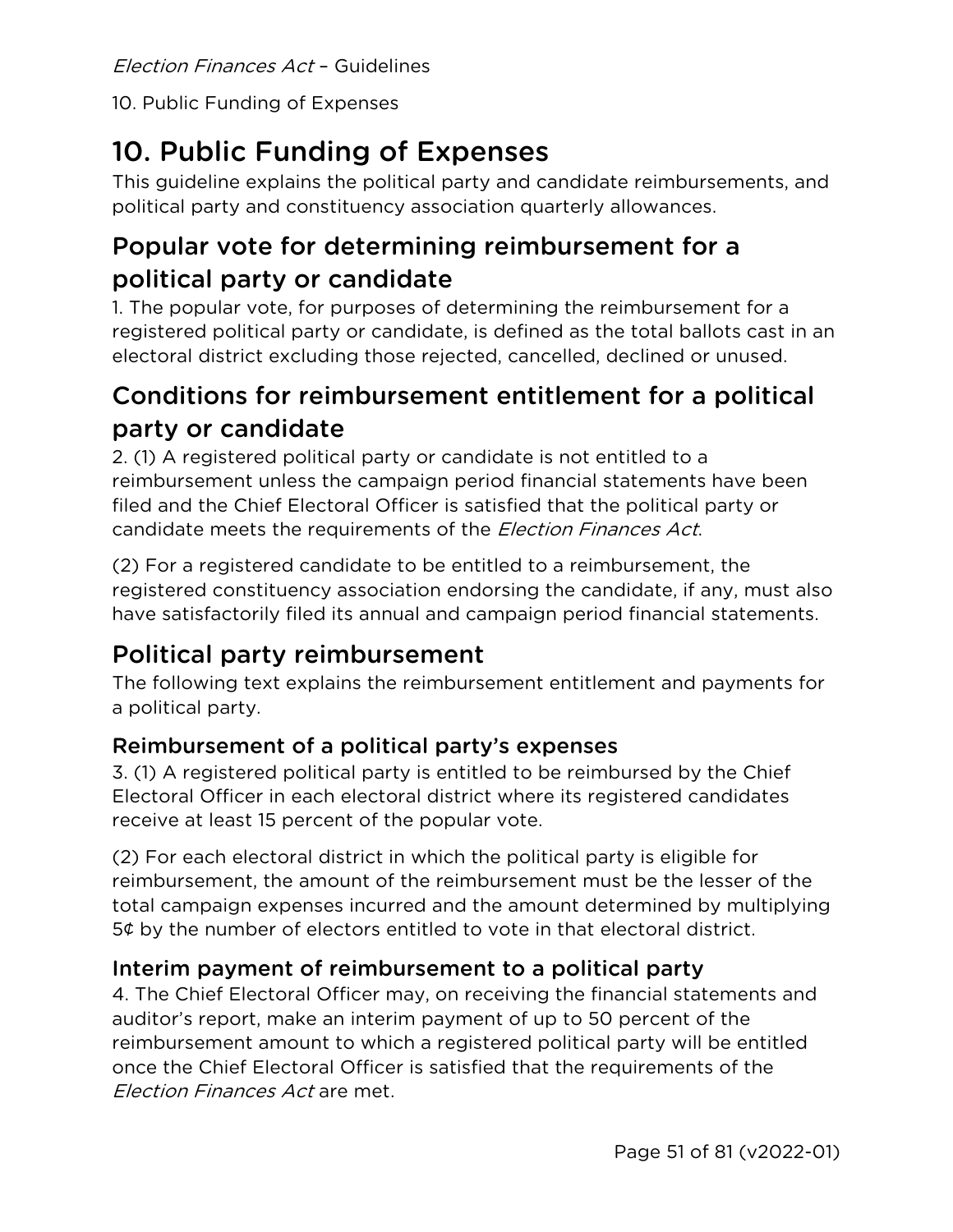# 10. Public Funding of Expenses

This guideline explains the political party and candidate reimbursements, and political party and constituency association quarterly allowances.

## Popular vote for determining reimbursement for a political party or candidate

1. The popular vote, for purposes of determining the reimbursement for a registered political party or candidate, is defined as the total ballots cast in an electoral district excluding those rejected, cancelled, declined or unused.

## Conditions for reimbursement entitlement for a political party or candidate

2. (1) A registered political party or candidate is not entitled to a reimbursement unless the campaign period financial statements have been filed and the Chief Electoral Officer is satisfied that the political party or candidate meets the requirements of the *Election Finances Act*.

(2) For a registered candidate to be entitled to a reimbursement, the registered constituency association endorsing the candidate, if any, must also have satisfactorily filed its annual and campaign period financial statements.

## Political party reimbursement

The following text explains the reimbursement entitlement and payments for a political party.

### Reimbursement of a political party's expenses

3. (1) A registered political party is entitled to be reimbursed by the Chief Electoral Officer in each electoral district where its registered candidates receive at least 15 percent of the popular vote.

(2) For each electoral district in which the political party is eligible for reimbursement, the amount of the reimbursement must be the lesser of the total campaign expenses incurred and the amount determined by multiplying 5¢ by the number of electors entitled to vote in that electoral district.

### Interim payment of reimbursement to a political party

4. The Chief Electoral Officer may, on receiving the financial statements and auditor's report, make an interim payment of up to 50 percent of the reimbursement amount to which a registered political party will be entitled once the Chief Electoral Officer is satisfied that the requirements of the *Election Finances Act* are met.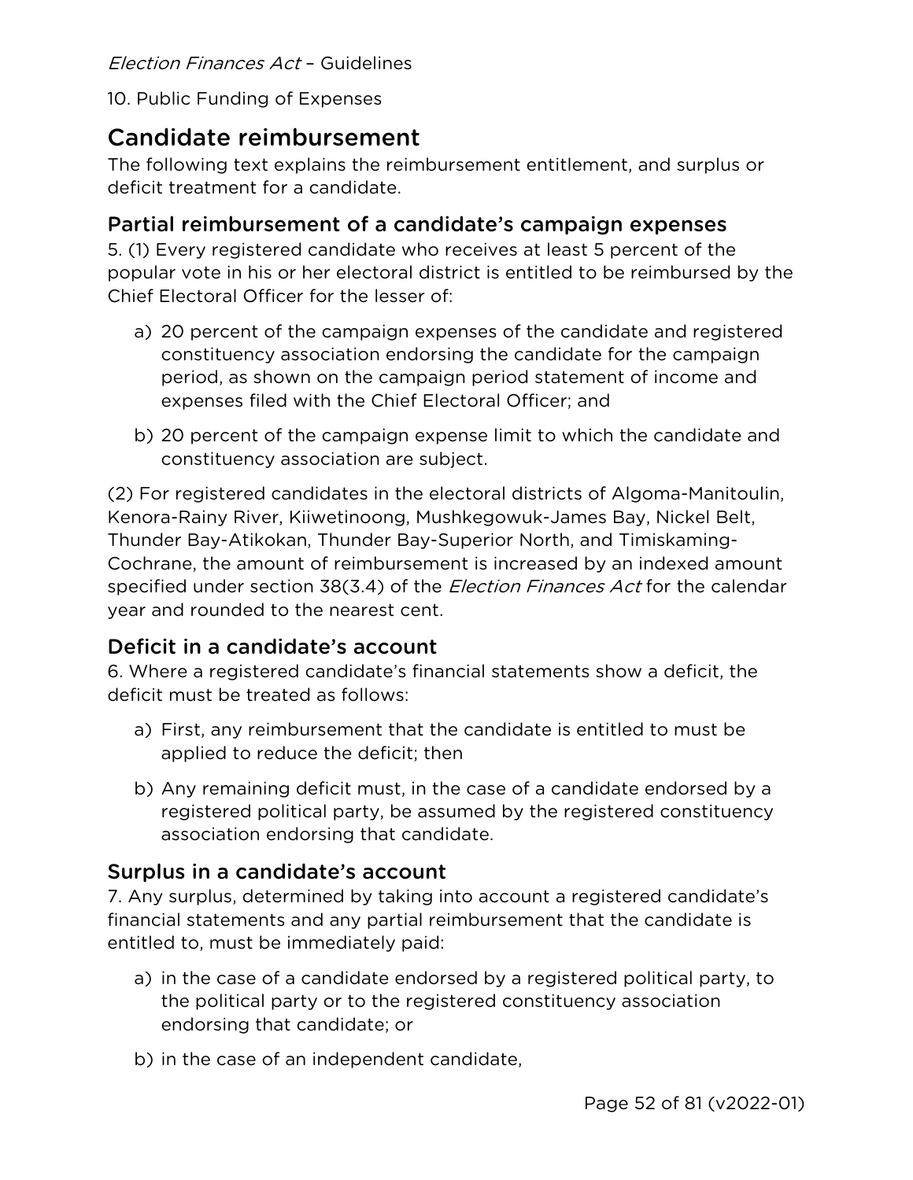10. Public Funding of Expenses

## Candidate reimbursement

The following text explains the reimbursement entitlement, and surplus or deficit treatment for a candidate.

### Partial reimbursement of a candidate's campaign expenses

5. (1) Every registered candidate who receives at least 5 percent of the popular vote in his or her electoral district is entitled to be reimbursed by the Chief Electoral Officer for the lesser of:

a) 20 percent of the campaign expenses of the candidate and registered constituency association endorsing the candidate for the campaign period, as shown on the campaign period statement of income and expenses filed with the Chief Electoral Officer; and

b) 20 percent of the campaign expense limit to which the candidate and constituency association are subject.

(2) For registered candidates in the electoral districts of Algoma-Manitoulin, Kenora-Rainy River, Kiiwetinoong, Mushkegowuk-James Bay, Nickel Belt, Thunder Bay-Atikokan, Thunder Bay-Superior North, and Timiskaming-Cochrane, the amount of reimbursement is increased by an indexed amount specified under section 38(3.4) of the *Election Finances Act* for the calendar year and rounded to the nearest cent.

### Deficit in a candidate's account

6. Where a registered candidate's financial statements show a deficit, the deficit must be treated as follows:

a) First, any reimbursement that the candidate is entitled to must be applied to reduce the deficit; then

b) Any remaining deficit must, in the case of a candidate endorsed by a registered political party, be assumed by the registered constituency association endorsing that candidate.

### Surplus in a candidate's account

7. Any surplus, determined by taking into account a registered candidate's financial statements and any partial reimbursement that the candidate is entitled to, must be immediately paid:

a) in the case of a candidate endorsed by a registered political party, to the political party or to the registered constituency association endorsing that candidate; or

b) in the case of an independent candidate,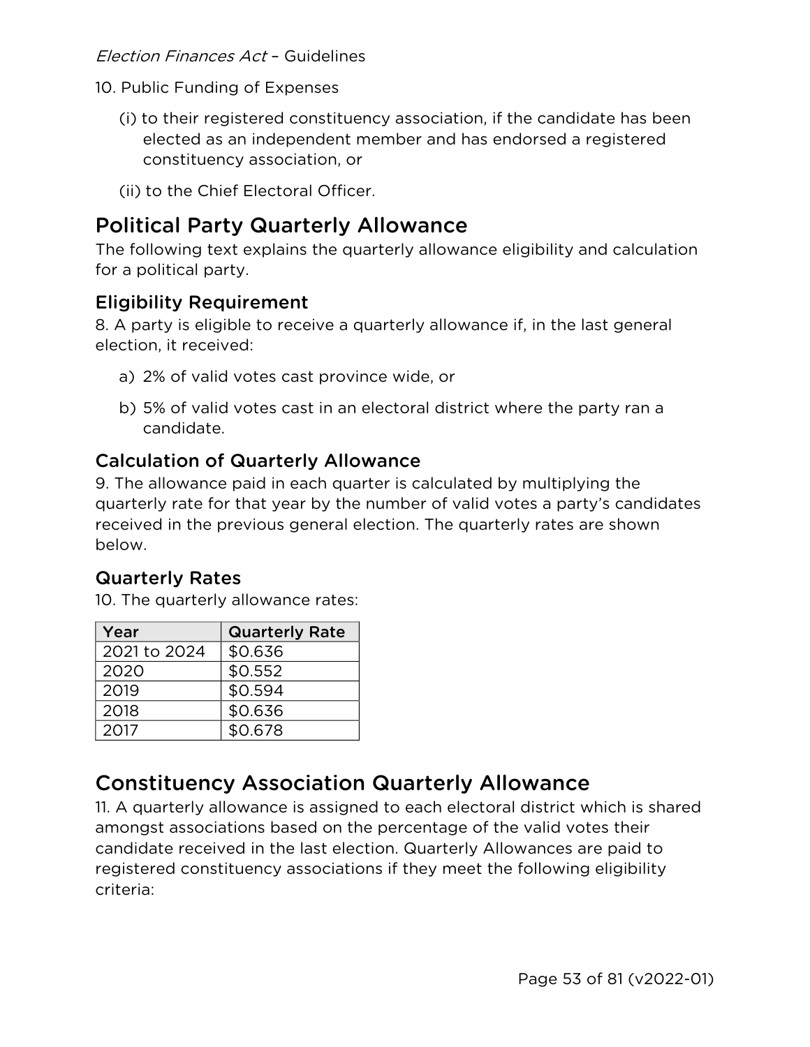10. Public Funding of Expenses

(i) to their registered constituency association, if the candidate has been elected as an independent member and has endorsed a registered constituency association, or

(ii) to the Chief Electoral Officer.

## Political Party Quarterly Allowance

The following text explains the quarterly allowance eligibility and calculation for a political party.

### Eligibility Requirement

8. A party is eligible to receive a quarterly allowance if, in the last general election, it received:

a) 2% of valid votes cast province wide, or

b) 5% of valid votes cast in an electoral district where the party ran a candidate.

### Calculation of Quarterly Allowance

9. The allowance paid in each quarter is calculated by multiplying the quarterly rate for that year by the number of valid votes a party's candidates received in the previous general election. The quarterly rates are shown below.

### Quarterly Rates

10. The quarterly allowance rates:

| Year | Quarterly Rate |
|---|---|
| 2021 to 2024 | $0.636 |
| 2020 | $0.552 |
| 2019 | $0.594 |
| 2018 | $0.636 |
| 2017 | $0.678 |

## Constituency Association Quarterly Allowance

11. A quarterly allowance is assigned to each electoral district which is shared amongst associations based on the percentage of the valid votes their candidate received in the last election. Quarterly Allowances are paid to registered constituency associations if they meet the following eligibility criteria: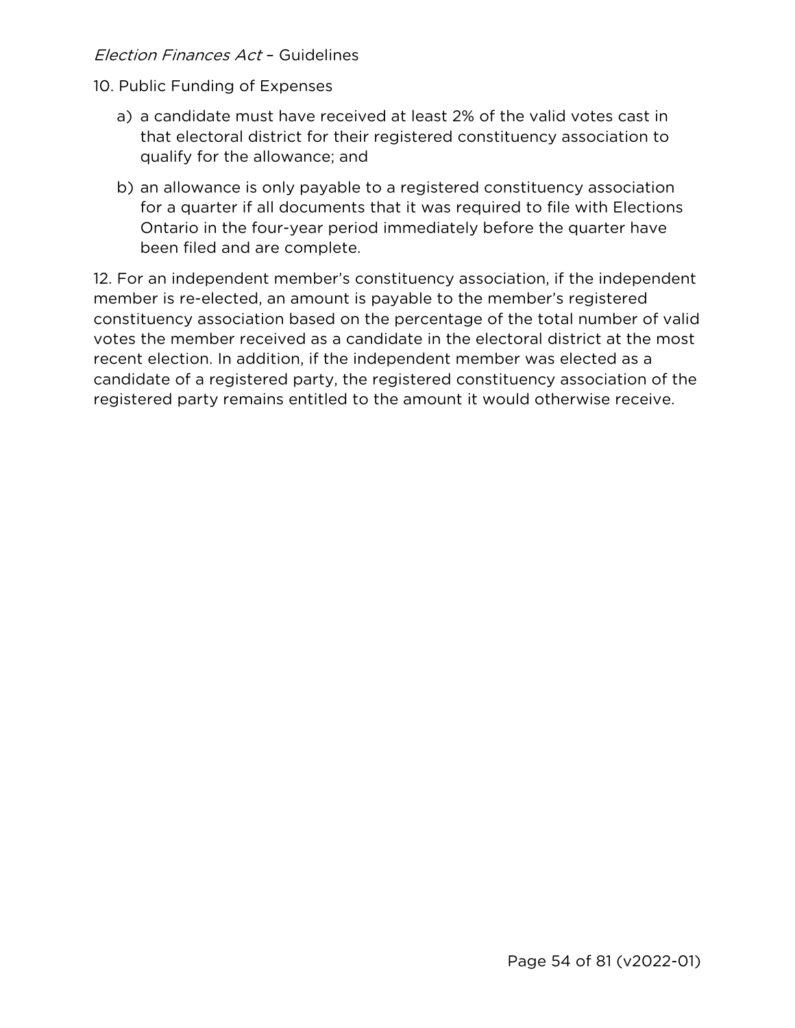10. Public Funding of Expenses

a) a candidate must have received at least 2% of the valid votes cast in that electoral district for their registered constituency association to qualify for the allowance; and

b) an allowance is only payable to a registered constituency association for a quarter if all documents that it was required to file with Elections Ontario in the four-year period immediately before the quarter have been filed and are complete.

12. For an independent member's constituency association, if the independent member is re-elected, an amount is payable to the member's registered constituency association based on the percentage of the total number of valid votes the member received as a candidate in the electoral district at the most recent election. In addition, if the independent member was elected as a candidate of a registered party, the registered constituency association of the registered party remains entitled to the amount it would otherwise receive.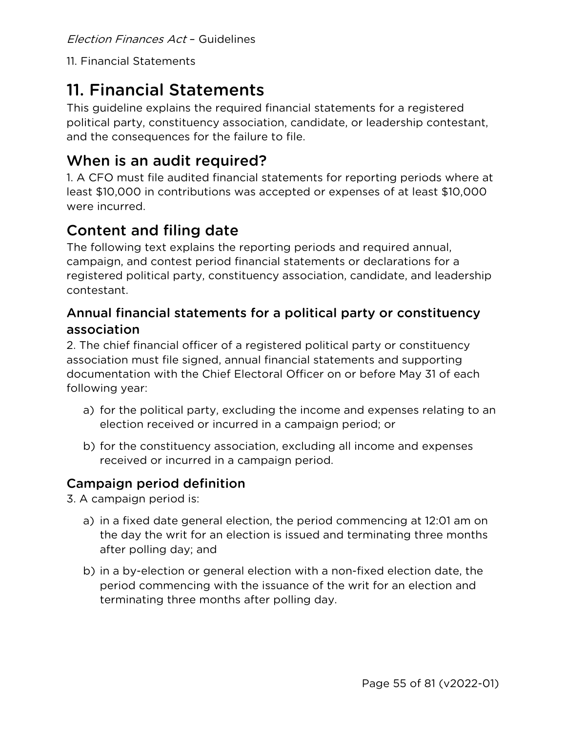# 11. Financial Statements

This guideline explains the required financial statements for a registered political party, constituency association, candidate, or leadership contestant, and the consequences for the failure to file.

## When is an audit required?

1. A CFO must file audited financial statements for reporting periods where at least $10,000 in contributions was accepted or expenses of at least $10,000 were incurred.

## Content and filing date

The following text explains the reporting periods and required annual, campaign, and contest period financial statements or declarations for a registered political party, constituency association, candidate, and leadership contestant.

### Annual financial statements for a political party or constituency association

2. The chief financial officer of a registered political party or constituency association must file signed, annual financial statements and supporting documentation with the Chief Electoral Officer on or before May 31 of each following year:

a) for the political party, excluding the income and expenses relating to an election received or incurred in a campaign period; or

b) for the constituency association, excluding all income and expenses received or incurred in a campaign period.

### Campaign period definition

3. A campaign period is:

a) in a fixed date general election, the period commencing at 12:01 am on the day the writ for an election is issued and terminating three months after polling day; and

b) in a by-election or general election with a non-fixed election date, the period commencing with the issuance of the writ for an election and terminating three months after polling day.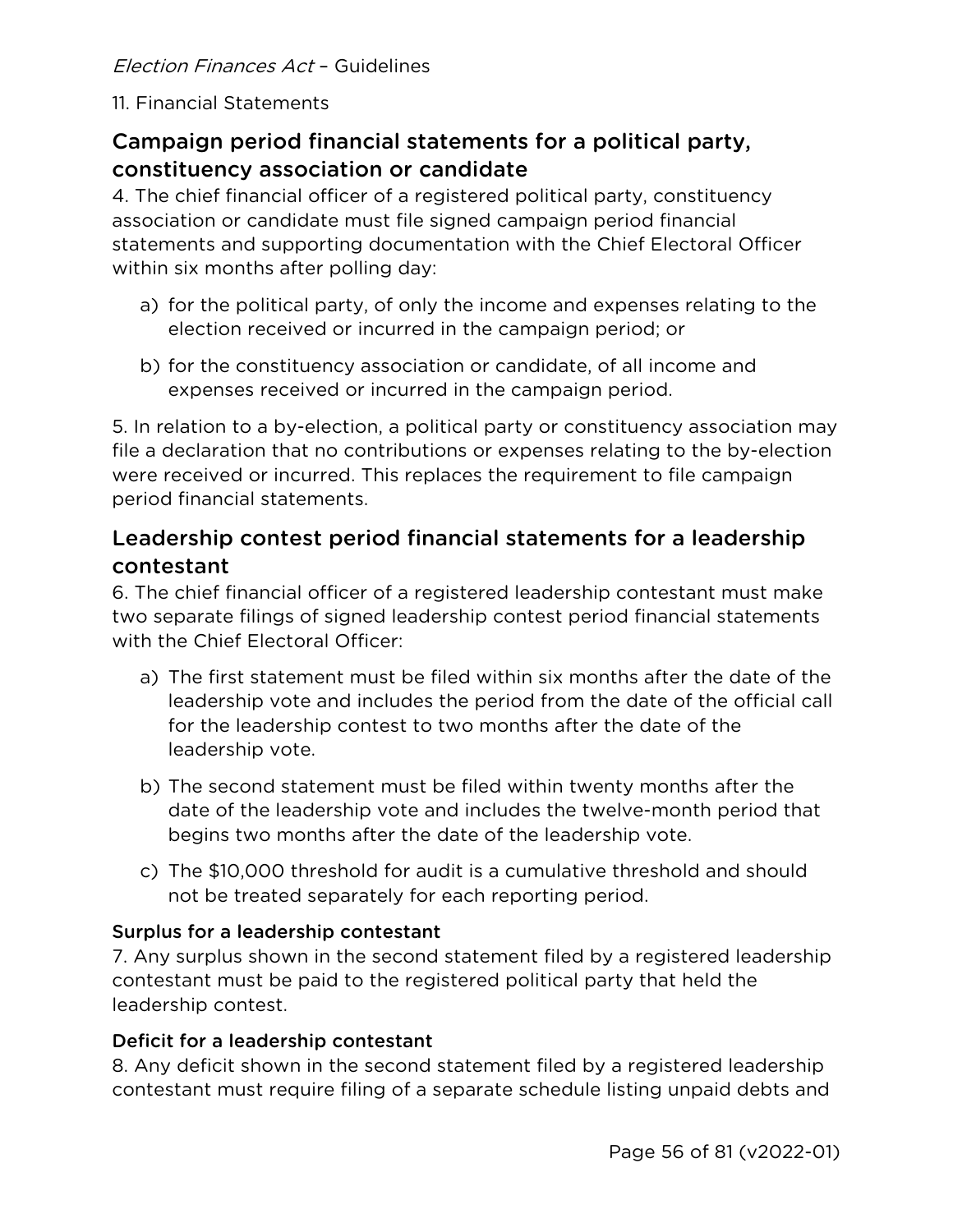## Campaign period financial statements for a political party, constituency association or candidate

4. The chief financial officer of a registered political party, constituency association or candidate must file signed campaign period financial statements and supporting documentation with the Chief Electoral Officer within six months after polling day:

a) for the political party, of only the income and expenses relating to the election received or incurred in the campaign period; or

b) for the constituency association or candidate, of all income and expenses received or incurred in the campaign period.

5. In relation to a by-election, a political party or constituency association may file a declaration that no contributions or expenses relating to the by-election were received or incurred. This replaces the requirement to file campaign period financial statements.

## Leadership contest period financial statements for a leadership contestant

6. The chief financial officer of a registered leadership contestant must make two separate filings of signed leadership contest period financial statements with the Chief Electoral Officer:

a) The first statement must be filed within six months after the date of the leadership vote and includes the period from the date of the official call for the leadership contest to two months after the date of the leadership vote.

b) The second statement must be filed within twenty months after the date of the leadership vote and includes the twelve-month period that begins two months after the date of the leadership vote.

c) The $10,000 threshold for audit is a cumulative threshold and should not be treated separately for each reporting period.

### Surplus for a leadership contestant

7. Any surplus shown in the second statement filed by a registered leadership contestant must be paid to the registered political party that held the leadership contest.

### Deficit for a leadership contestant

8. Any deficit shown in the second statement filed by a registered leadership contestant must require filing of a separate schedule listing unpaid debts and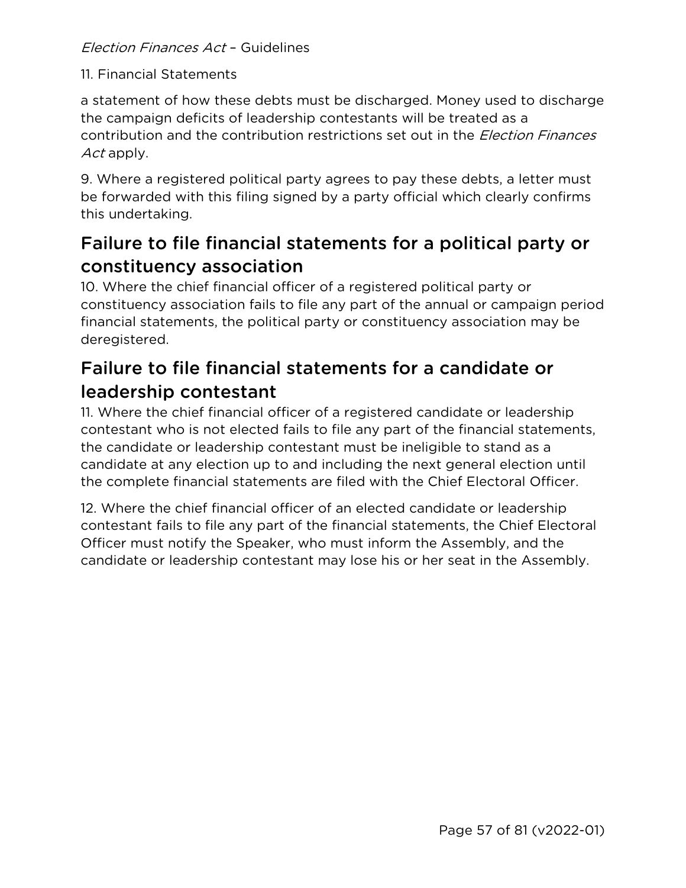a statement of how these debts must be discharged. Money used to discharge the campaign deficits of leadership contestants will be treated as a contribution and the contribution restrictions set out in the *Election Finances Act* apply.

9. Where a registered political party agrees to pay these debts, a letter must be forwarded with this filing signed by a party official which clearly confirms this undertaking.

## Failure to file financial statements for a political party or constituency association

10. Where the chief financial officer of a registered political party or constituency association fails to file any part of the annual or campaign period financial statements, the political party or constituency association may be deregistered.

## Failure to file financial statements for a candidate or leadership contestant

11. Where the chief financial officer of a registered candidate or leadership contestant who is not elected fails to file any part of the financial statements, the candidate or leadership contestant must be ineligible to stand as a candidate at any election up to and including the next general election until the complete financial statements are filed with the Chief Electoral Officer.

12. Where the chief financial officer of an elected candidate or leadership contestant fails to file any part of the financial statements, the Chief Electoral Officer must notify the Speaker, who must inform the Assembly, and the candidate or leadership contestant may lose his or her seat in the Assembly.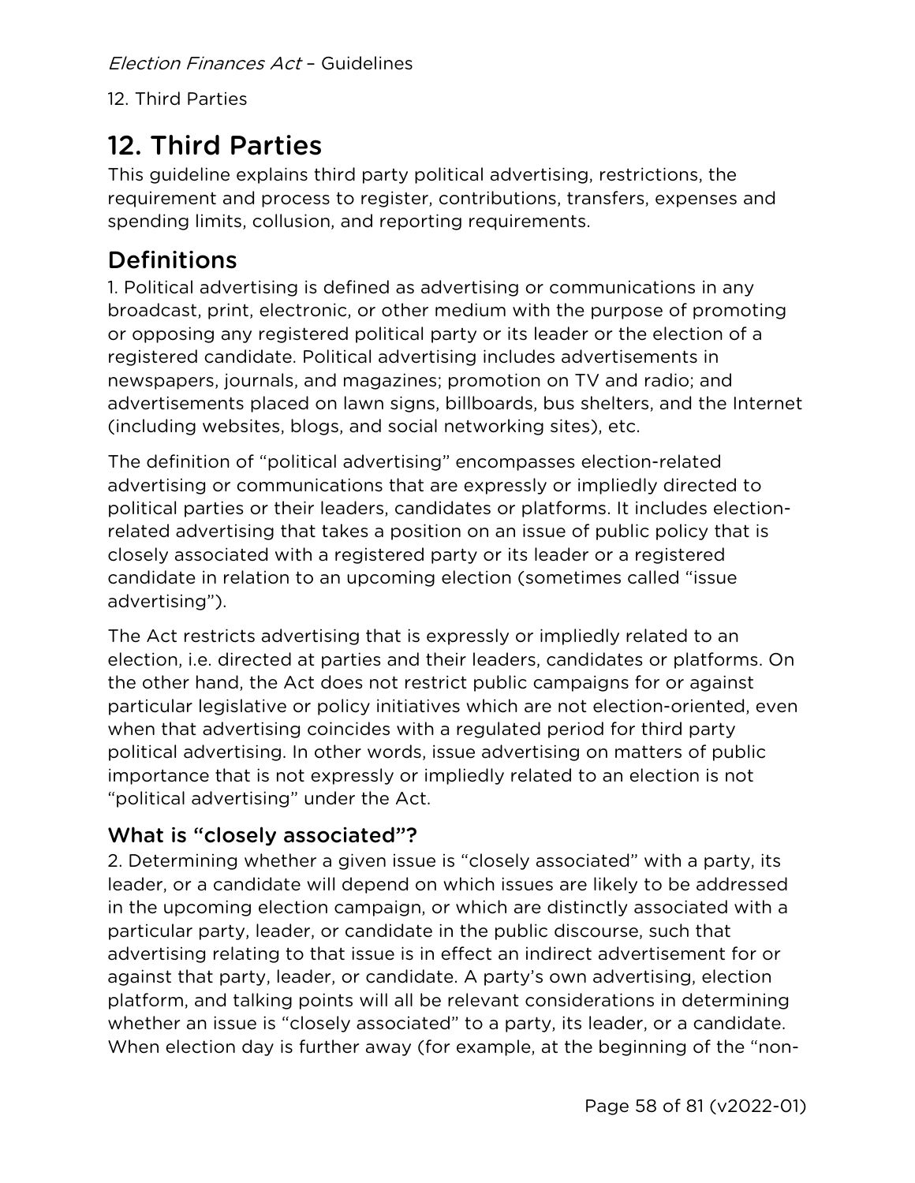# 12. Third Parties

This guideline explains third party political advertising, restrictions, the requirement and process to register, contributions, transfers, expenses and spending limits, collusion, and reporting requirements.

## Definitions

1. Political advertising is defined as advertising or communications in any broadcast, print, electronic, or other medium with the purpose of promoting or opposing any registered political party or its leader or the election of a registered candidate. Political advertising includes advertisements in newspapers, journals, and magazines; promotion on TV and radio; and advertisements placed on lawn signs, billboards, bus shelters, and the Internet (including websites, blogs, and social networking sites), etc.

The definition of "political advertising" encompasses election-related advertising or communications that are expressly or impliedly directed to political parties or their leaders, candidates or platforms. It includes election-related advertising that takes a position on an issue of public policy that is closely associated with a registered party or its leader or a registered candidate in relation to an upcoming election (sometimes called "issue advertising").

The Act restricts advertising that is expressly or impliedly related to an election, i.e. directed at parties and their leaders, candidates or platforms. On the other hand, the Act does not restrict public campaigns for or against particular legislative or policy initiatives which are not election-oriented, even when that advertising coincides with a regulated period for third party political advertising. In other words, issue advertising on matters of public importance that is not expressly or impliedly related to an election is not "political advertising" under the Act.

### What is "closely associated"?

2. Determining whether a given issue is "closely associated" with a party, its leader, or a candidate will depend on which issues are likely to be addressed in the upcoming election campaign, or which are distinctly associated with a particular party, leader, or candidate in the public discourse, such that advertising relating to that issue is in effect an indirect advertisement for or against that party, leader, or candidate. A party's own advertising, election platform, and talking points will all be relevant considerations in determining whether an issue is "closely associated" to a party, its leader, or a candidate. When election day is further away (for example, at the beginning of the "non-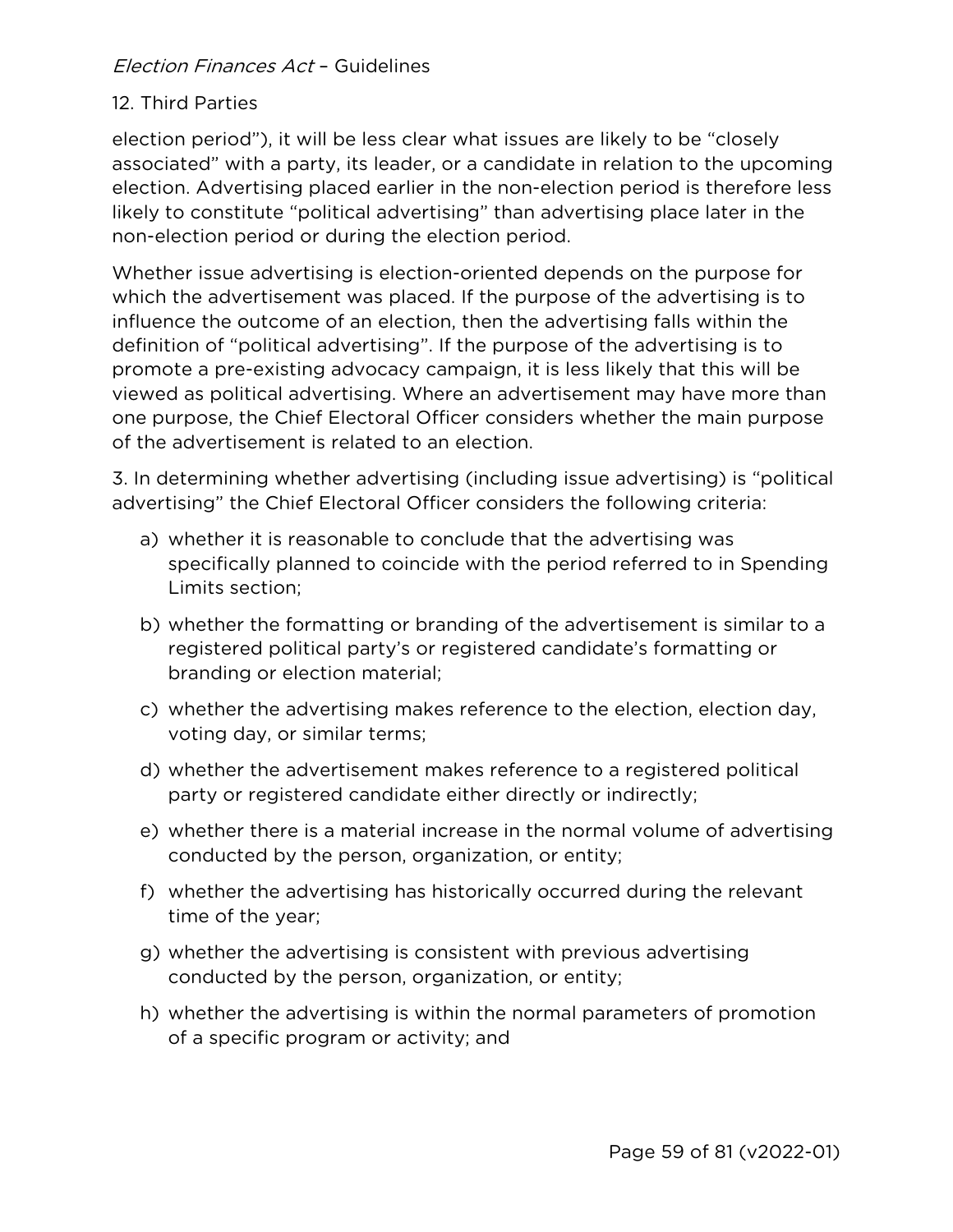election period"), it will be less clear what issues are likely to be "closely associated" with a party, its leader, or a candidate in relation to the upcoming election. Advertising placed earlier in the non-election period is therefore less likely to constitute "political advertising" than advertising place later in the non-election period or during the election period.

Whether issue advertising is election-oriented depends on the purpose for which the advertisement was placed. If the purpose of the advertising is to influence the outcome of an election, then the advertising falls within the definition of "political advertising". If the purpose of the advertising is to promote a pre-existing advocacy campaign, it is less likely that this will be viewed as political advertising. Where an advertisement may have more than one purpose, the Chief Electoral Officer considers whether the main purpose of the advertisement is related to an election.

3. In determining whether advertising (including issue advertising) is "political advertising" the Chief Electoral Officer considers the following criteria:

a) whether it is reasonable to conclude that the advertising was specifically planned to coincide with the period referred to in Spending Limits section;
b) whether the formatting or branding of the advertisement is similar to a registered political party's or registered candidate's formatting or branding or election material;
c) whether the advertising makes reference to the election, election day, voting day, or similar terms;
d) whether the advertisement makes reference to a registered political party or registered candidate either directly or indirectly;
e) whether there is a material increase in the normal volume of advertising conducted by the person, organization, or entity;
f) whether the advertising has historically occurred during the relevant time of the year;
g) whether the advertising is consistent with previous advertising conducted by the person, organization, or entity;
h) whether the advertising is within the normal parameters of promotion of a specific program or activity; and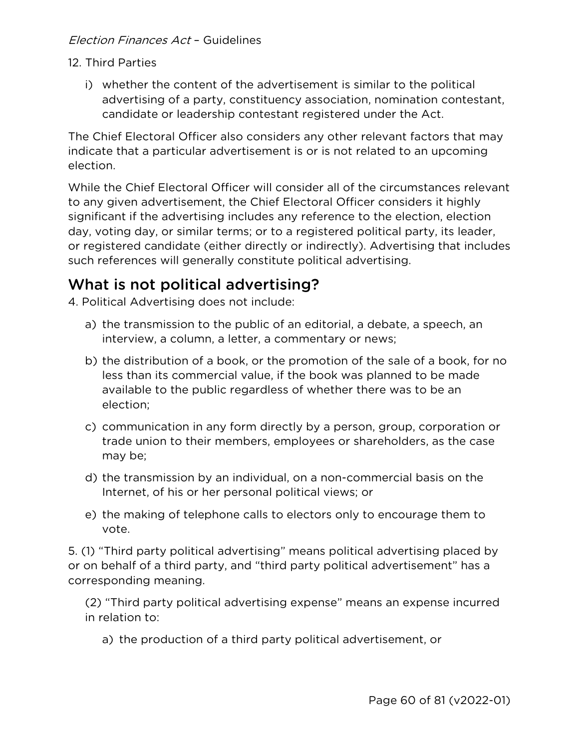i) whether the content of the advertisement is similar to the political advertising of a party, constituency association, nomination contestant, candidate or leadership contestant registered under the Act.

The Chief Electoral Officer also considers any other relevant factors that may indicate that a particular advertisement is or is not related to an upcoming election.

While the Chief Electoral Officer will consider all of the circumstances relevant to any given advertisement, the Chief Electoral Officer considers it highly significant if the advertising includes any reference to the election, election day, voting day, or similar terms; or to a registered political party, its leader, or registered candidate (either directly or indirectly). Advertising that includes such references will generally constitute political advertising.

## What is not political advertising?

4. Political Advertising does not include:

a) the transmission to the public of an editorial, a debate, a speech, an interview, a column, a letter, a commentary or news;

b) the distribution of a book, or the promotion of the sale of a book, for no less than its commercial value, if the book was planned to be made available to the public regardless of whether there was to be an election;

c) communication in any form directly by a person, group, corporation or trade union to their members, employees or shareholders, as the case may be;

d) the transmission by an individual, on a non-commercial basis on the Internet, of his or her personal political views; or

e) the making of telephone calls to electors only to encourage them to vote.

5. (1) "Third party political advertising" means political advertising placed by or on behalf of a third party, and "third party political advertisement" has a corresponding meaning.

(2) "Third party political advertising expense" means an expense incurred in relation to:

a) the production of a third party political advertisement, or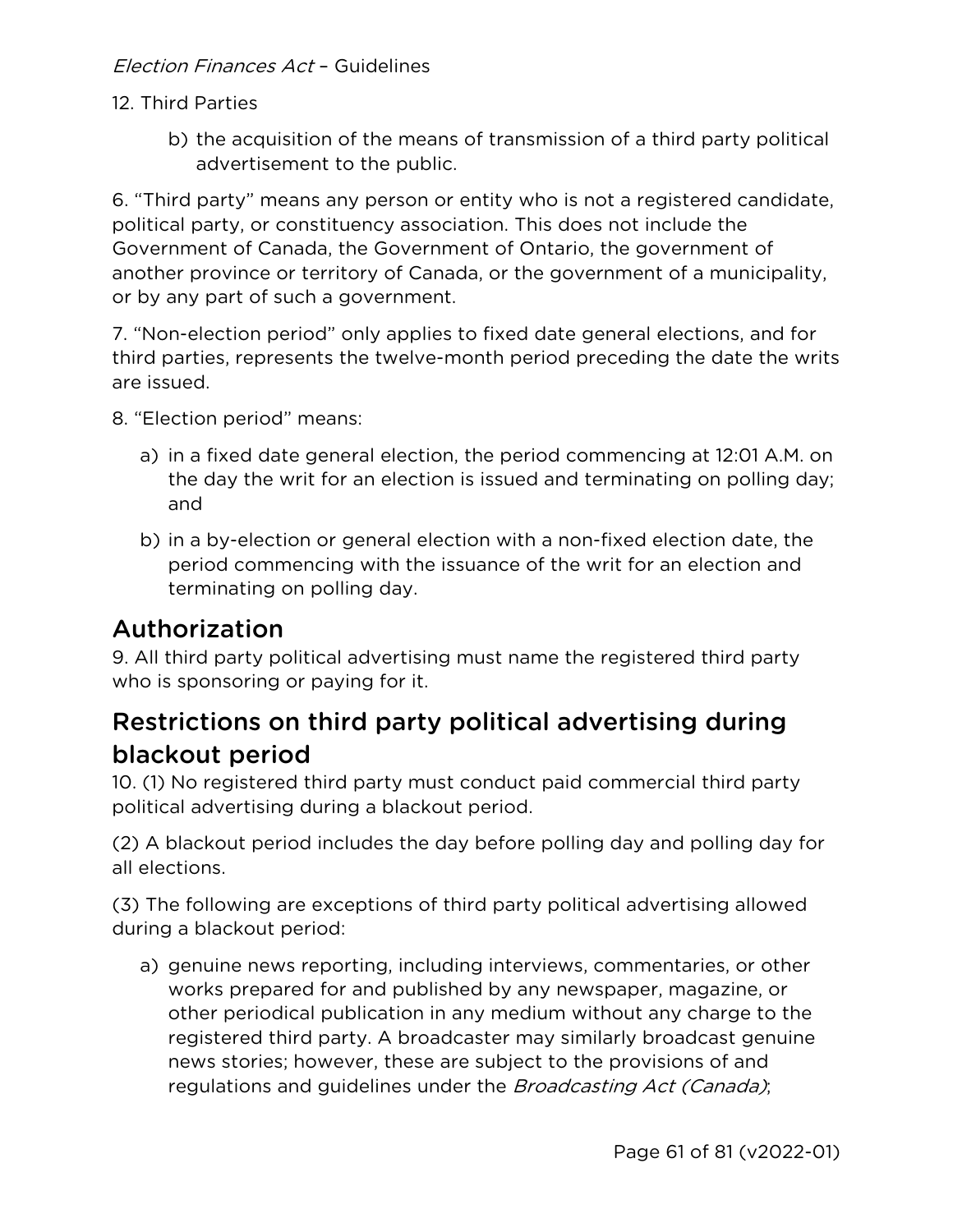12. Third Parties

b) the acquisition of the means of transmission of a third party political advertisement to the public.

6. "Third party" means any person or entity who is not a registered candidate, political party, or constituency association. This does not include the Government of Canada, the Government of Ontario, the government of another province or territory of Canada, or the government of a municipality, or by any part of such a government.

7. "Non-election period" only applies to fixed date general elections, and for third parties, represents the twelve-month period preceding the date the writs are issued.

8. "Election period" means:

a) in a fixed date general election, the period commencing at 12:01 A.M. on the day the writ for an election is issued and terminating on polling day; and

b) in a by-election or general election with a non-fixed election date, the period commencing with the issuance of the writ for an election and terminating on polling day.

## Authorization

9. All third party political advertising must name the registered third party who is sponsoring or paying for it.

## Restrictions on third party political advertising during blackout period

10. (1) No registered third party must conduct paid commercial third party political advertising during a blackout period.

(2) A blackout period includes the day before polling day and polling day for all elections.

(3) The following are exceptions of third party political advertising allowed during a blackout period:

a) genuine news reporting, including interviews, commentaries, or other works prepared for and published by any newspaper, magazine, or other periodical publication in any medium without any charge to the registered third party. A broadcaster may similarly broadcast genuine news stories; however, these are subject to the provisions of and regulations and guidelines under the *Broadcasting Act (Canada)*;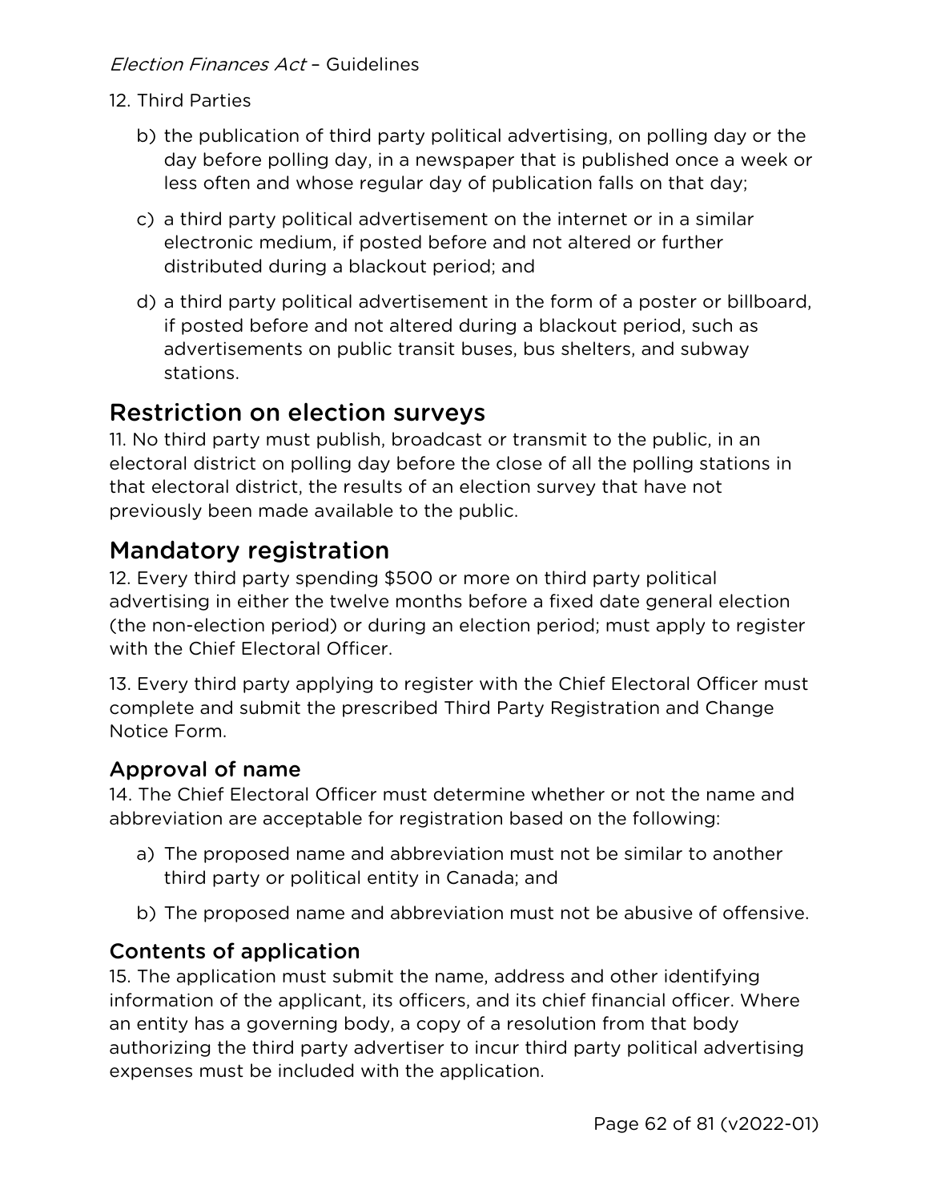12. Third Parties

b) the publication of third party political advertising, on polling day or the day before polling day, in a newspaper that is published once a week or less often and whose regular day of publication falls on that day;

c) a third party political advertisement on the internet or in a similar electronic medium, if posted before and not altered or further distributed during a blackout period; and

d) a third party political advertisement in the form of a poster or billboard, if posted before and not altered during a blackout period, such as advertisements on public transit buses, bus shelters, and subway stations.

## Restriction on election surveys

11. No third party must publish, broadcast or transmit to the public, in an electoral district on polling day before the close of all the polling stations in that electoral district, the results of an election survey that have not previously been made available to the public.

## Mandatory registration

12. Every third party spending $500 or more on third party political advertising in either the twelve months before a fixed date general election (the non-election period) or during an election period; must apply to register with the Chief Electoral Officer.

13. Every third party applying to register with the Chief Electoral Officer must complete and submit the prescribed Third Party Registration and Change Notice Form.

### Approval of name

14. The Chief Electoral Officer must determine whether or not the name and abbreviation are acceptable for registration based on the following:

a) The proposed name and abbreviation must not be similar to another third party or political entity in Canada; and

b) The proposed name and abbreviation must not be abusive of offensive.

### Contents of application

15. The application must submit the name, address and other identifying information of the applicant, its officers, and its chief financial officer. Where an entity has a governing body, a copy of a resolution from that body authorizing the third party advertiser to incur third party political advertising expenses must be included with the application.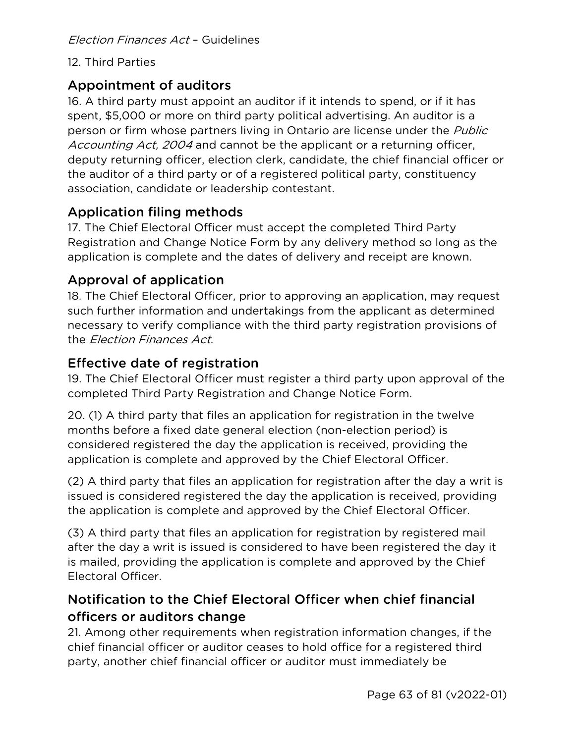## Appointment of auditors

16. A third party must appoint an auditor if it intends to spend, or if it has spent, $5,000 or more on third party political advertising. An auditor is a person or firm whose partners living in Ontario are license under the *Public Accounting Act, 2004* and cannot be the applicant or a returning officer, deputy returning officer, election clerk, candidate, the chief financial officer or the auditor of a third party or of a registered political party, constituency association, candidate or leadership contestant.

## Application filing methods

17. The Chief Electoral Officer must accept the completed Third Party Registration and Change Notice Form by any delivery method so long as the application is complete and the dates of delivery and receipt are known.

## Approval of application

18. The Chief Electoral Officer, prior to approving an application, may request such further information and undertakings from the applicant as determined necessary to verify compliance with the third party registration provisions of the *Election Finances Act*.

## Effective date of registration

19. The Chief Electoral Officer must register a third party upon approval of the completed Third Party Registration and Change Notice Form.

20. (1) A third party that files an application for registration in the twelve months before a fixed date general election (non-election period) is considered registered the day the application is received, providing the application is complete and approved by the Chief Electoral Officer.

(2) A third party that files an application for registration after the day a writ is issued is considered registered the day the application is received, providing the application is complete and approved by the Chief Electoral Officer.

(3) A third party that files an application for registration by registered mail after the day a writ is issued is considered to have been registered the day it is mailed, providing the application is complete and approved by the Chief Electoral Officer.

## Notification to the Chief Electoral Officer when chief financial officers or auditors change

21. Among other requirements when registration information changes, if the chief financial officer or auditor ceases to hold office for a registered third party, another chief financial officer or auditor must immediately be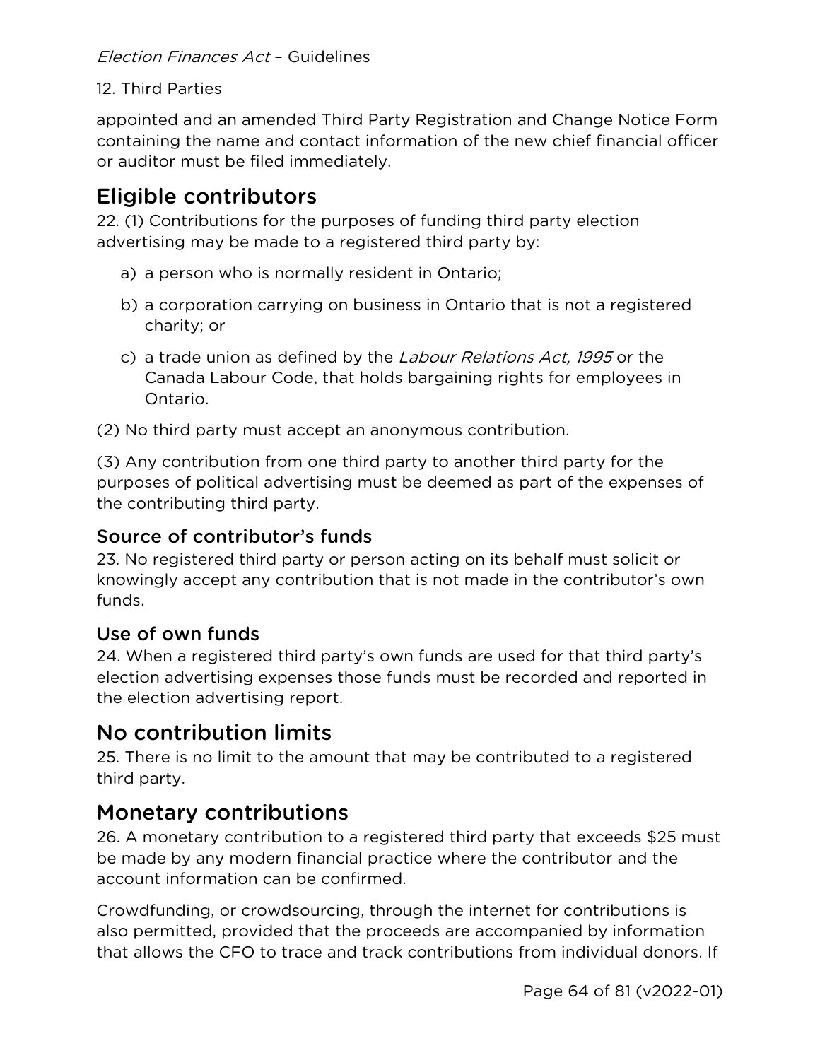appointed and an amended Third Party Registration and Change Notice Form containing the name and contact information of the new chief financial officer or auditor must be filed immediately.

## Eligible contributors

22. (1) Contributions for the purposes of funding third party election advertising may be made to a registered third party by:

a) a person who is normally resident in Ontario;

b) a corporation carrying on business in Ontario that is not a registered charity; or

c) a trade union as defined by the *Labour Relations Act, 1995* or the Canada Labour Code, that holds bargaining rights for employees in Ontario.

(2) No third party must accept an anonymous contribution.

(3) Any contribution from one third party to another third party for the purposes of political advertising must be deemed as part of the expenses of the contributing third party.

### Source of contributor's funds

23. No registered third party or person acting on its behalf must solicit or knowingly accept any contribution that is not made in the contributor's own funds.

### Use of own funds

24. When a registered third party's own funds are used for that third party's election advertising expenses those funds must be recorded and reported in the election advertising report.

## No contribution limits

25. There is no limit to the amount that may be contributed to a registered third party.

## Monetary contributions

26. A monetary contribution to a registered third party that exceeds $25 must be made by any modern financial practice where the contributor and the account information can be confirmed.

Crowdfunding, or crowdsourcing, through the internet for contributions is also permitted, provided that the proceeds are accompanied by information that allows the CFO to trace and track contributions from individual donors. If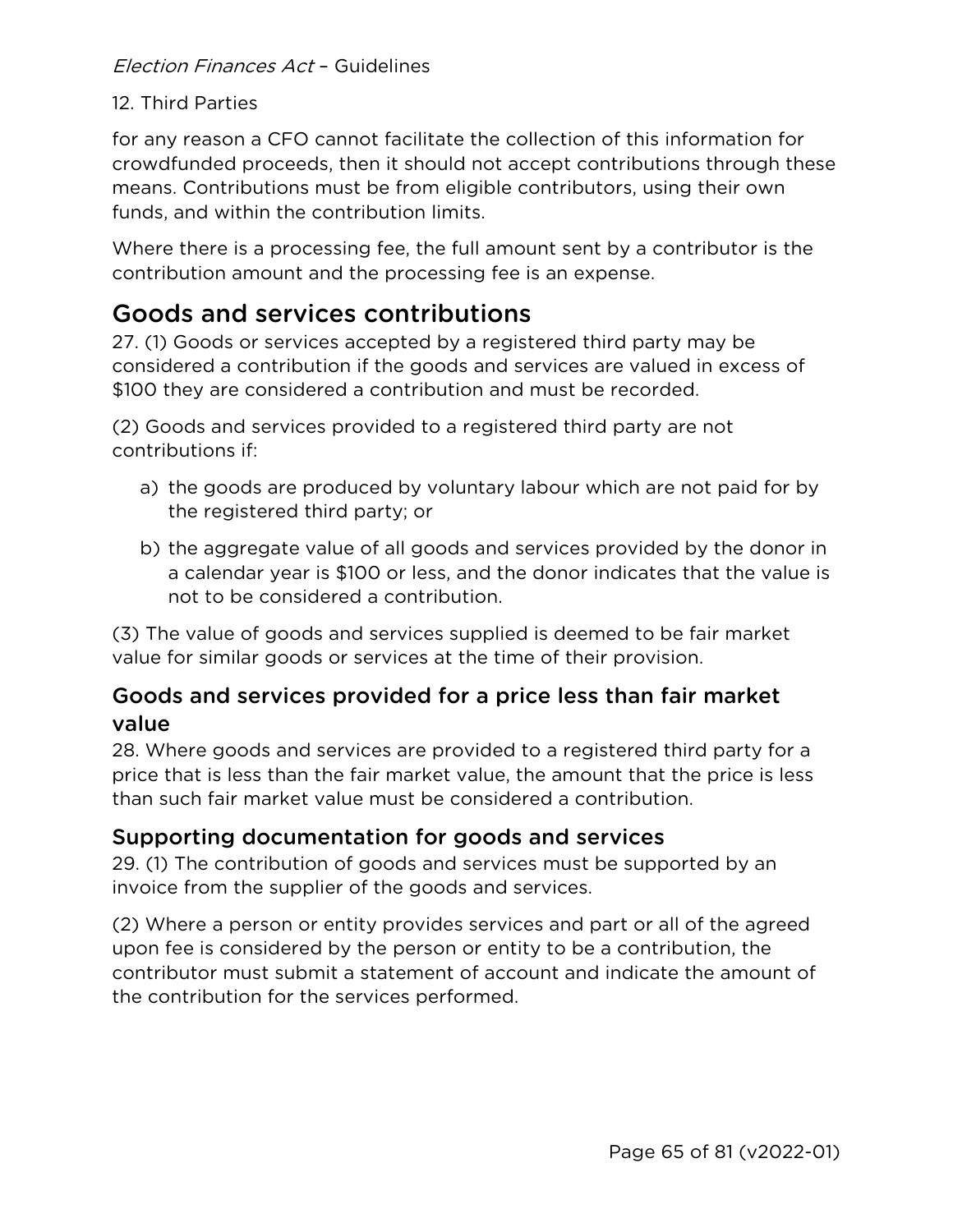for any reason a CFO cannot facilitate the collection of this information for crowdfunded proceeds, then it should not accept contributions through these means. Contributions must be from eligible contributors, using their own funds, and within the contribution limits.

Where there is a processing fee, the full amount sent by a contributor is the contribution amount and the processing fee is an expense.

## Goods and services contributions

27. (1) Goods or services accepted by a registered third party may be considered a contribution if the goods and services are valued in excess of $100 they are considered a contribution and must be recorded.

(2) Goods and services provided to a registered third party are not contributions if:

a) the goods are produced by voluntary labour which are not paid for by the registered third party; or

b) the aggregate value of all goods and services provided by the donor in a calendar year is $100 or less, and the donor indicates that the value is not to be considered a contribution.

(3) The value of goods and services supplied is deemed to be fair market value for similar goods or services at the time of their provision.

### Goods and services provided for a price less than fair market value

28. Where goods and services are provided to a registered third party for a price that is less than the fair market value, the amount that the price is less than such fair market value must be considered a contribution.

### Supporting documentation for goods and services

29. (1) The contribution of goods and services must be supported by an invoice from the supplier of the goods and services.

(2) Where a person or entity provides services and part or all of the agreed upon fee is considered by the person or entity to be a contribution, the contributor must submit a statement of account and indicate the amount of the contribution for the services performed.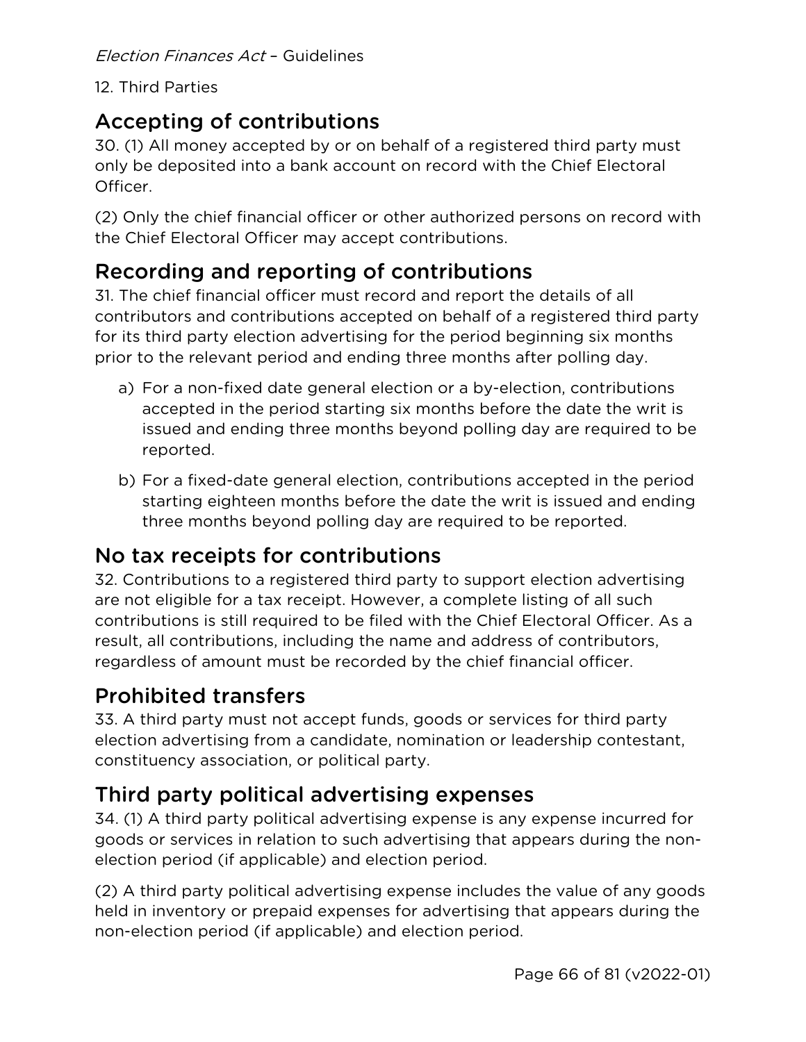12. Third Parties

## Accepting of contributions

30. (1) All money accepted by or on behalf of a registered third party must only be deposited into a bank account on record with the Chief Electoral Officer.

(2) Only the chief financial officer or other authorized persons on record with the Chief Electoral Officer may accept contributions.

## Recording and reporting of contributions

31. The chief financial officer must record and report the details of all contributors and contributions accepted on behalf of a registered third party for its third party election advertising for the period beginning six months prior to the relevant period and ending three months after polling day.

a) For a non-fixed date general election or a by-election, contributions accepted in the period starting six months before the date the writ is issued and ending three months beyond polling day are required to be reported.

b) For a fixed-date general election, contributions accepted in the period starting eighteen months before the date the writ is issued and ending three months beyond polling day are required to be reported.

## No tax receipts for contributions

32. Contributions to a registered third party to support election advertising are not eligible for a tax receipt. However, a complete listing of all such contributions is still required to be filed with the Chief Electoral Officer. As a result, all contributions, including the name and address of contributors, regardless of amount must be recorded by the chief financial officer.

## Prohibited transfers

33. A third party must not accept funds, goods or services for third party election advertising from a candidate, nomination or leadership contestant, constituency association, or political party.

## Third party political advertising expenses

34. (1) A third party political advertising expense is any expense incurred for goods or services in relation to such advertising that appears during the non-election period (if applicable) and election period.

(2) A third party political advertising expense includes the value of any goods held in inventory or prepaid expenses for advertising that appears during the non-election period (if applicable) and election period.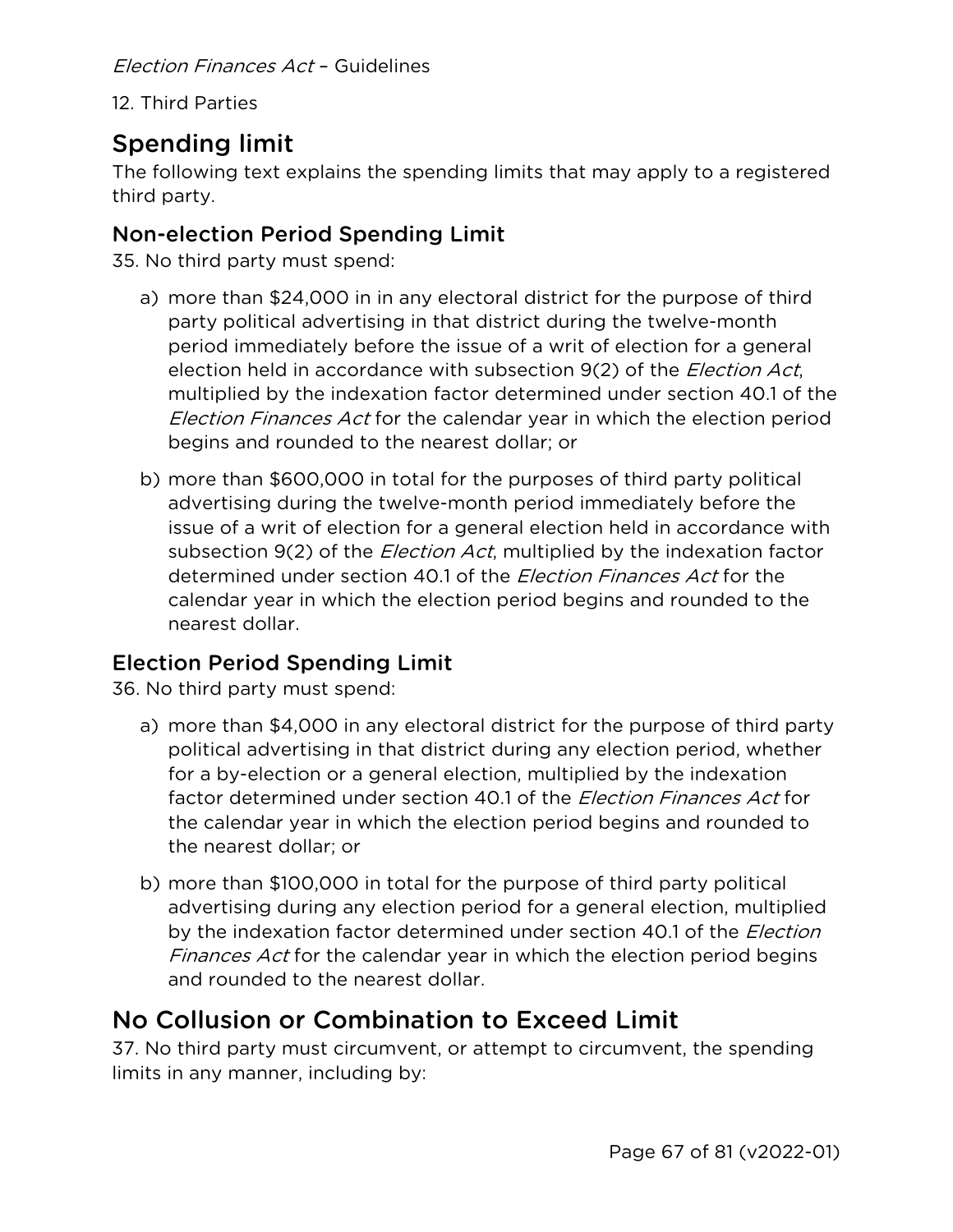12. Third Parties

## Spending limit

The following text explains the spending limits that may apply to a registered third party.

### Non-election Period Spending Limit

35. No third party must spend:

a) more than $24,000 in in any electoral district for the purpose of third party political advertising in that district during the twelve-month period immediately before the issue of a writ of election for a general election held in accordance with subsection 9(2) of the *Election Act*, multiplied by the indexation factor determined under section 40.1 of the *Election Finances Act* for the calendar year in which the election period begins and rounded to the nearest dollar; or

b) more than $600,000 in total for the purposes of third party political advertising during the twelve-month period immediately before the issue of a writ of election for a general election held in accordance with subsection 9(2) of the *Election Act*, multiplied by the indexation factor determined under section 40.1 of the *Election Finances Act* for the calendar year in which the election period begins and rounded to the nearest dollar.

### Election Period Spending Limit

36. No third party must spend:

a) more than $4,000 in any electoral district for the purpose of third party political advertising in that district during any election period, whether for a by-election or a general election, multiplied by the indexation factor determined under section 40.1 of the *Election Finances Act* for the calendar year in which the election period begins and rounded to the nearest dollar; or

b) more than $100,000 in total for the purpose of third party political advertising during any election period for a general election, multiplied by the indexation factor determined under section 40.1 of the *Election Finances Act* for the calendar year in which the election period begins and rounded to the nearest dollar.

## No Collusion or Combination to Exceed Limit

37. No third party must circumvent, or attempt to circumvent, the spending limits in any manner, including by: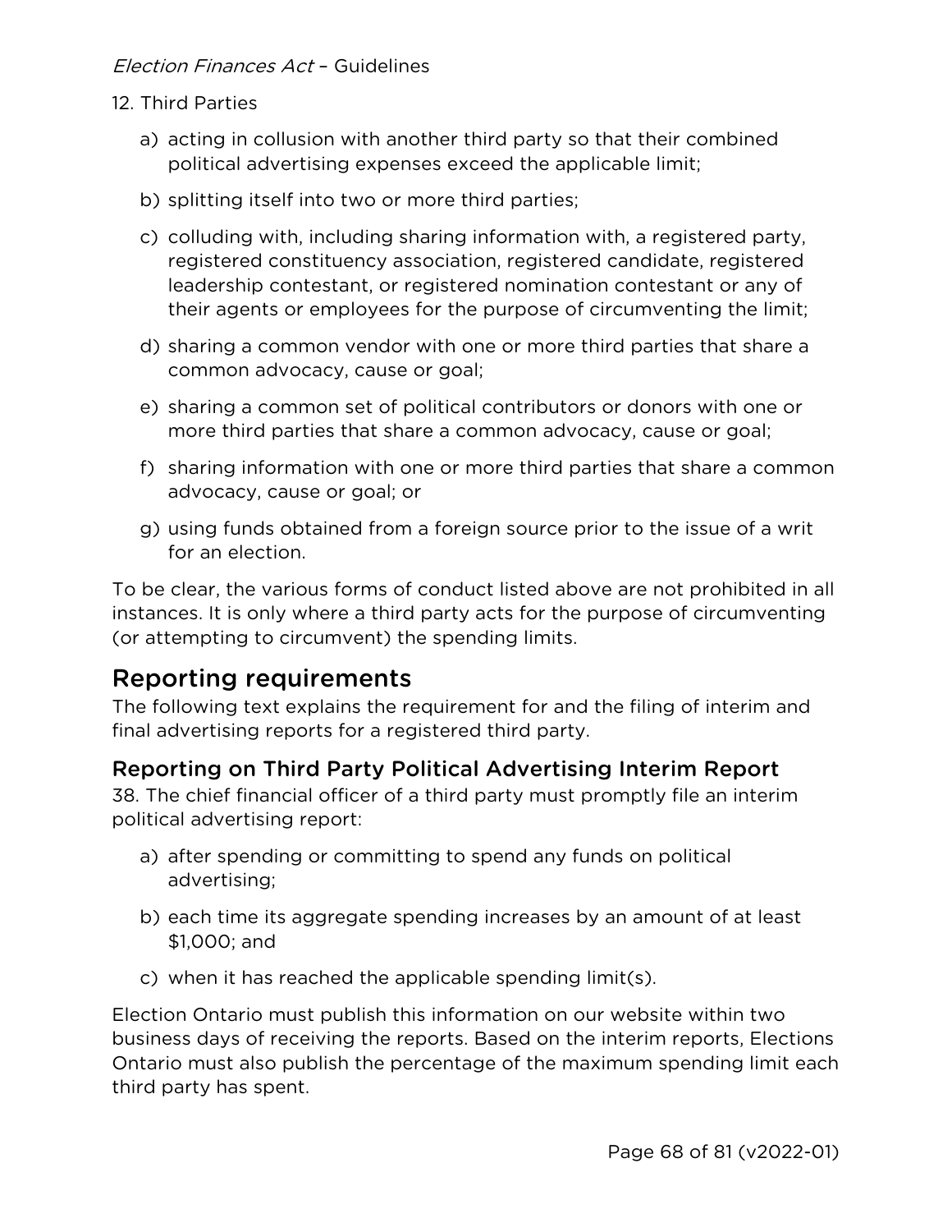12. Third Parties

a) acting in collusion with another third party so that their combined political advertising expenses exceed the applicable limit;

b) splitting itself into two or more third parties;

c) colluding with, including sharing information with, a registered party, registered constituency association, registered candidate, registered leadership contestant, or registered nomination contestant or any of their agents or employees for the purpose of circumventing the limit;

d) sharing a common vendor with one or more third parties that share a common advocacy, cause or goal;

e) sharing a common set of political contributors or donors with one or more third parties that share a common advocacy, cause or goal;

f) sharing information with one or more third parties that share a common advocacy, cause or goal; or

g) using funds obtained from a foreign source prior to the issue of a writ for an election.

To be clear, the various forms of conduct listed above are not prohibited in all instances. It is only where a third party acts for the purpose of circumventing (or attempting to circumvent) the spending limits.

## Reporting requirements

The following text explains the requirement for and the filing of interim and final advertising reports for a registered third party.

### Reporting on Third Party Political Advertising Interim Report

38. The chief financial officer of a third party must promptly file an interim political advertising report:

a) after spending or committing to spend any funds on political advertising;

b) each time its aggregate spending increases by an amount of at least $1,000; and

c) when it has reached the applicable spending limit(s).

Election Ontario must publish this information on our website within two business days of receiving the reports. Based on the interim reports, Elections Ontario must also publish the percentage of the maximum spending limit each third party has spent.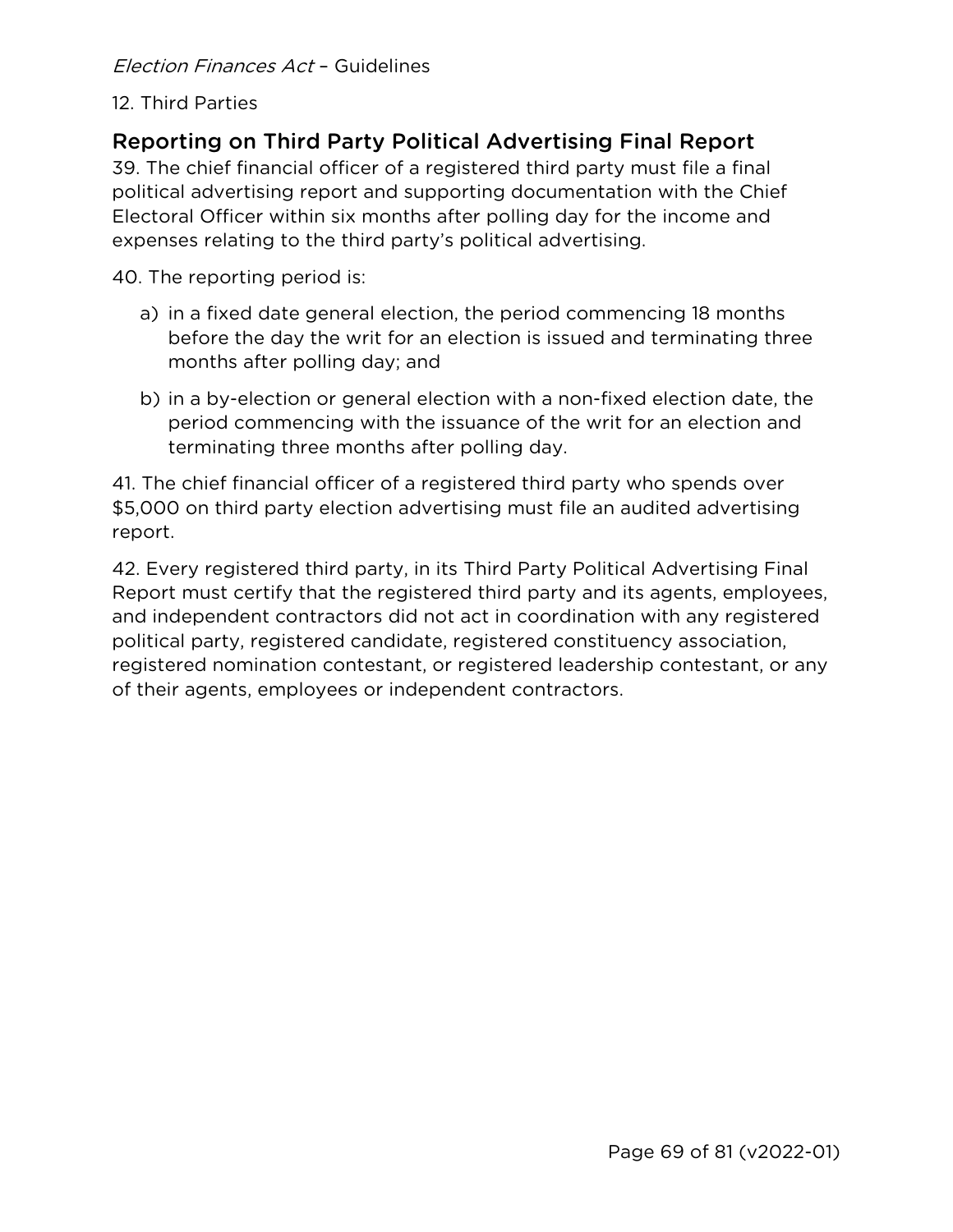## Reporting on Third Party Political Advertising Final Report

39. The chief financial officer of a registered third party must file a final political advertising report and supporting documentation with the Chief Electoral Officer within six months after polling day for the income and expenses relating to the third party's political advertising.

40. The reporting period is:

a) in a fixed date general election, the period commencing 18 months before the day the writ for an election is issued and terminating three months after polling day; and

b) in a by-election or general election with a non-fixed election date, the period commencing with the issuance of the writ for an election and terminating three months after polling day.

41. The chief financial officer of a registered third party who spends over $5,000 on third party election advertising must file an audited advertising report.

42. Every registered third party, in its Third Party Political Advertising Final Report must certify that the registered third party and its agents, employees, and independent contractors did not act in coordination with any registered political party, registered candidate, registered constituency association, registered nomination contestant, or registered leadership contestant, or any of their agents, employees or independent contractors.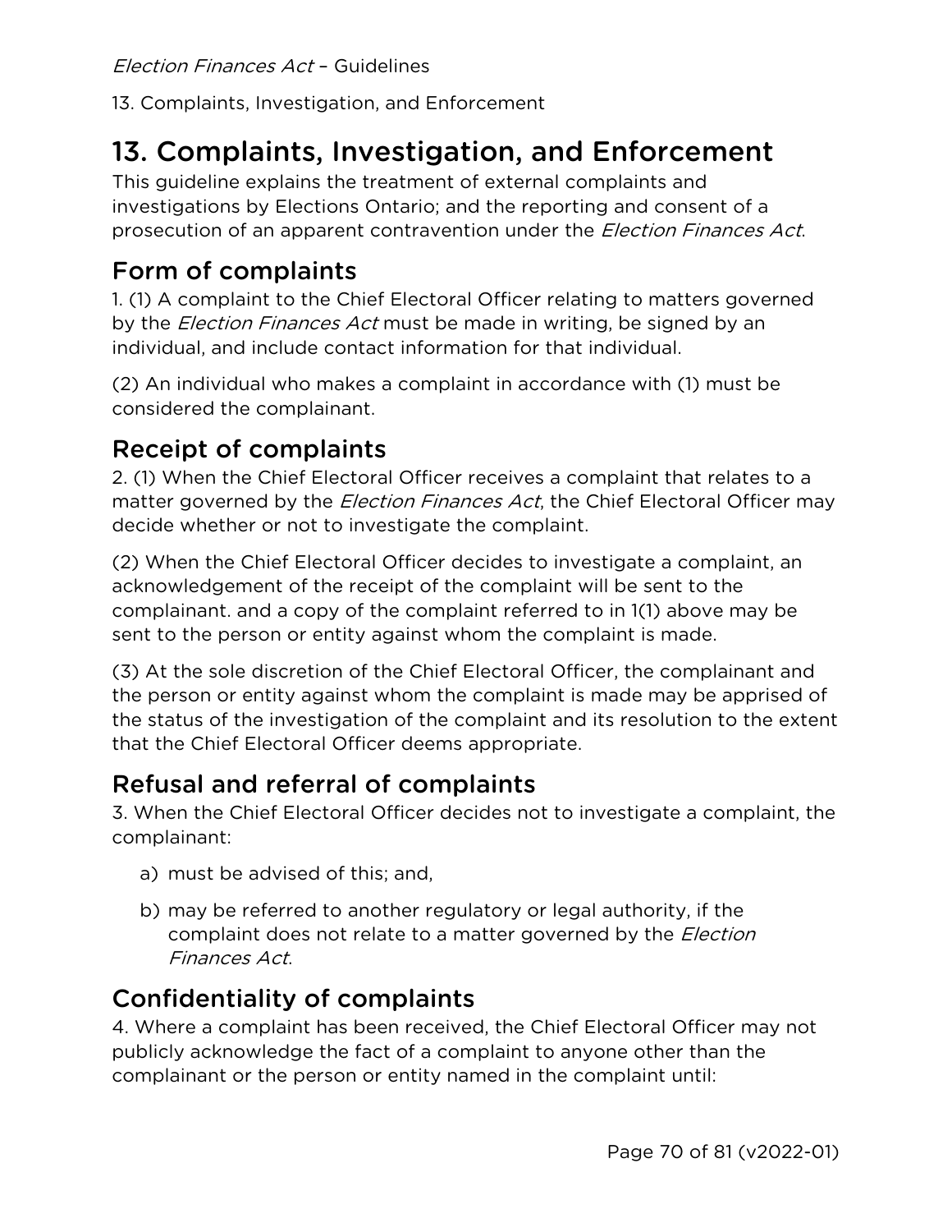# 13. Complaints, Investigation, and Enforcement

This guideline explains the treatment of external complaints and investigations by Elections Ontario; and the reporting and consent of a prosecution of an apparent contravention under the *Election Finances Act*.

## Form of complaints

1. (1) A complaint to the Chief Electoral Officer relating to matters governed by the *Election Finances Act* must be made in writing, be signed by an individual, and include contact information for that individual.

(2) An individual who makes a complaint in accordance with (1) must be considered the complainant.

## Receipt of complaints

2. (1) When the Chief Electoral Officer receives a complaint that relates to a matter governed by the *Election Finances Act*, the Chief Electoral Officer may decide whether or not to investigate the complaint.

(2) When the Chief Electoral Officer decides to investigate a complaint, an acknowledgement of the receipt of the complaint will be sent to the complainant. and a copy of the complaint referred to in 1(1) above may be sent to the person or entity against whom the complaint is made.

(3) At the sole discretion of the Chief Electoral Officer, the complainant and the person or entity against whom the complaint is made may be apprised of the status of the investigation of the complaint and its resolution to the extent that the Chief Electoral Officer deems appropriate.

## Refusal and referral of complaints

3. When the Chief Electoral Officer decides not to investigate a complaint, the complainant:

a) must be advised of this; and,

b) may be referred to another regulatory or legal authority, if the complaint does not relate to a matter governed by the *Election Finances Act*.

## Confidentiality of complaints

4. Where a complaint has been received, the Chief Electoral Officer may not publicly acknowledge the fact of a complaint to anyone other than the complainant or the person or entity named in the complaint until: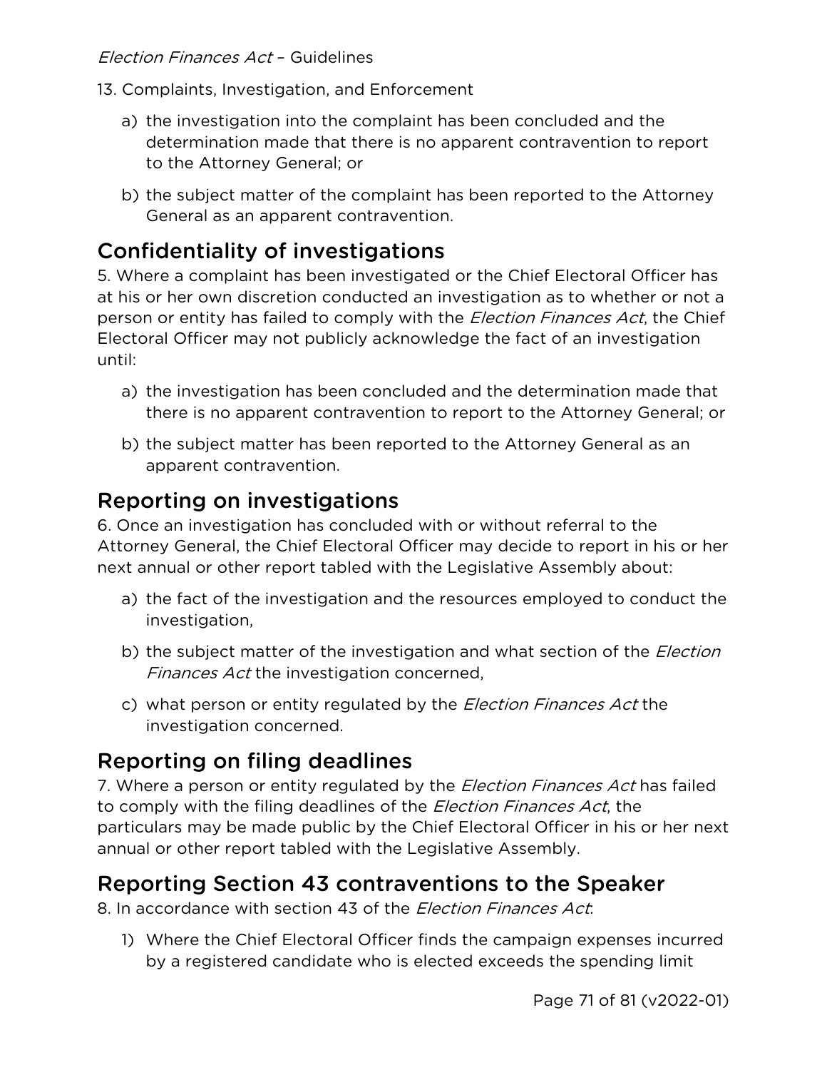a) the investigation into the complaint has been concluded and the determination made that there is no apparent contravention to report to the Attorney General; or

b) the subject matter of the complaint has been reported to the Attorney General as an apparent contravention.

## Confidentiality of investigations

5. Where a complaint has been investigated or the Chief Electoral Officer has at his or her own discretion conducted an investigation as to whether or not a person or entity has failed to comply with the *Election Finances Act*, the Chief Electoral Officer may not publicly acknowledge the fact of an investigation until:

a) the investigation has been concluded and the determination made that there is no apparent contravention to report to the Attorney General; or

b) the subject matter has been reported to the Attorney General as an apparent contravention.

## Reporting on investigations

6. Once an investigation has concluded with or without referral to the Attorney General, the Chief Electoral Officer may decide to report in his or her next annual or other report tabled with the Legislative Assembly about:

a) the fact of the investigation and the resources employed to conduct the investigation,

b) the subject matter of the investigation and what section of the *Election Finances Act* the investigation concerned,

c) what person or entity regulated by the *Election Finances Act* the investigation concerned.

## Reporting on filing deadlines

7. Where a person or entity regulated by the *Election Finances Act* has failed to comply with the filing deadlines of the *Election Finances Act*, the particulars may be made public by the Chief Electoral Officer in his or her next annual or other report tabled with the Legislative Assembly.

## Reporting Section 43 contraventions to the Speaker

8. In accordance with section 43 of the *Election Finances Act*:

1) Where the Chief Electoral Officer finds the campaign expenses incurred by a registered candidate who is elected exceeds the spending limit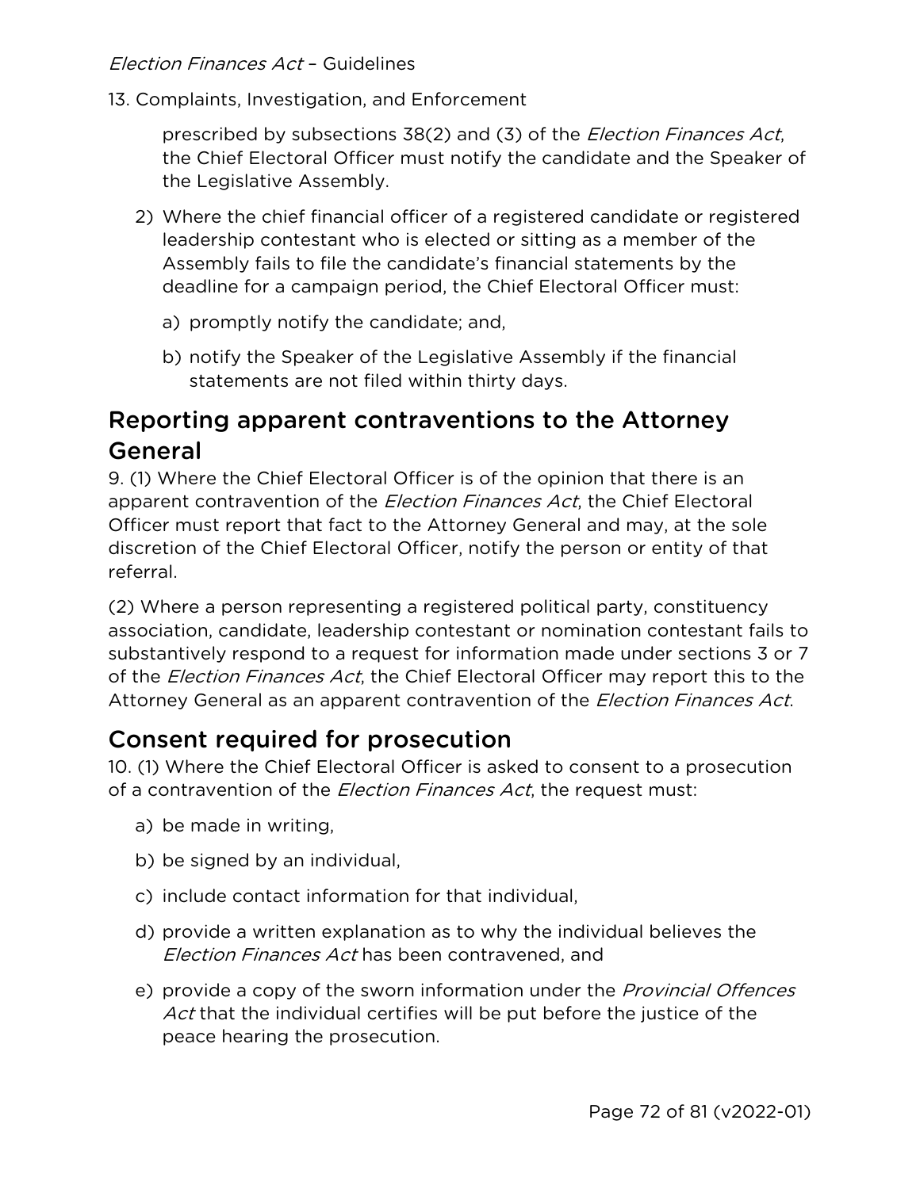prescribed by subsections 38(2) and (3) of the *Election Finances Act*, the Chief Electoral Officer must notify the candidate and the Speaker of the Legislative Assembly.

2) Where the chief financial officer of a registered candidate or registered leadership contestant who is elected or sitting as a member of the Assembly fails to file the candidate's financial statements by the deadline for a campaign period, the Chief Electoral Officer must:

   a) promptly notify the candidate; and,

   b) notify the Speaker of the Legislative Assembly if the financial statements are not filed within thirty days.

## Reporting apparent contraventions to the Attorney General

9. (1) Where the Chief Electoral Officer is of the opinion that there is an apparent contravention of the *Election Finances Act*, the Chief Electoral Officer must report that fact to the Attorney General and may, at the sole discretion of the Chief Electoral Officer, notify the person or entity of that referral.

(2) Where a person representing a registered political party, constituency association, candidate, leadership contestant or nomination contestant fails to substantively respond to a request for information made under sections 3 or 7 of the *Election Finances Act*, the Chief Electoral Officer may report this to the Attorney General as an apparent contravention of the *Election Finances Act*.

## Consent required for prosecution

10. (1) Where the Chief Electoral Officer is asked to consent to a prosecution of a contravention of the *Election Finances Act*, the request must:

   a) be made in writing,

   b) be signed by an individual,

   c) include contact information for that individual,

   d) provide a written explanation as to why the individual believes the *Election Finances Act* has been contravened, and

   e) provide a copy of the sworn information under the *Provincial Offences Act* that the individual certifies will be put before the justice of the peace hearing the prosecution.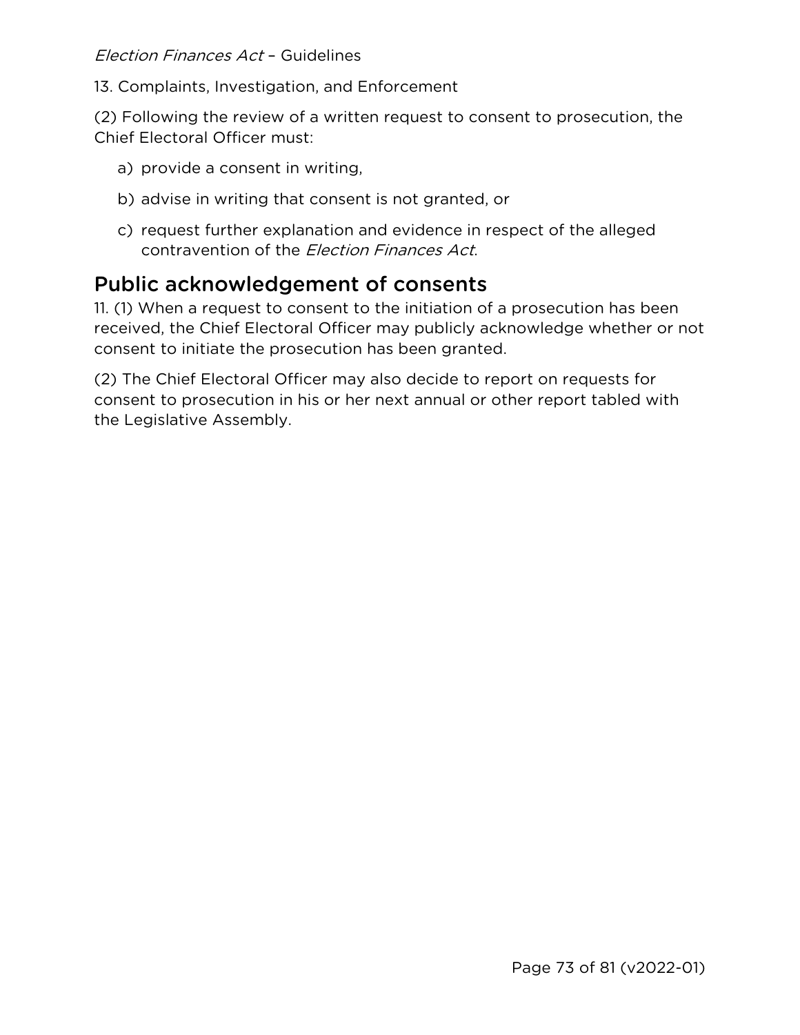(2) Following the review of a written request to consent to prosecution, the Chief Electoral Officer must:

a) provide a consent in writing,

b) advise in writing that consent is not granted, or

c) request further explanation and evidence in respect of the alleged contravention of the *Election Finances Act*.

## Public acknowledgement of consents

11. (1) When a request to consent to the initiation of a prosecution has been received, the Chief Electoral Officer may publicly acknowledge whether or not consent to initiate the prosecution has been granted.

(2) The Chief Electoral Officer may also decide to report on requests for consent to prosecution in his or her next annual or other report tabled with the Legislative Assembly.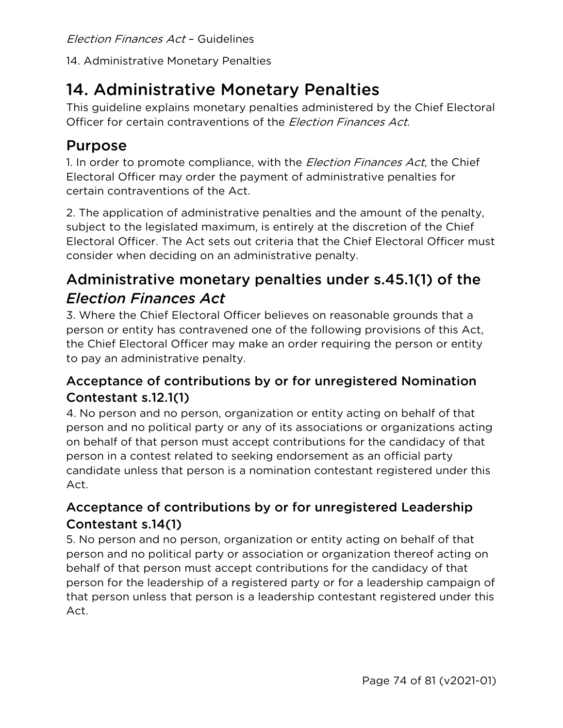# 14. Administrative Monetary Penalties

This guideline explains monetary penalties administered by the Chief Electoral Officer for certain contraventions of the *Election Finances Act*.

## Purpose

1. In order to promote compliance, with the *Election Finances Act*, the Chief Electoral Officer may order the payment of administrative penalties for certain contraventions of the Act.

2. The application of administrative penalties and the amount of the penalty, subject to the legislated maximum, is entirely at the discretion of the Chief Electoral Officer. The Act sets out criteria that the Chief Electoral Officer must consider when deciding on an administrative penalty.

## Administrative monetary penalties under s.45.1(1) of the *Election Finances Act*

3. Where the Chief Electoral Officer believes on reasonable grounds that a person or entity has contravened one of the following provisions of this Act, the Chief Electoral Officer may make an order requiring the person or entity to pay an administrative penalty.

### Acceptance of contributions by or for unregistered Nomination Contestant s.12.1(1)

4. No person and no person, organization or entity acting on behalf of that person and no political party or any of its associations or organizations acting on behalf of that person must accept contributions for the candidacy of that person in a contest related to seeking endorsement as an official party candidate unless that person is a nomination contestant registered under this Act.

### Acceptance of contributions by or for unregistered Leadership Contestant s.14(1)

5. No person and no person, organization or entity acting on behalf of that person and no political party or association or organization thereof acting on behalf of that person must accept contributions for the candidacy of that person for the leadership of a registered party or for a leadership campaign of that person unless that person is a leadership contestant registered under this Act.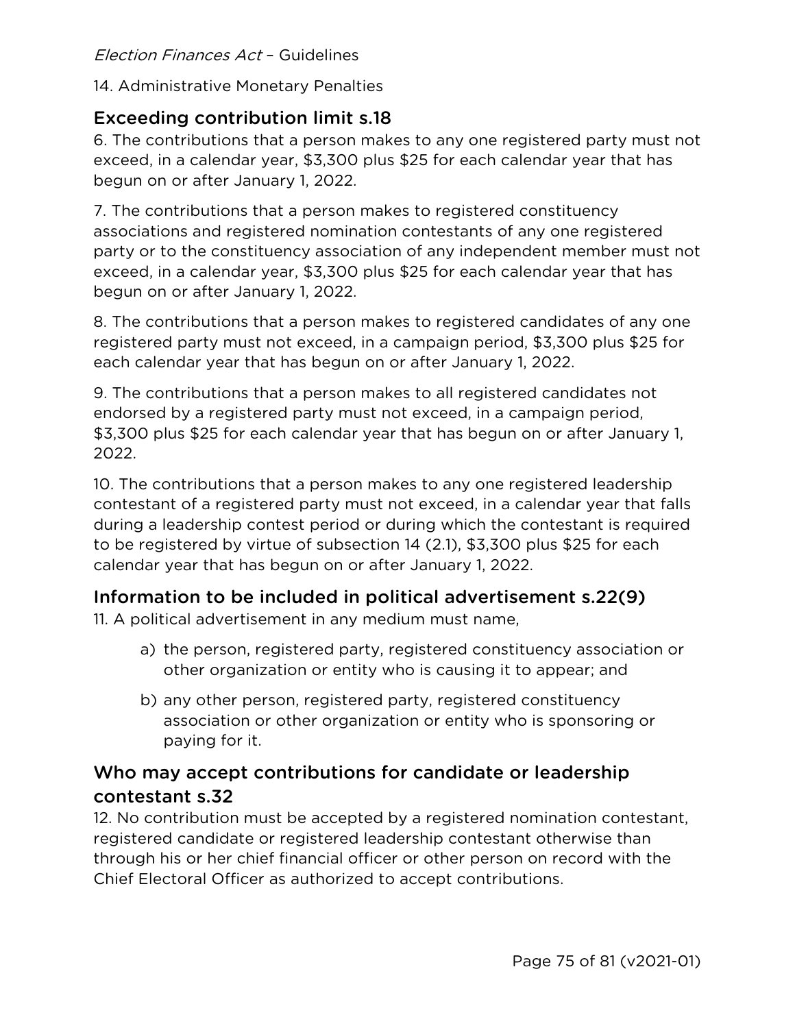14. Administrative Monetary Penalties

## Exceeding contribution limit s.18

6. The contributions that a person makes to any one registered party must not exceed, in a calendar year, $3,300 plus $25 for each calendar year that has begun on or after January 1, 2022.

7. The contributions that a person makes to registered constituency associations and registered nomination contestants of any one registered party or to the constituency association of any independent member must not exceed, in a calendar year, $3,300 plus $25 for each calendar year that has begun on or after January 1, 2022.

8. The contributions that a person makes to registered candidates of any one registered party must not exceed, in a campaign period, $3,300 plus $25 for each calendar year that has begun on or after January 1, 2022.

9. The contributions that a person makes to all registered candidates not endorsed by a registered party must not exceed, in a campaign period, $3,300 plus $25 for each calendar year that has begun on or after January 1, 2022.

10. The contributions that a person makes to any one registered leadership contestant of a registered party must not exceed, in a calendar year that falls during a leadership contest period or during which the contestant is required to be registered by virtue of subsection 14 (2.1), $3,300 plus $25 for each calendar year that has begun on or after January 1, 2022.

## Information to be included in political advertisement s.22(9)

11. A political advertisement in any medium must name,

a) the person, registered party, registered constituency association or other organization or entity who is causing it to appear; and

b) any other person, registered party, registered constituency association or other organization or entity who is sponsoring or paying for it.

## Who may accept contributions for candidate or leadership contestant s.32

12. No contribution must be accepted by a registered nomination contestant, registered candidate or registered leadership contestant otherwise than through his or her chief financial officer or other person on record with the Chief Electoral Officer as authorized to accept contributions.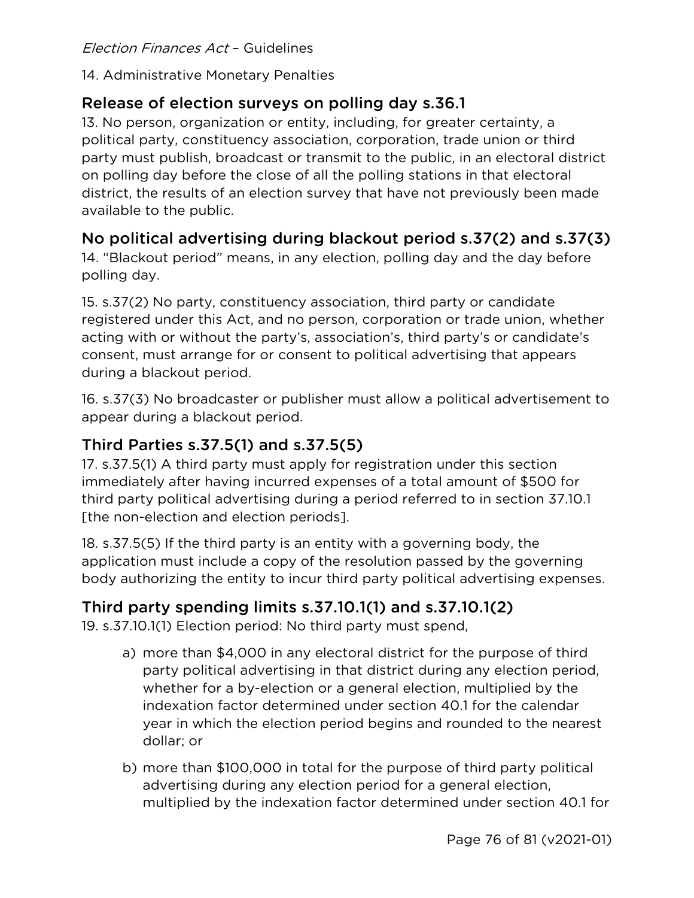14. Administrative Monetary Penalties

## Release of election surveys on polling day s.36.1

13. No person, organization or entity, including, for greater certainty, a political party, constituency association, corporation, trade union or third party must publish, broadcast or transmit to the public, in an electoral district on polling day before the close of all the polling stations in that electoral district, the results of an election survey that have not previously been made available to the public.

## No political advertising during blackout period s.37(2) and s.37(3)

14. "Blackout period" means, in any election, polling day and the day before polling day.

15. s.37(2) No party, constituency association, third party or candidate registered under this Act, and no person, corporation or trade union, whether acting with or without the party's, association's, third party's or candidate's consent, must arrange for or consent to political advertising that appears during a blackout period.

16. s.37(3) No broadcaster or publisher must allow a political advertisement to appear during a blackout period.

## Third Parties s.37.5(1) and s.37.5(5)

17. s.37.5(1) A third party must apply for registration under this section immediately after having incurred expenses of a total amount of $500 for third party political advertising during a period referred to in section 37.10.1 [the non-election and election periods].

18. s.37.5(5) If the third party is an entity with a governing body, the application must include a copy of the resolution passed by the governing body authorizing the entity to incur third party political advertising expenses.

## Third party spending limits s.37.10.1(1) and s.37.10.1(2)

19. s.37.10.1(1) Election period: No third party must spend,

a) more than $4,000 in any electoral district for the purpose of third party political advertising in that district during any election period, whether for a by-election or a general election, multiplied by the indexation factor determined under section 40.1 for the calendar year in which the election period begins and rounded to the nearest dollar; or

b) more than $100,000 in total for the purpose of third party political advertising during any election period for a general election, multiplied by the indexation factor determined under section 40.1 for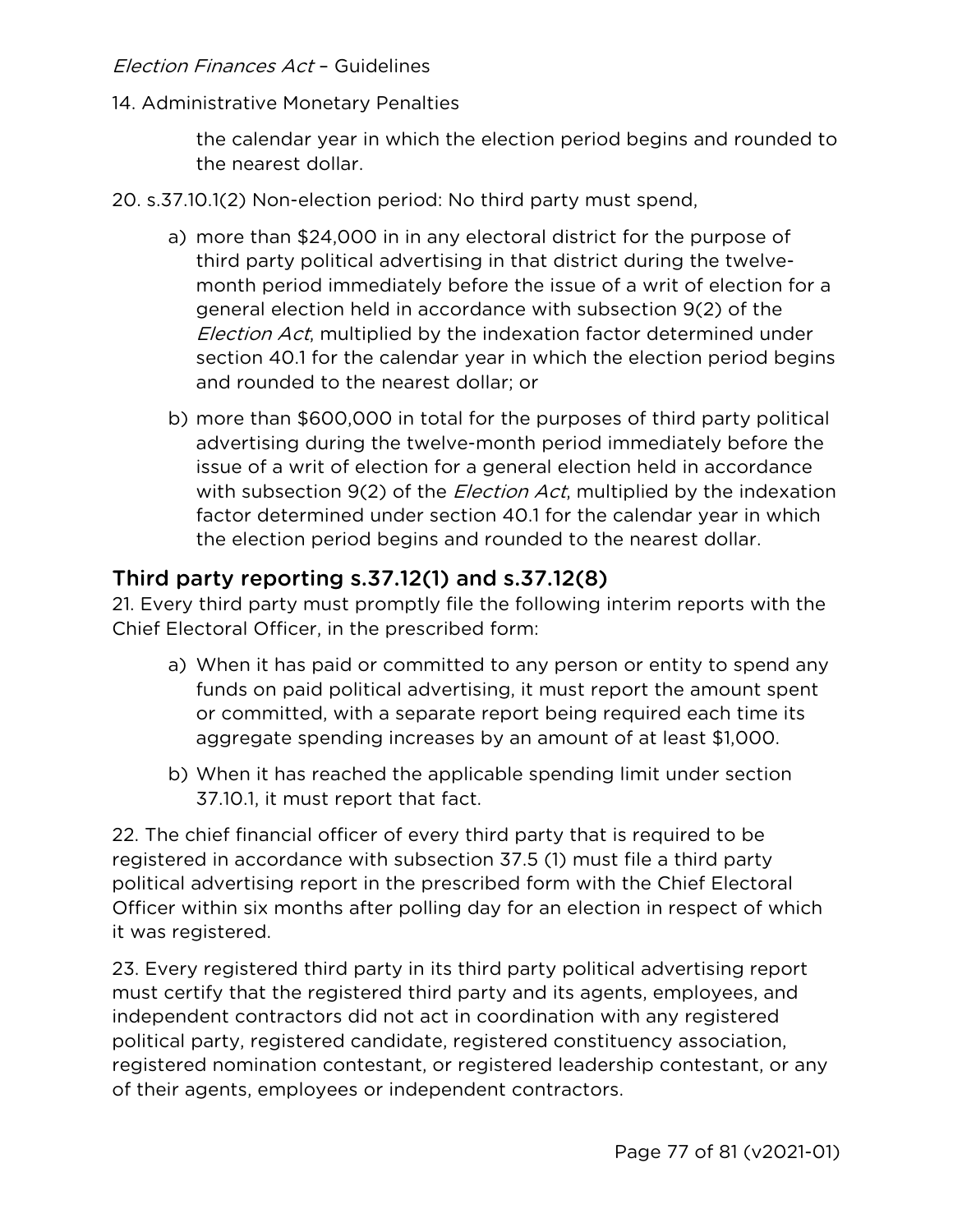the calendar year in which the election period begins and rounded to the nearest dollar.

20. s.37.10.1(2) Non-election period: No third party must spend,

a) more than $24,000 in in any electoral district for the purpose of third party political advertising in that district during the twelve-month period immediately before the issue of a writ of election for a general election held in accordance with subsection 9(2) of the *Election Act*, multiplied by the indexation factor determined under section 40.1 for the calendar year in which the election period begins and rounded to the nearest dollar; or

b) more than $600,000 in total for the purposes of third party political advertising during the twelve-month period immediately before the issue of a writ of election for a general election held in accordance with subsection 9(2) of the *Election Act*, multiplied by the indexation factor determined under section 40.1 for the calendar year in which the election period begins and rounded to the nearest dollar.

## Third party reporting s.37.12(1) and s.37.12(8)

21. Every third party must promptly file the following interim reports with the Chief Electoral Officer, in the prescribed form:

a) When it has paid or committed to any person or entity to spend any funds on paid political advertising, it must report the amount spent or committed, with a separate report being required each time its aggregate spending increases by an amount of at least $1,000.

b) When it has reached the applicable spending limit under section 37.10.1, it must report that fact.

22. The chief financial officer of every third party that is required to be registered in accordance with subsection 37.5 (1) must file a third party political advertising report in the prescribed form with the Chief Electoral Officer within six months after polling day for an election in respect of which it was registered.

23. Every registered third party in its third party political advertising report must certify that the registered third party and its agents, employees, and independent contractors did not act in coordination with any registered political party, registered candidate, registered constituency association, registered nomination contestant, or registered leadership contestant, or any of their agents, employees or independent contractors.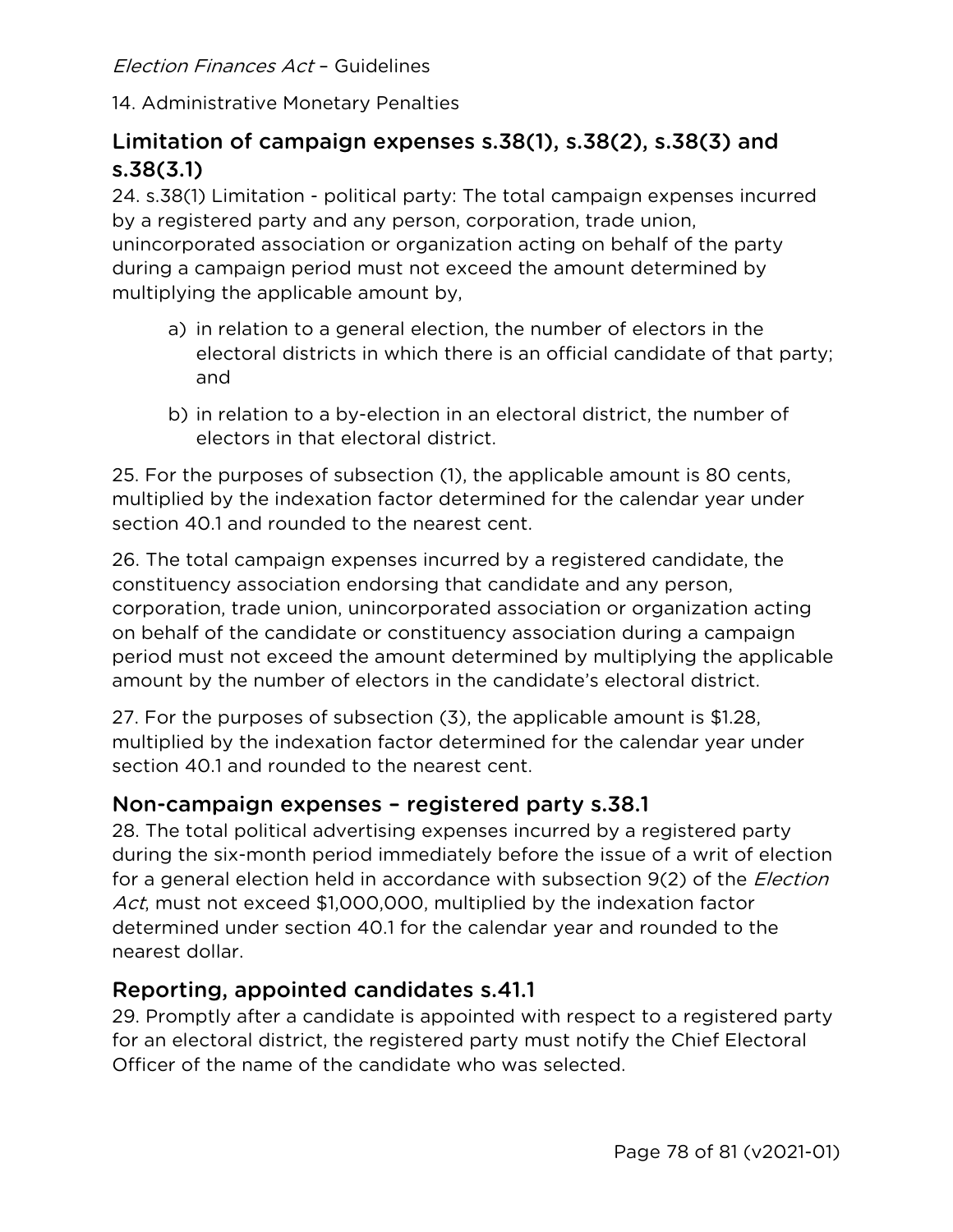14. Administrative Monetary Penalties

## Limitation of campaign expenses s.38(1), s.38(2), s.38(3) and s.38(3.1)

24. s.38(1) Limitation - political party: The total campaign expenses incurred by a registered party and any person, corporation, trade union, unincorporated association or organization acting on behalf of the party during a campaign period must not exceed the amount determined by multiplying the applicable amount by,

  a) in relation to a general election, the number of electors in the electoral districts in which there is an official candidate of that party; and

  b) in relation to a by-election in an electoral district, the number of electors in that electoral district.

25. For the purposes of subsection (1), the applicable amount is 80 cents, multiplied by the indexation factor determined for the calendar year under section 40.1 and rounded to the nearest cent.

26. The total campaign expenses incurred by a registered candidate, the constituency association endorsing that candidate and any person, corporation, trade union, unincorporated association or organization acting on behalf of the candidate or constituency association during a campaign period must not exceed the amount determined by multiplying the applicable amount by the number of electors in the candidate's electoral district.

27. For the purposes of subsection (3), the applicable amount is $1.28, multiplied by the indexation factor determined for the calendar year under section 40.1 and rounded to the nearest cent.

## Non-campaign expenses – registered party s.38.1

28. The total political advertising expenses incurred by a registered party during the six-month period immediately before the issue of a writ of election for a general election held in accordance with subsection 9(2) of the *Election Act*, must not exceed $1,000,000, multiplied by the indexation factor determined under section 40.1 for the calendar year and rounded to the nearest dollar.

## Reporting, appointed candidates s.41.1

29. Promptly after a candidate is appointed with respect to a registered party for an electoral district, the registered party must notify the Chief Electoral Officer of the name of the candidate who was selected.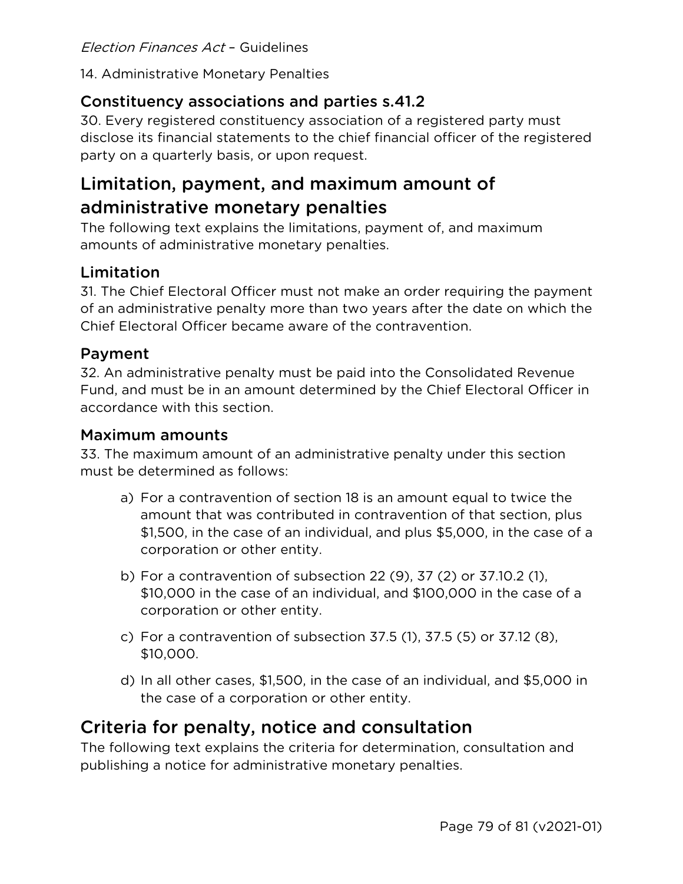## Constituency associations and parties s.41.2

30. Every registered constituency association of a registered party must disclose its financial statements to the chief financial officer of the registered party on a quarterly basis, or upon request.

# Limitation, payment, and maximum amount of administrative monetary penalties

The following text explains the limitations, payment of, and maximum amounts of administrative monetary penalties.

## Limitation

31. The Chief Electoral Officer must not make an order requiring the payment of an administrative penalty more than two years after the date on which the Chief Electoral Officer became aware of the contravention.

## Payment

32. An administrative penalty must be paid into the Consolidated Revenue Fund, and must be in an amount determined by the Chief Electoral Officer in accordance with this section.

## Maximum amounts

33. The maximum amount of an administrative penalty under this section must be determined as follows:

a) For a contravention of section 18 is an amount equal to twice the amount that was contributed in contravention of that section, plus $1,500, in the case of an individual, and plus $5,000, in the case of a corporation or other entity.

b) For a contravention of subsection 22 (9), 37 (2) or 37.10.2 (1), $10,000 in the case of an individual, and $100,000 in the case of a corporation or other entity.

c) For a contravention of subsection 37.5 (1), 37.5 (5) or 37.12 (8), $10,000.

d) In all other cases, $1,500, in the case of an individual, and $5,000 in the case of a corporation or other entity.

# Criteria for penalty, notice and consultation

The following text explains the criteria for determination, consultation and publishing a notice for administrative monetary penalties.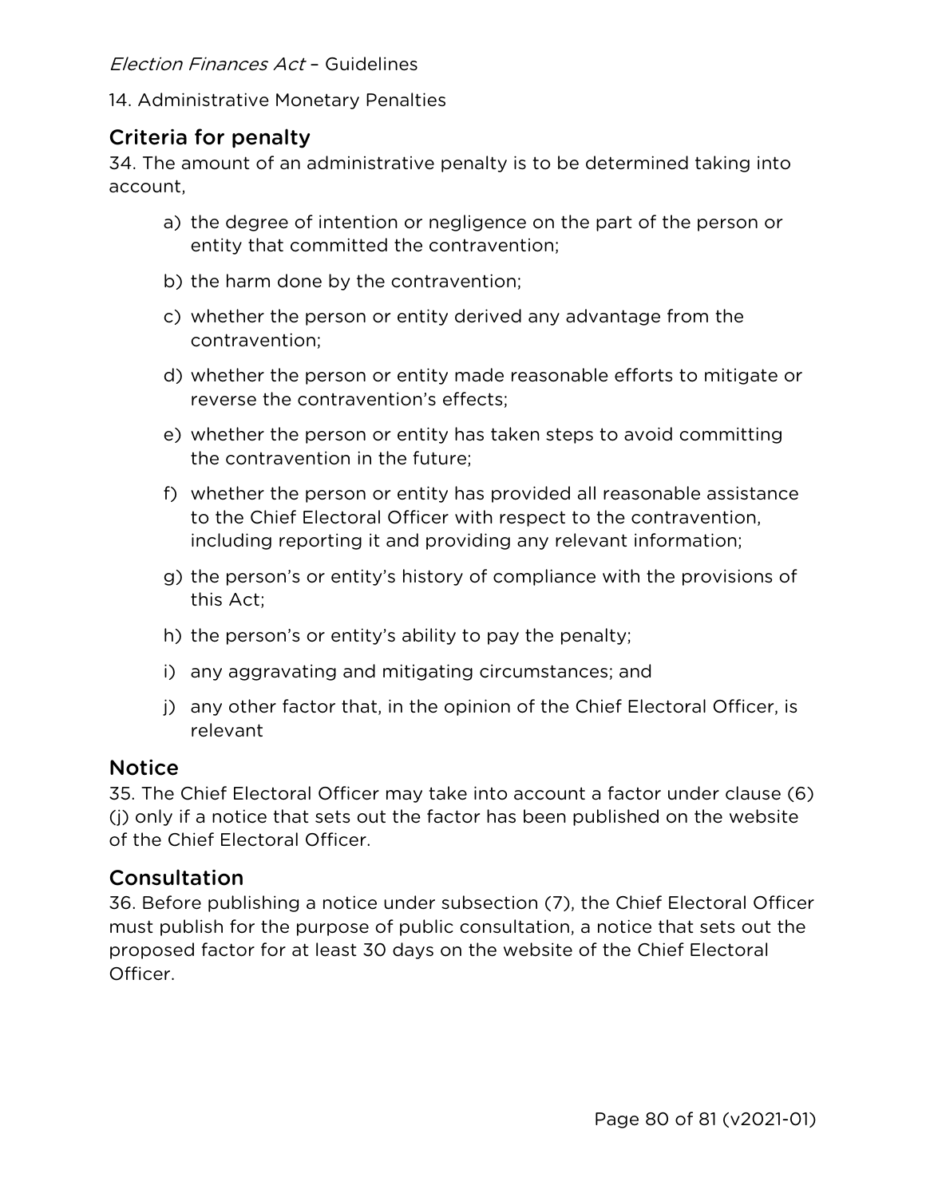## Criteria for penalty

34. The amount of an administrative penalty is to be determined taking into account,

a) the degree of intention or negligence on the part of the person or entity that committed the contravention;

b) the harm done by the contravention;

c) whether the person or entity derived any advantage from the contravention;

d) whether the person or entity made reasonable efforts to mitigate or reverse the contravention's effects;

e) whether the person or entity has taken steps to avoid committing the contravention in the future;

f) whether the person or entity has provided all reasonable assistance to the Chief Electoral Officer with respect to the contravention, including reporting it and providing any relevant information;

g) the person's or entity's history of compliance with the provisions of this Act;

h) the person's or entity's ability to pay the penalty;

i) any aggravating and mitigating circumstances; and

j) any other factor that, in the opinion of the Chief Electoral Officer, is relevant

## Notice

35. The Chief Electoral Officer may take into account a factor under clause (6) (j) only if a notice that sets out the factor has been published on the website of the Chief Electoral Officer.

## Consultation

36. Before publishing a notice under subsection (7), the Chief Electoral Officer must publish for the purpose of public consultation, a notice that sets out the proposed factor for at least 30 days on the website of the Chief Electoral Officer.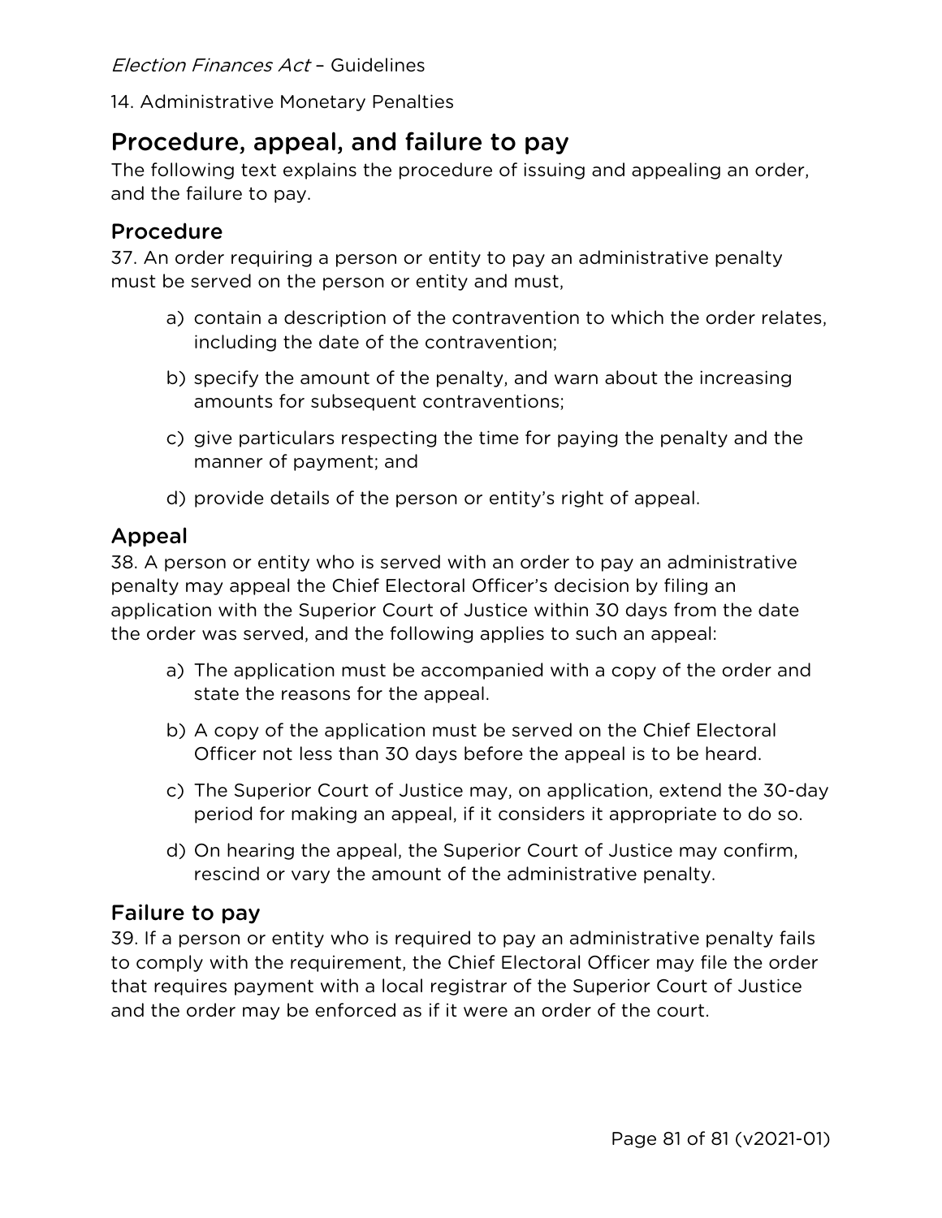## Procedure, appeal, and failure to pay

The following text explains the procedure of issuing and appealing an order, and the failure to pay.

### Procedure

37. An order requiring a person or entity to pay an administrative penalty must be served on the person or entity and must,

a) contain a description of the contravention to which the order relates, including the date of the contravention;

b) specify the amount of the penalty, and warn about the increasing amounts for subsequent contraventions;

c) give particulars respecting the time for paying the penalty and the manner of payment; and

d) provide details of the person or entity's right of appeal.

### Appeal

38. A person or entity who is served with an order to pay an administrative penalty may appeal the Chief Electoral Officer's decision by filing an application with the Superior Court of Justice within 30 days from the date the order was served, and the following applies to such an appeal:

a) The application must be accompanied with a copy of the order and state the reasons for the appeal.

b) A copy of the application must be served on the Chief Electoral Officer not less than 30 days before the appeal is to be heard.

c) The Superior Court of Justice may, on application, extend the 30-day period for making an appeal, if it considers it appropriate to do so.

d) On hearing the appeal, the Superior Court of Justice may confirm, rescind or vary the amount of the administrative penalty.

### Failure to pay

39. If a person or entity who is required to pay an administrative penalty fails to comply with the requirement, the Chief Electoral Officer may file the order that requires payment with a local registrar of the Superior Court of Justice and the order may be enforced as if it were an order of the court.